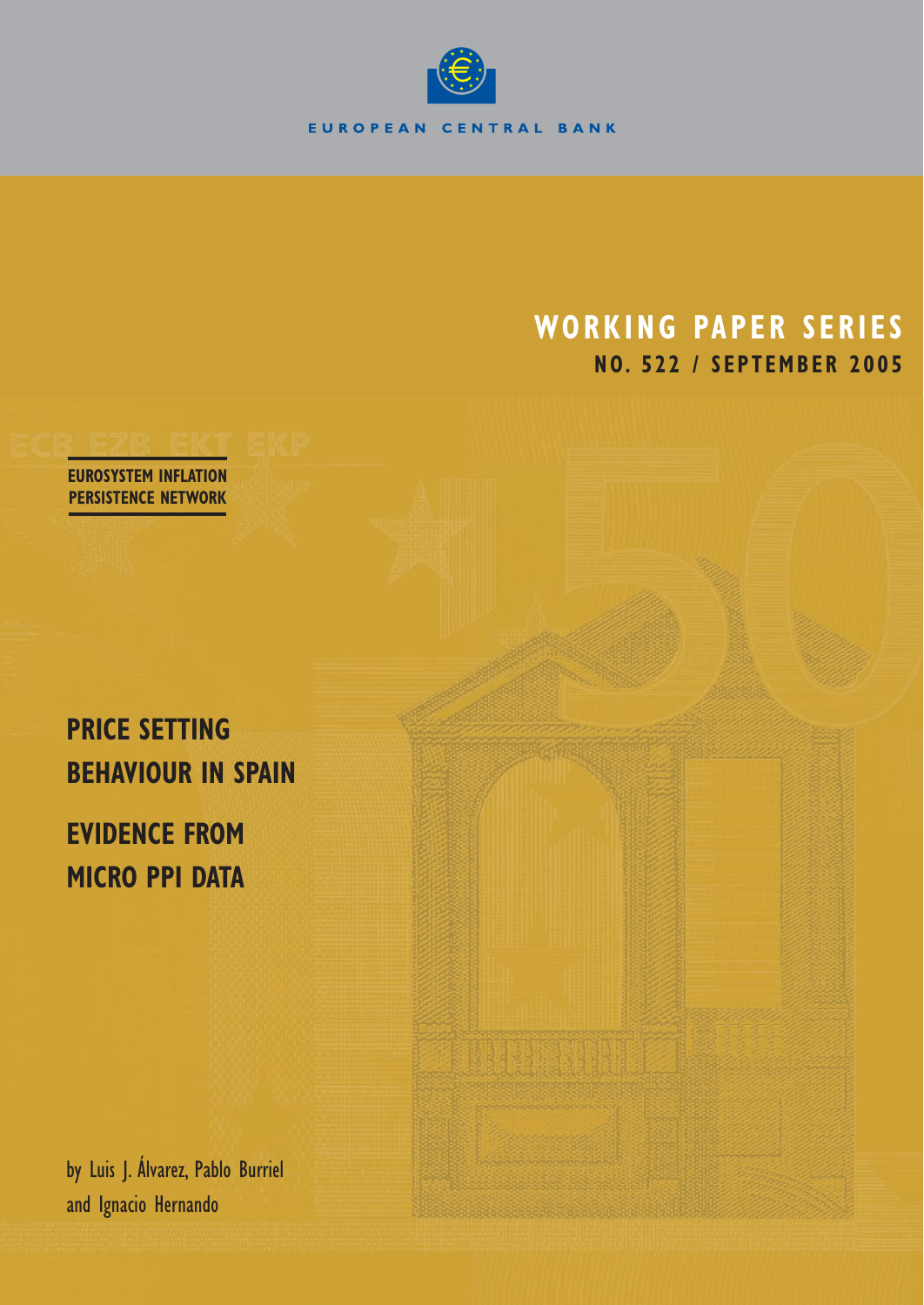EUROPEAN CENTRAL BANK

# WORKING PAPER SERIES

**NO. 522 / SEPTEMBER 2005**

**EUROSYSTEM INFLATION PERSISTENCE NETWORK**

# PRICE SETTING BEHAVIOUR IN SPAIN

# EVIDENCE FROM MICRO PPI DATA

by Luis J. Álvarez, Pablo Burriel and Ignacio Hernando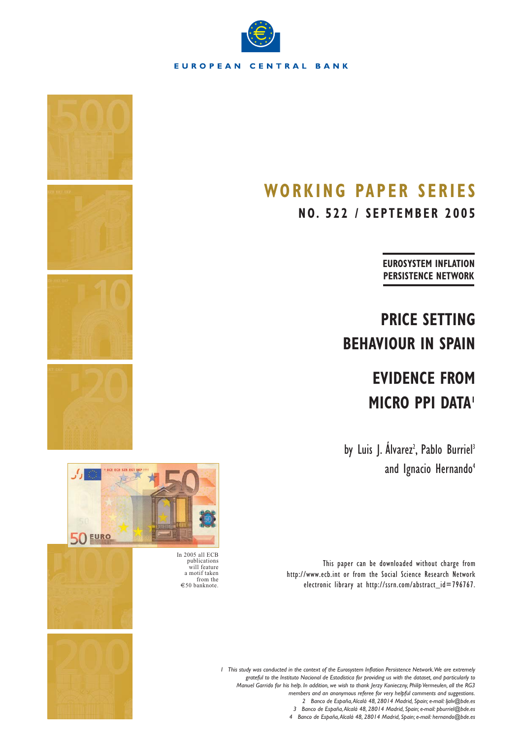EUROPEAN CENTRAL BANK

# WORKING PAPER SERIES

## NO. 522 / SEPTEMBER 2005

**EUROSYSTEM INFLATION PERSISTENCE NETWORK**

# PRICE SETTING BEHAVIOUR IN SPAIN

# EVIDENCE FROM MICRO PPI DATA[1]

by Luis J. Álvarez[2], Pablo Burriel[3] and Ignacio Hernando[4]

In 2005 all ECB publications will feature a motif taken from the €50 banknote.

This paper can be downloaded without charge from http://www.ecb.int or from the Social Science Research Network electronic library at http://ssrn.com/abstract_id=796767.

*1 This study was conducted in the context of the Eurosystem Inflation Persistence Network. We are extremely grateful to the Instituto Nacional de Estadística for providing us with the dataset, and particularly to Manuel Garrido for his help. In addition, we wish to thank Jerzy Konieczny, Philip Vermeulen, all the RG3 members and an anonymous referee for very helpful comments and suggestions.*

*2 Banco de España, Alcalá 48, 28014 Madrid, Spain; e-mail: ljalv@bde.es*

*3 Banco de España, Alcalá 48, 28014 Madrid, Spain; e-mail: pburriel@bde.es*

*4 Banco de España, Alcalá 48, 28014 Madrid, Spain; e-mail: hernando@bde.es*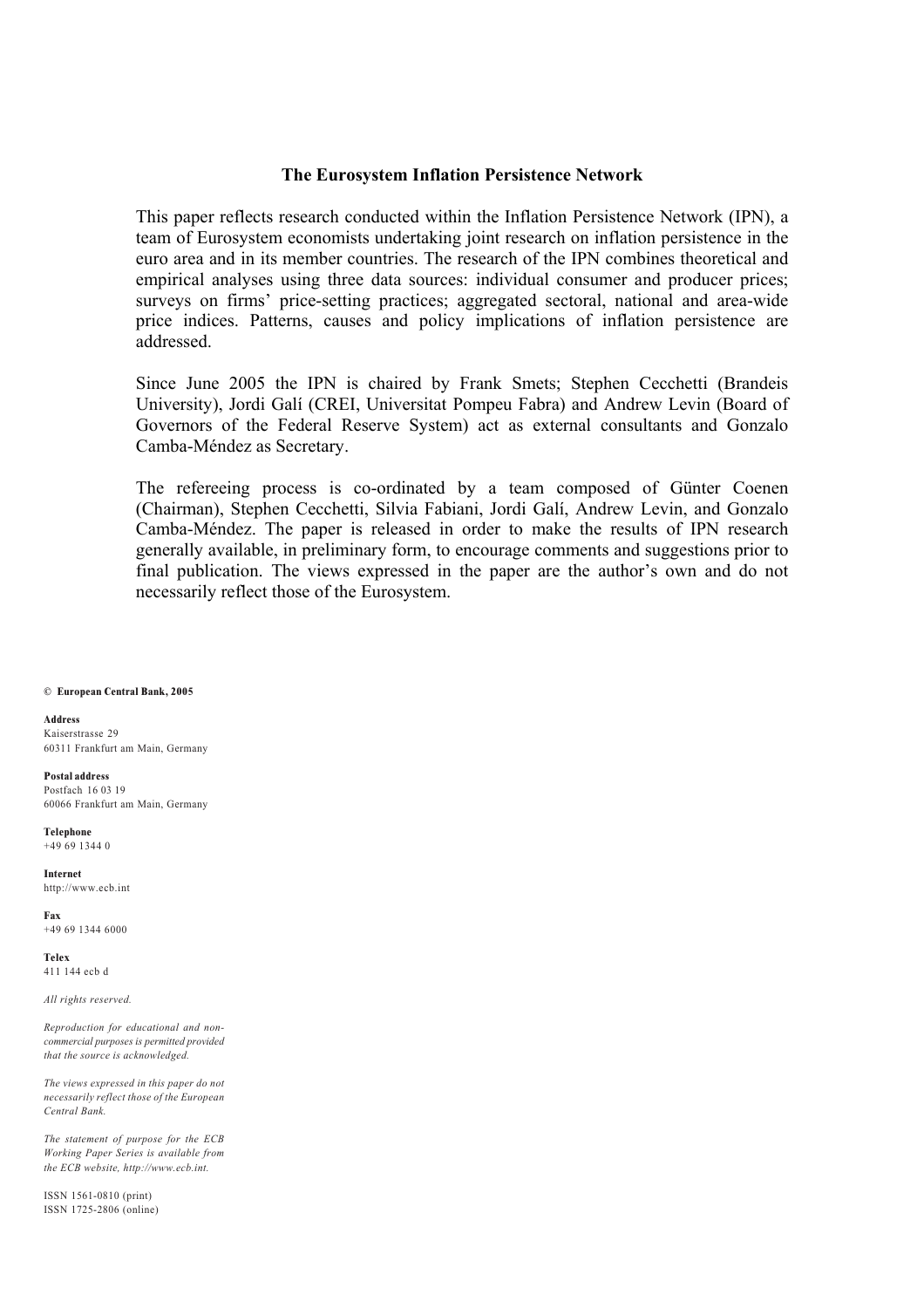## The Eurosystem Inflation Persistence Network

This paper reflects research conducted within the Inflation Persistence Network (IPN), a team of Eurosystem economists undertaking joint research on inflation persistence in the euro area and in its member countries. The research of the IPN combines theoretical and empirical analyses using three data sources: individual consumer and producer prices; surveys on firms' price-setting practices; aggregated sectoral, national and area-wide price indices. Patterns, causes and policy implications of inflation persistence are addressed.

Since June 2005 the IPN is chaired by Frank Smets; Stephen Cecchetti (Brandeis University), Jordi Galí (CREI, Universitat Pompeu Fabra) and Andrew Levin (Board of Governors of the Federal Reserve System) act as external consultants and Gonzalo Camba-Méndez as Secretary.

The refereeing process is co-ordinated by a team composed of Günter Coenen (Chairman), Stephen Cecchetti, Silvia Fabiani, Jordi Galí, Andrew Levin, and Gonzalo Camba-Méndez. The paper is released in order to make the results of IPN research generally available, in preliminary form, to encourage comments and suggestions prior to final publication. The views expressed in the paper are the author's own and do not necessarily reflect those of the Eurosystem.

**© European Central Bank, 2005**

**Address**
Kaiserstrasse 29
60311 Frankfurt am Main, Germany

**Postal address**
Postfach 16 03 19
60066 Frankfurt am Main, Germany

**Telephone**
+49 69 1344 0

**Internet**
http://www.ecb.int

**Fax**
+49 69 1344 6000

**Telex**
411 144 ecb d

*All rights reserved.*

*Reproduction for educational and non-commercial purposes is permitted provided that the source is acknowledged.*

*The views expressed in this paper do not necessarily reflect those of the European Central Bank.*

*The statement of purpose for the ECB Working Paper Series is available from the ECB website, http://www.ecb.int.*

ISSN 1561-0810 (print)
ISSN 1725-2806 (online)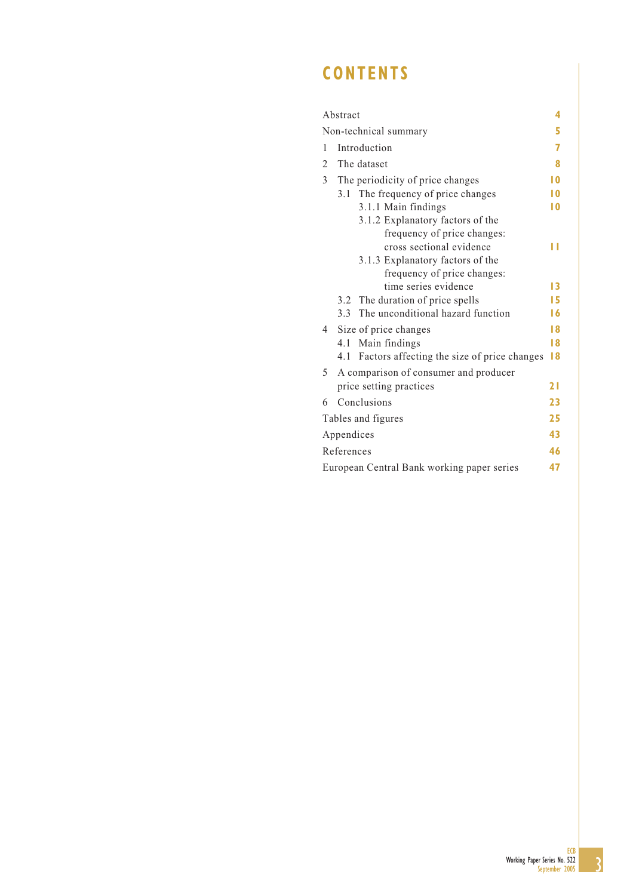# CONTENTS

| | |
|---|---|
| Abstract | 4 |
| Non-technical summary | 5 |
| 1 Introduction | 7 |
| 2 The dataset | 8 |
| 3 The periodicity of price changes | 10 |
| 3.1 The frequency of price changes | 10 |
| 3.1.1 Main findings | 10 |
| 3.1.2 Explanatory factors of the frequency of price changes: cross sectional evidence | 11 |
| 3.1.3 Explanatory factors of the frequency of price changes: time series evidence | 13 |
| 3.2 The duration of price spells | 15 |
| 3.3 The unconditional hazard function | 16 |
| 4 Size of price changes | 18 |
| 4.1 Main findings | 18 |
| 4.1 Factors affecting the size of price changes | 18 |
| 5 A comparison of consumer and producer price setting practices | 21 |
| 6 Conclusions | 23 |
| Tables and figures | 25 |
| Appendices | 43 |
| References | 46 |
| European Central Bank working paper series | 47 |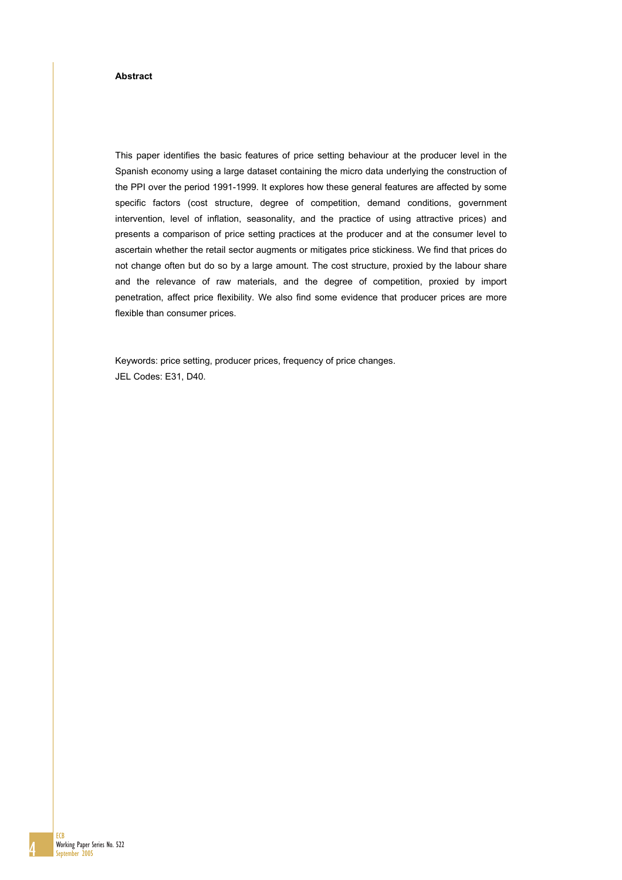**Abstract**

This paper identifies the basic features of price setting behaviour at the producer level in the Spanish economy using a large dataset containing the micro data underlying the construction of the PPI over the period 1991-1999. It explores how these general features are affected by some specific factors (cost structure, degree of competition, demand conditions, government intervention, level of inflation, seasonality, and the practice of using attractive prices) and presents a comparison of price setting practices at the producer and at the consumer level to ascertain whether the retail sector augments or mitigates price stickiness. We find that prices do not change often but do so by a large amount. The cost structure, proxied by the labour share and the relevance of raw materials, and the degree of competition, proxied by import penetration, affect price flexibility. We also find some evidence that producer prices are more flexible than consumer prices.

Keywords: price setting, producer prices, frequency of price changes.
JEL Codes: E31, D40.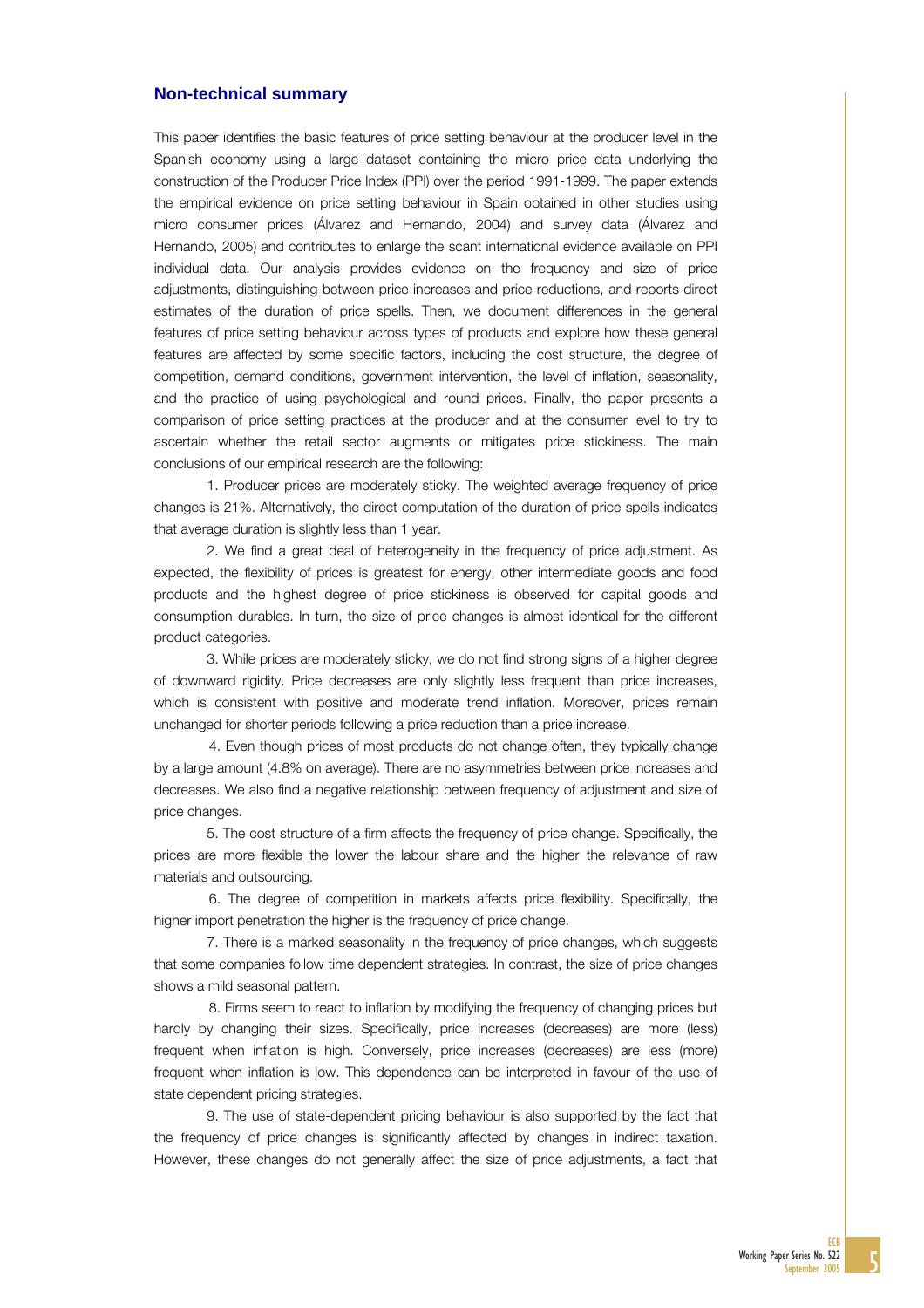## Non-technical summary

This paper identifies the basic features of price setting behaviour at the producer level in the Spanish economy using a large dataset containing the micro price data underlying the construction of the Producer Price Index (PPI) over the period 1991-1999. The paper extends the empirical evidence on price setting behaviour in Spain obtained in other studies using micro consumer prices (Álvarez and Hernando, 2004) and survey data (Álvarez and Hernando, 2005) and contributes to enlarge the scant international evidence available on PPI individual data. Our analysis provides evidence on the frequency and size of price adjustments, distinguishing between price increases and price reductions, and reports direct estimates of the duration of price spells. Then, we document differences in the general features of price setting behaviour across types of products and explore how these general features are affected by some specific factors, including the cost structure, the degree of competition, demand conditions, government intervention, the level of inflation, seasonality, and the practice of using psychological and round prices. Finally, the paper presents a comparison of price setting practices at the producer and at the consumer level to try to ascertain whether the retail sector augments or mitigates price stickiness. The main conclusions of our empirical research are the following:

1. Producer prices are moderately sticky. The weighted average frequency of price changes is 21%. Alternatively, the direct computation of the duration of price spells indicates that average duration is slightly less than 1 year.

2. We find a great deal of heterogeneity in the frequency of price adjustment. As expected, the flexibility of prices is greatest for energy, other intermediate goods and food products and the highest degree of price stickiness is observed for capital goods and consumption durables. In turn, the size of price changes is almost identical for the different product categories.

3. While prices are moderately sticky, we do not find strong signs of a higher degree of downward rigidity. Price decreases are only slightly less frequent than price increases, which is consistent with positive and moderate trend inflation. Moreover, prices remain unchanged for shorter periods following a price reduction than a price increase.

4. Even though prices of most products do not change often, they typically change by a large amount (4.8% on average). There are no asymmetries between price increases and decreases. We also find a negative relationship between frequency of adjustment and size of price changes.

5. The cost structure of a firm affects the frequency of price change. Specifically, the prices are more flexible the lower the labour share and the higher the relevance of raw materials and outsourcing.

6. The degree of competition in markets affects price flexibility. Specifically, the higher import penetration the higher is the frequency of price change.

7. There is a marked seasonality in the frequency of price changes, which suggests that some companies follow time dependent strategies. In contrast, the size of price changes shows a mild seasonal pattern.

8. Firms seem to react to inflation by modifying the frequency of changing prices but hardly by changing their sizes. Specifically, price increases (decreases) are more (less) frequent when inflation is high. Conversely, price increases (decreases) are less (more) frequent when inflation is low. This dependence can be interpreted in favour of the use of state dependent pricing strategies.

9. The use of state-dependent pricing behaviour is also supported by the fact that the frequency of price changes is significantly affected by changes in indirect taxation. However, these changes do not generally affect the size of price adjustments, a fact that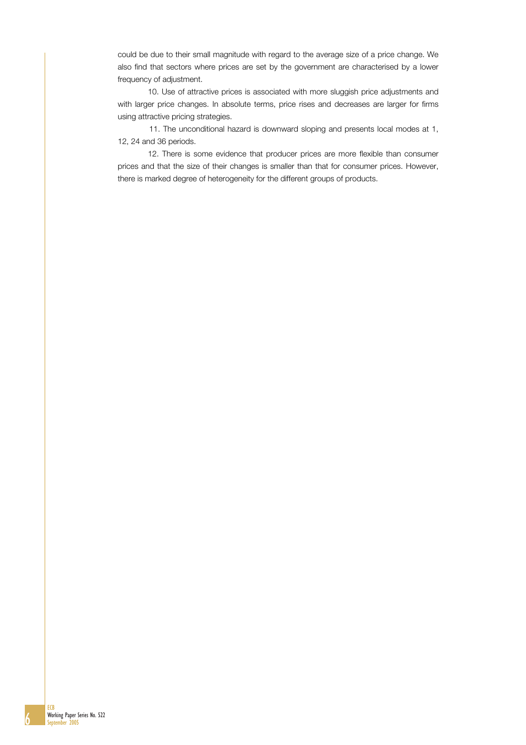could be due to their small magnitude with regard to the average size of a price change. We also find that sectors where prices are set by the government are characterised by a lower frequency of adjustment.

10. Use of attractive prices is associated with more sluggish price adjustments and with larger price changes. In absolute terms, price rises and decreases are larger for firms using attractive pricing strategies.

11. The unconditional hazard is downward sloping and presents local modes at 1, 12, 24 and 36 periods.

12. There is some evidence that producer prices are more flexible than consumer prices and that the size of their changes is smaller than that for consumer prices. However, there is marked degree of heterogeneity for the different groups of products.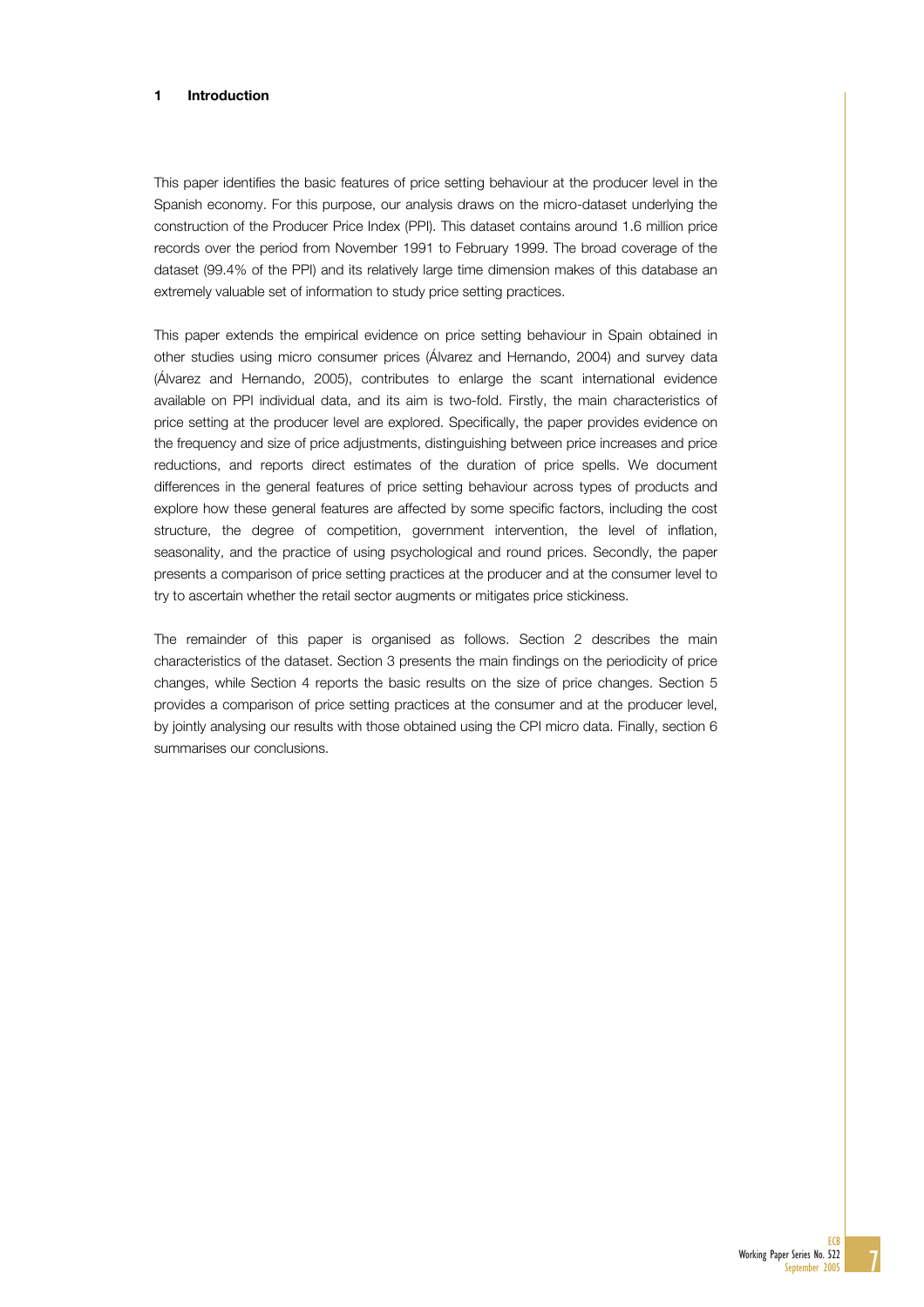# 1 Introduction

This paper identifies the basic features of price setting behaviour at the producer level in the Spanish economy. For this purpose, our analysis draws on the micro-dataset underlying the construction of the Producer Price Index (PPI). This dataset contains around 1.6 million price records over the period from November 1991 to February 1999. The broad coverage of the dataset (99.4% of the PPI) and its relatively large time dimension makes of this database an extremely valuable set of information to study price setting practices.

This paper extends the empirical evidence on price setting behaviour in Spain obtained in other studies using micro consumer prices (Álvarez and Hernando, 2004) and survey data (Álvarez and Hernando, 2005), contributes to enlarge the scant international evidence available on PPI individual data, and its aim is two-fold. Firstly, the main characteristics of price setting at the producer level are explored. Specifically, the paper provides evidence on the frequency and size of price adjustments, distinguishing between price increases and price reductions, and reports direct estimates of the duration of price spells. We document differences in the general features of price setting behaviour across types of products and explore how these general features are affected by some specific factors, including the cost structure, the degree of competition, government intervention, the level of inflation, seasonality, and the practice of using psychological and round prices. Secondly, the paper presents a comparison of price setting practices at the producer and at the consumer level to try to ascertain whether the retail sector augments or mitigates price stickiness.

The remainder of this paper is organised as follows. Section 2 describes the main characteristics of the dataset. Section 3 presents the main findings on the periodicity of price changes, while Section 4 reports the basic results on the size of price changes. Section 5 provides a comparison of price setting practices at the consumer and at the producer level, by jointly analysing our results with those obtained using the CPI micro data. Finally, section 6 summarises our conclusions.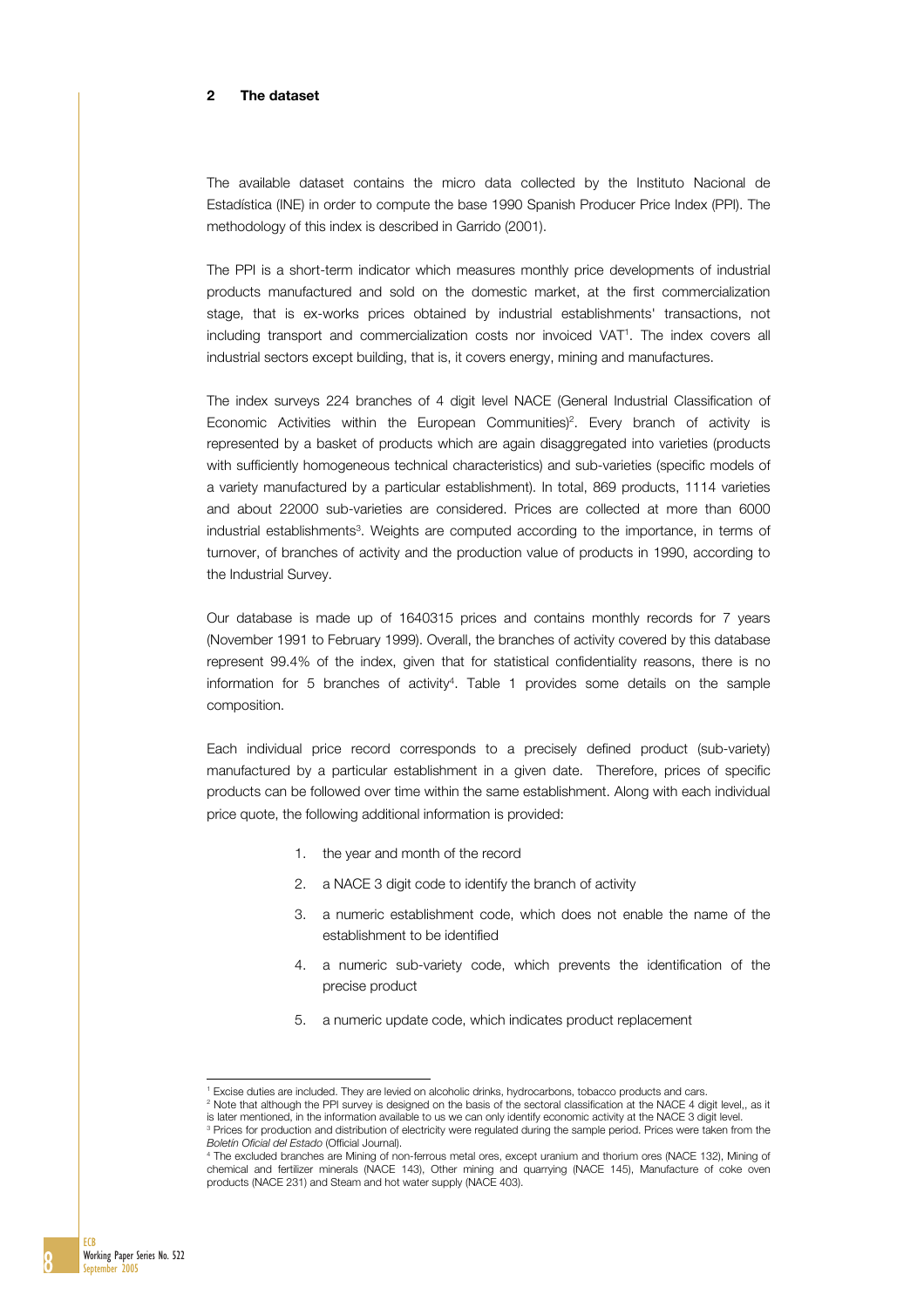## 2 The dataset

The available dataset contains the micro data collected by the Instituto Nacional de Estadística (INE) in order to compute the base 1990 Spanish Producer Price Index (PPI). The methodology of this index is described in Garrido (2001).

The PPI is a short-term indicator which measures monthly price developments of industrial products manufactured and sold on the domestic market, at the first commercialization stage, that is ex-works prices obtained by industrial establishments' transactions, not including transport and commercialization costs nor invoiced VAT[1]. The index covers all industrial sectors except building, that is, it covers energy, mining and manufactures.

The index surveys 224 branches of 4 digit level NACE (General Industrial Classification of Economic Activities within the European Communities)[2]. Every branch of activity is represented by a basket of products which are again disaggregated into varieties (products with sufficiently homogeneous technical characteristics) and sub-varieties (specific models of a variety manufactured by a particular establishment). In total, 869 products, 1114 varieties and about 22000 sub-varieties are considered. Prices are collected at more than 6000 industrial establishments[3]. Weights are computed according to the importance, in terms of turnover, of branches of activity and the production value of products in 1990, according to the Industrial Survey.

Our database is made up of 1640315 prices and contains monthly records for 7 years (November 1991 to February 1999). Overall, the branches of activity covered by this database represent 99.4% of the index, given that for statistical confidentiality reasons, there is no information for 5 branches of activity[4]. Table 1 provides some details on the sample composition.

Each individual price record corresponds to a precisely defined product (sub-variety) manufactured by a particular establishment in a given date. Therefore, prices of specific products can be followed over time within the same establishment. Along with each individual price quote, the following additional information is provided:

1. the year and month of the record
2. a NACE 3 digit code to identify the branch of activity
3. a numeric establishment code, which does not enable the name of the establishment to be identified
4. a numeric sub-variety code, which prevents the identification of the precise product
5. a numeric update code, which indicates product replacement

[1] Excise duties are included. They are levied on alcoholic drinks, hydrocarbons, tobacco products and cars.

[2] Note that although the PPI survey is designed on the basis of the sectoral classification at the NACE 4 digit level,, as it is later mentioned, in the information available to us we can only identify economic activity at the NACE 3 digit level.

[3] Prices for production and distribution of electricity were regulated during the sample period. Prices were taken from the *Boletín Oficial del Estado* (Official Journal).

[4] The excluded branches are Mining of non-ferrous metal ores, except uranium and thorium ores (NACE 132), Mining of chemical and fertilizer minerals (NACE 143), Other mining and quarrying (NACE 145), Manufacture of coke oven products (NACE 231) and Steam and hot water supply (NACE 403).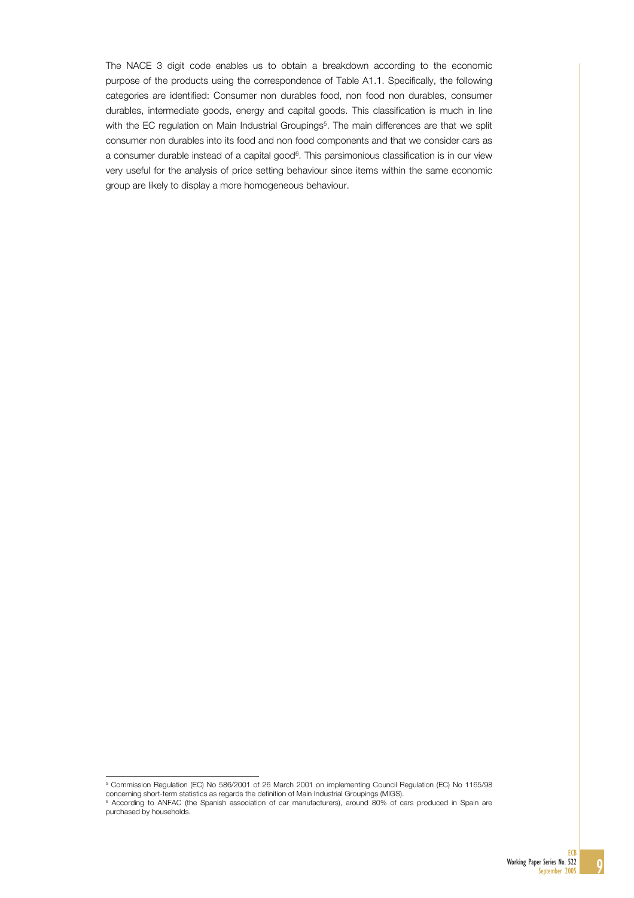The NACE 3 digit code enables us to obtain a breakdown according to the economic purpose of the products using the correspondence of Table A1.1. Specifically, the following categories are identified: Consumer non durables food, non food non durables, consumer durables, intermediate goods, energy and capital goods. This classification is much in line with the EC regulation on Main Industrial Groupings[5]. The main differences are that we split consumer non durables into its food and non food components and that we consider cars as a consumer durable instead of a capital good[6]. This parsimonious classification is in our view very useful for the analysis of price setting behaviour since items within the same economic group are likely to display a more homogeneous behaviour.

---

[5] Commission Regulation (EC) No 586/2001 of 26 March 2001 on implementing Council Regulation (EC) No 1165/98 concerning short-term statistics as regards the definition of Main Industrial Groupings (MIGS).

[6] According to ANFAC (the Spanish association of car manufacturers), around 80% of cars produced in Spain are purchased by households.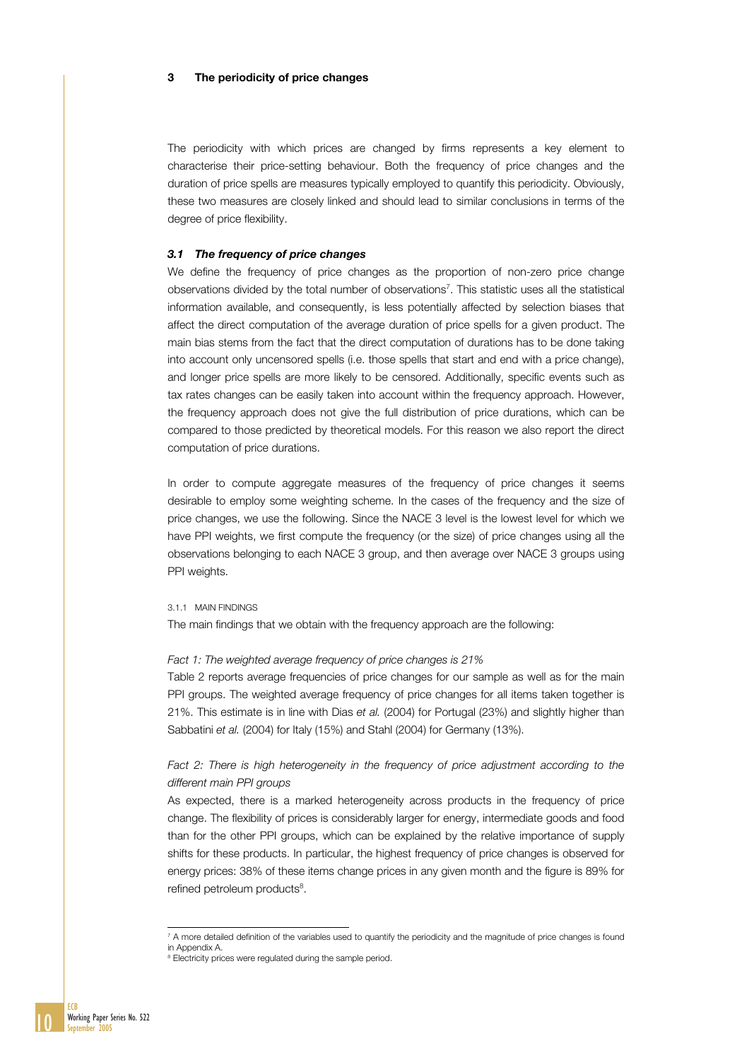# 3 The periodicity of price changes

The periodicity with which prices are changed by firms represents a key element to characterise their price-setting behaviour. Both the frequency of price changes and the duration of price spells are measures typically employed to quantify this periodicity. Obviously, these two measures are closely linked and should lead to similar conclusions in terms of the degree of price flexibility.

## *3.1 The frequency of price changes*

We define the frequency of price changes as the proportion of non-zero price change observations divided by the total number of observations[7]. This statistic uses all the statistical information available, and consequently, is less potentially affected by selection biases that affect the direct computation of the average duration of price spells for a given product. The main bias stems from the fact that the direct computation of durations has to be done taking into account only uncensored spells (i.e. those spells that start and end with a price change), and longer price spells are more likely to be censored. Additionally, specific events such as tax rates changes can be easily taken into account within the frequency approach. However, the frequency approach does not give the full distribution of price durations, which can be compared to those predicted by theoretical models. For this reason we also report the direct computation of price durations.

In order to compute aggregate measures of the frequency of price changes it seems desirable to employ some weighting scheme. In the cases of the frequency and the size of price changes, we use the following. Since the NACE 3 level is the lowest level for which we have PPI weights, we first compute the frequency (or the size) of price changes using all the observations belonging to each NACE 3 group, and then average over NACE 3 groups using PPI weights.

### 3.1.1 MAIN FINDINGS

The main findings that we obtain with the frequency approach are the following:

*Fact 1: The weighted average frequency of price changes is 21%*

Table 2 reports average frequencies of price changes for our sample as well as for the main PPI groups. The weighted average frequency of price changes for all items taken together is 21%. This estimate is in line with Dias *et al.* (2004) for Portugal (23%) and slightly higher than Sabbatini *et al.* (2004) for Italy (15%) and Stahl (2004) for Germany (13%).

*Fact 2: There is high heterogeneity in the frequency of price adjustment according to the different main PPI groups*

As expected, there is a marked heterogeneity across products in the frequency of price change. The flexibility of prices is considerably larger for energy, intermediate goods and food than for the other PPI groups, which can be explained by the relative importance of supply shifts for these products. In particular, the highest frequency of price changes is observed for energy prices: 38% of these items change prices in any given month and the figure is 89% for refined petroleum products[8].

---

[7] A more detailed definition of the variables used to quantify the periodicity and the magnitude of price changes is found in Appendix A.

[8] Electricity prices were regulated during the sample period.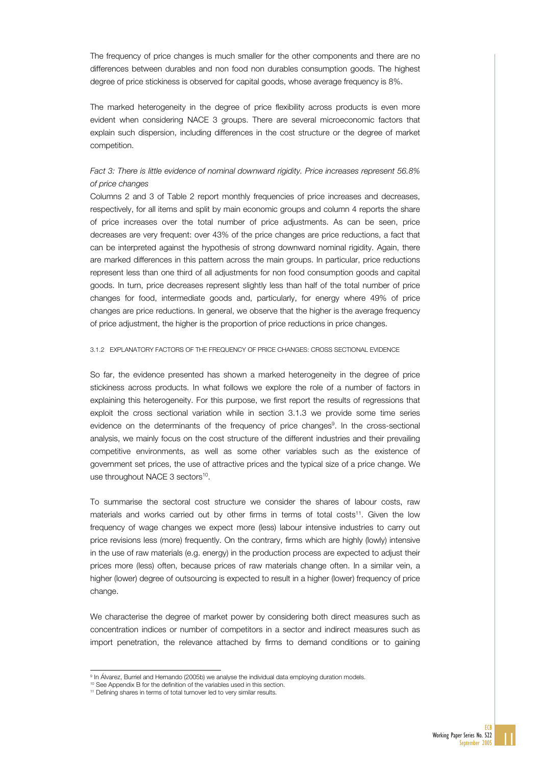The frequency of price changes is much smaller for the other components and there are no differences between durables and non food non durables consumption goods. The highest degree of price stickiness is observed for capital goods, whose average frequency is 8%.

The marked heterogeneity in the degree of price flexibility across products is even more evident when considering NACE 3 groups. There are several microeconomic factors that explain such dispersion, including differences in the cost structure or the degree of market competition.

*Fact 3: There is little evidence of nominal downward rigidity. Price increases represent 56.8% of price changes*

Columns 2 and 3 of Table 2 report monthly frequencies of price increases and decreases, respectively, for all items and split by main economic groups and column 4 reports the share of price increases over the total number of price adjustments. As can be seen, price decreases are very frequent: over 43% of the price changes are price reductions, a fact that can be interpreted against the hypothesis of strong downward nominal rigidity. Again, there are marked differences in this pattern across the main groups. In particular, price reductions represent less than one third of all adjustments for non food consumption goods and capital goods. In turn, price decreases represent slightly less than half of the total number of price changes for food, intermediate goods and, particularly, for energy where 49% of price changes are price reductions. In general, we observe that the higher is the average frequency of price adjustment, the higher is the proportion of price reductions in price changes.

### 3.1.2 EXPLANATORY FACTORS OF THE FREQUENCY OF PRICE CHANGES: CROSS SECTIONAL EVIDENCE

So far, the evidence presented has shown a marked heterogeneity in the degree of price stickiness across products. In what follows we explore the role of a number of factors in explaining this heterogeneity. For this purpose, we first report the results of regressions that exploit the cross sectional variation while in section 3.1.3 we provide some time series evidence on the determinants of the frequency of price changes[9]. In the cross-sectional analysis, we mainly focus on the cost structure of the different industries and their prevailing competitive environments, as well as some other variables such as the existence of government set prices, the use of attractive prices and the typical size of a price change. We use throughout NACE 3 sectors[10].

To summarise the sectoral cost structure we consider the shares of labour costs, raw materials and works carried out by other firms in terms of total costs[11]. Given the low frequency of wage changes we expect more (less) labour intensive industries to carry out price revisions less (more) frequently. On the contrary, firms which are highly (lowly) intensive in the use of raw materials (e.g. energy) in the production process are expected to adjust their prices more (less) often, because prices of raw materials change often. In a similar vein, a higher (lower) degree of outsourcing is expected to result in a higher (lower) frequency of price change.

We characterise the degree of market power by considering both direct measures such as concentration indices or number of competitors in a sector and indirect measures such as import penetration, the relevance attached by firms to demand conditions or to gaining

---

[9] In Álvarez, Burriel and Hernando (2005b) we analyse the individual data employing duration models.

[10] See Appendix B for the definition of the variables used in this section.

[11] Defining shares in terms of total turnover led to very similar results.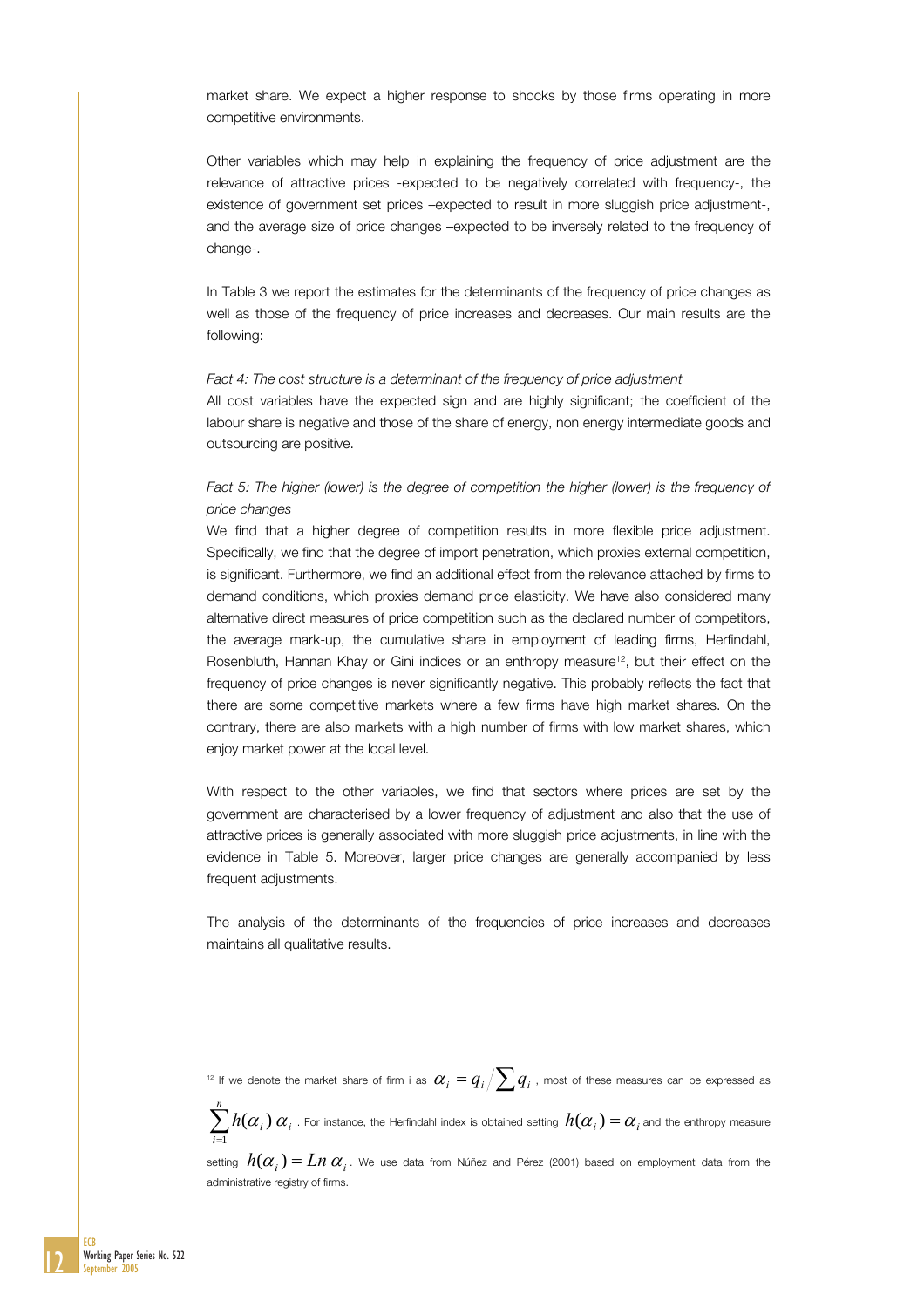market share. We expect a higher response to shocks by those firms operating in more competitive environments.

Other variables which may help in explaining the frequency of price adjustment are the relevance of attractive prices -expected to be negatively correlated with frequency-, the existence of government set prices –expected to result in more sluggish price adjustment-, and the average size of price changes –expected to be inversely related to the frequency of change-.

In Table 3 we report the estimates for the determinants of the frequency of price changes as well as those of the frequency of price increases and decreases. Our main results are the following:

*Fact 4: The cost structure is a determinant of the frequency of price adjustment*

All cost variables have the expected sign and are highly significant; the coefficient of the labour share is negative and those of the share of energy, non energy intermediate goods and outsourcing are positive.

*Fact 5: The higher (lower) is the degree of competition the higher (lower) is the frequency of price changes*

We find that a higher degree of competition results in more flexible price adjustment. Specifically, we find that the degree of import penetration, which proxies external competition, is significant. Furthermore, we find an additional effect from the relevance attached by firms to demand conditions, which proxies demand price elasticity. We have also considered many alternative direct measures of price competition such as the declared number of competitors, the average mark-up, the cumulative share in employment of leading firms, Herfindahl, Rosenbluth, Hannan Khay or Gini indices or an enthropy measure[12], but their effect on the frequency of price changes is never significantly negative. This probably reflects the fact that there are some competitive markets where a few firms have high market shares. On the contrary, there are also markets with a high number of firms with low market shares, which enjoy market power at the local level.

With respect to the other variables, we find that sectors where prices are set by the government are characterised by a lower frequency of adjustment and also that the use of attractive prices is generally associated with more sluggish price adjustments, in line with the evidence in Table 5. Moreover, larger price changes are generally accompanied by less frequent adjustments.

The analysis of the determinants of the frequencies of price increases and decreases maintains all qualitative results.

---

[12] If we denote the market share of firm i as $\alpha_i = q_i \big/ \sum q_i$ , most of these measures can be expressed as $\sum_{i=1}^{n} h(\alpha_i)\, \alpha_i$ . For instance, the Herfindahl index is obtained setting $h(\alpha_i) = \alpha_i$ and the enthropy measure setting $h(\alpha_i) = Ln\, \alpha_i$ . We use data from Núñez and Pérez (2001) based on employment data from the administrative registry of firms.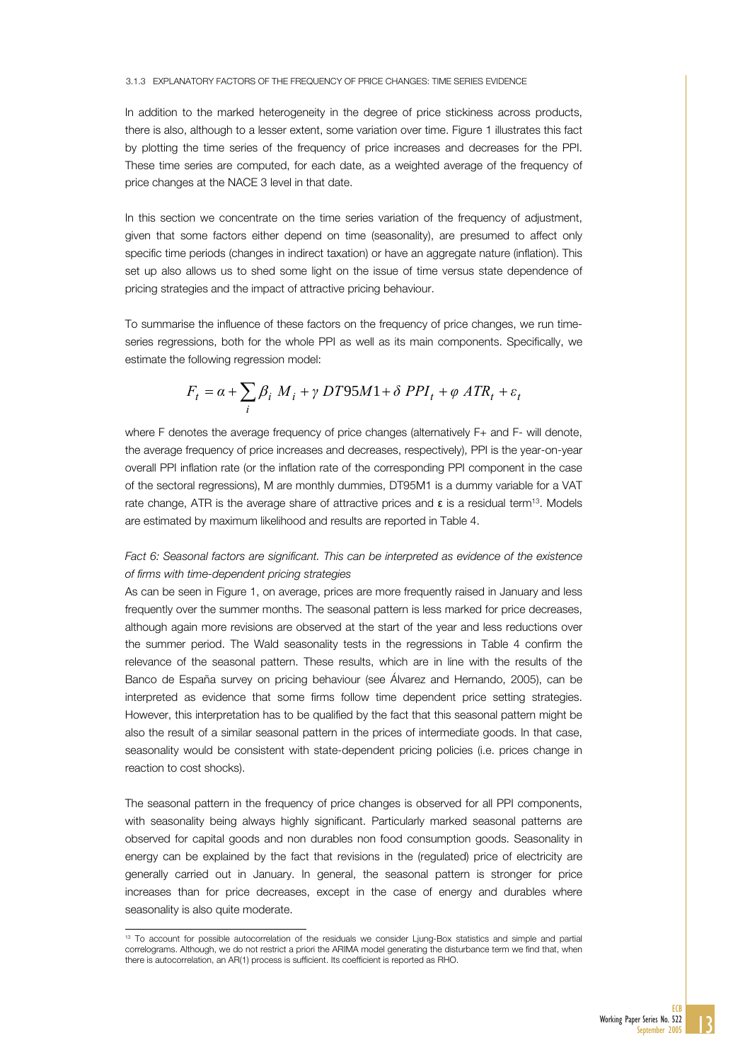### 3.1.3 EXPLANATORY FACTORS OF THE FREQUENCY OF PRICE CHANGES: TIME SERIES EVIDENCE

In addition to the marked heterogeneity in the degree of price stickiness across products, there is also, although to a lesser extent, some variation over time. Figure 1 illustrates this fact by plotting the time series of the frequency of price increases and decreases for the PPI. These time series are computed, for each date, as a weighted average of the frequency of price changes at the NACE 3 level in that date.

In this section we concentrate on the time series variation of the frequency of adjustment, given that some factors either depend on time (seasonality), are presumed to affect only specific time periods (changes in indirect taxation) or have an aggregate nature (inflation). This set up also allows us to shed some light on the issue of time versus state dependence of pricing strategies and the impact of attractive pricing behaviour.

To summarise the influence of these factors on the frequency of price changes, we run time-series regressions, both for the whole PPI as well as its main components. Specifically, we estimate the following regression model:

$$F_t = \alpha + \sum_i \beta_i \; M_i + \gamma \; DT95M1 + \delta \; PPI_t + \varphi \; ATR_t + \varepsilon_t$$

where F denotes the average frequency of price changes (alternatively F+ and F- will denote, the average frequency of price increases and decreases, respectively), PPI is the year-on-year overall PPI inflation rate (or the inflation rate of the corresponding PPI component in the case of the sectoral regressions), M are monthly dummies, DT95M1 is a dummy variable for a VAT rate change, ATR is the average share of attractive prices and $\boldsymbol{\varepsilon}$ is a residual term[13]. Models are estimated by maximum likelihood and results are reported in Table 4.

*Fact 6: Seasonal factors are significant. This can be interpreted as evidence of the existence of firms with time-dependent pricing strategies*

As can be seen in Figure 1, on average, prices are more frequently raised in January and less frequently over the summer months. The seasonal pattern is less marked for price decreases, although again more revisions are observed at the start of the year and less reductions over the summer period. The Wald seasonality tests in the regressions in Table 4 confirm the relevance of the seasonal pattern. These results, which are in line with the results of the Banco de España survey on pricing behaviour (see Álvarez and Hernando, 2005), can be interpreted as evidence that some firms follow time dependent price setting strategies. However, this interpretation has to be qualified by the fact that this seasonal pattern might be also the result of a similar seasonal pattern in the prices of intermediate goods. In that case, seasonality would be consistent with state-dependent pricing policies (i.e. prices change in reaction to cost shocks).

The seasonal pattern in the frequency of price changes is observed for all PPI components, with seasonality being always highly significant. Particularly marked seasonal patterns are observed for capital goods and non durables non food consumption goods. Seasonality in energy can be explained by the fact that revisions in the (regulated) price of electricity are generally carried out in January. In general, the seasonal pattern is stronger for price increases than for price decreases, except in the case of energy and durables where seasonality is also quite moderate.

---

[13] To account for possible autocorrelation of the residuals we consider Ljung-Box statistics and simple and partial correlograms. Although, we do not restrict a priori the ARIMA model generating the disturbance term we find that, when there is autocorrelation, an AR(1) process is sufficient. Its coefficient is reported as RHO.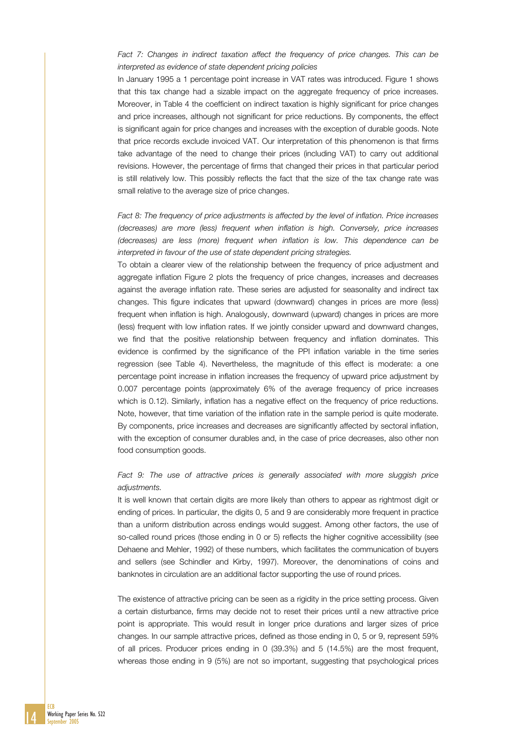*Fact 7: Changes in indirect taxation affect the frequency of price changes. This can be interpreted as evidence of state dependent pricing policies*

In January 1995 a 1 percentage point increase in VAT rates was introduced. Figure 1 shows that this tax change had a sizable impact on the aggregate frequency of price increases. Moreover, in Table 4 the coefficient on indirect taxation is highly significant for price changes and price increases, although not significant for price reductions. By components, the effect is significant again for price changes and increases with the exception of durable goods. Note that price records exclude invoiced VAT. Our interpretation of this phenomenon is that firms take advantage of the need to change their prices (including VAT) to carry out additional revisions. However, the percentage of firms that changed their prices in that particular period is still relatively low. This possibly reflects the fact that the size of the tax change rate was small relative to the average size of price changes.

*Fact 8: The frequency of price adjustments is affected by the level of inflation. Price increases (decreases) are more (less) frequent when inflation is high. Conversely, price increases (decreases) are less (more) frequent when inflation is low. This dependence can be interpreted in favour of the use of state dependent pricing strategies.*

To obtain a clearer view of the relationship between the frequency of price adjustment and aggregate inflation Figure 2 plots the frequency of price changes, increases and decreases against the average inflation rate. These series are adjusted for seasonality and indirect tax changes. This figure indicates that upward (downward) changes in prices are more (less) frequent when inflation is high. Analogously, downward (upward) changes in prices are more (less) frequent with low inflation rates. If we jointly consider upward and downward changes, we find that the positive relationship between frequency and inflation dominates. This evidence is confirmed by the significance of the PPI inflation variable in the time series regression (see Table 4). Nevertheless, the magnitude of this effect is moderate: a one percentage point increase in inflation increases the frequency of upward price adjustment by 0.007 percentage points (approximately 6% of the average frequency of price increases which is 0.12). Similarly, inflation has a negative effect on the frequency of price reductions. Note, however, that time variation of the inflation rate in the sample period is quite moderate. By components, price increases and decreases are significantly affected by sectoral inflation, with the exception of consumer durables and, in the case of price decreases, also other non food consumption goods.

*Fact 9: The use of attractive prices is generally associated with more sluggish price adjustments.*

It is well known that certain digits are more likely than others to appear as rightmost digit or ending of prices. In particular, the digits 0, 5 and 9 are considerably more frequent in practice than a uniform distribution across endings would suggest. Among other factors, the use of so-called round prices (those ending in 0 or 5) reflects the higher cognitive accessibility (see Dehaene and Mehler, 1992) of these numbers, which facilitates the communication of buyers and sellers (see Schindler and Kirby, 1997). Moreover, the denominations of coins and banknotes in circulation are an additional factor supporting the use of round prices.

The existence of attractive pricing can be seen as a rigidity in the price setting process. Given a certain disturbance, firms may decide not to reset their prices until a new attractive price point is appropriate. This would result in longer price durations and larger sizes of price changes. In our sample attractive prices, defined as those ending in 0, 5 or 9, represent 59% of all prices. Producer prices ending in 0 (39.3%) and 5 (14.5%) are the most frequent, whereas those ending in 9 (5%) are not so important, suggesting that psychological prices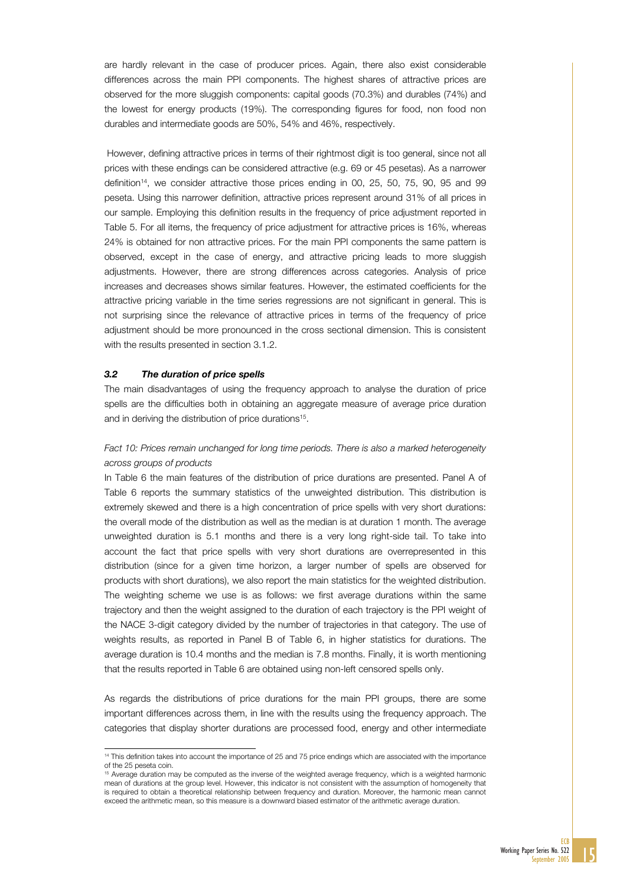are hardly relevant in the case of producer prices. Again, there also exist considerable differences across the main PPI components. The highest shares of attractive prices are observed for the more sluggish components: capital goods (70.3%) and durables (74%) and the lowest for energy products (19%). The corresponding figures for food, non food non durables and intermediate goods are 50%, 54% and 46%, respectively.

However, defining attractive prices in terms of their rightmost digit is too general, since not all prices with these endings can be considered attractive (e.g. 69 or 45 pesetas). As a narrower definition[14], we consider attractive those prices ending in 00, 25, 50, 75, 90, 95 and 99 peseta. Using this narrower definition, attractive prices represent around 31% of all prices in our sample. Employing this definition results in the frequency of price adjustment reported in Table 5. For all items, the frequency of price adjustment for attractive prices is 16%, whereas 24% is obtained for non attractive prices. For the main PPI components the same pattern is observed, except in the case of energy, and attractive pricing leads to more sluggish adjustments. However, there are strong differences across categories. Analysis of price increases and decreases shows similar features. However, the estimated coefficients for the attractive pricing variable in the time series regressions are not significant in general. This is not surprising since the relevance of attractive prices in terms of the frequency of price adjustment should be more pronounced in the cross sectional dimension. This is consistent with the results presented in section 3.1.2.

### *3.2 The duration of price spells*

The main disadvantages of using the frequency approach to analyse the duration of price spells are the difficulties both in obtaining an aggregate measure of average price duration and in deriving the distribution of price durations[15].

*Fact 10: Prices remain unchanged for long time periods. There is also a marked heterogeneity across groups of products*

In Table 6 the main features of the distribution of price durations are presented. Panel A of Table 6 reports the summary statistics of the unweighted distribution. This distribution is extremely skewed and there is a high concentration of price spells with very short durations: the overall mode of the distribution as well as the median is at duration 1 month. The average unweighted duration is 5.1 months and there is a very long right-side tail. To take into account the fact that price spells with very short durations are overrepresented in this distribution (since for a given time horizon, a larger number of spells are observed for products with short durations), we also report the main statistics for the weighted distribution. The weighting scheme we use is as follows: we first average durations within the same trajectory and then the weight assigned to the duration of each trajectory is the PPI weight of the NACE 3-digit category divided by the number of trajectories in that category. The use of weights results, as reported in Panel B of Table 6, in higher statistics for durations. The average duration is 10.4 months and the median is 7.8 months. Finally, it is worth mentioning that the results reported in Table 6 are obtained using non-left censored spells only.

As regards the distributions of price durations for the main PPI groups, there are some important differences across them, in line with the results using the frequency approach. The categories that display shorter durations are processed food, energy and other intermediate

---

[14] This definition takes into account the importance of 25 and 75 price endings which are associated with the importance of the 25 peseta coin.

[15] Average duration may be computed as the inverse of the weighted average frequency, which is a weighted harmonic mean of durations at the group level. However, this indicator is not consistent with the assumption of homogeneity that is required to obtain a theoretical relationship between frequency and duration. Moreover, the harmonic mean cannot exceed the arithmetic mean, so this measure is a downward biased estimator of the arithmetic average duration.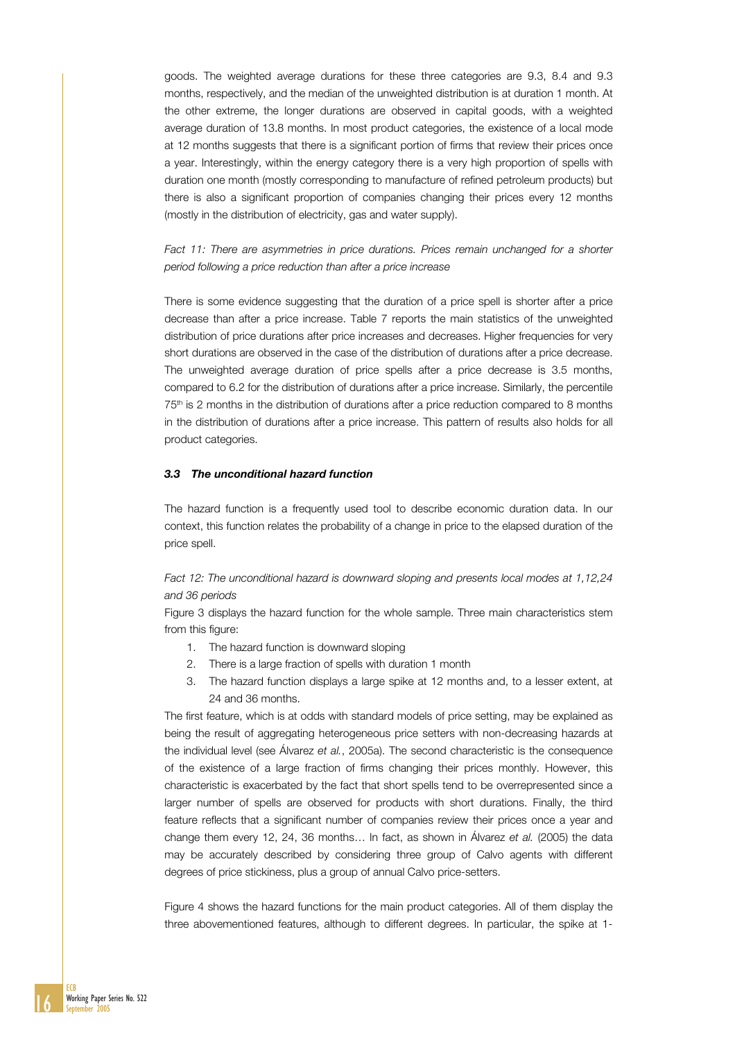goods. The weighted average durations for these three categories are 9.3, 8.4 and 9.3 months, respectively, and the median of the unweighted distribution is at duration 1 month. At the other extreme, the longer durations are observed in capital goods, with a weighted average duration of 13.8 months. In most product categories, the existence of a local mode at 12 months suggests that there is a significant portion of firms that review their prices once a year. Interestingly, within the energy category there is a very high proportion of spells with duration one month (mostly corresponding to manufacture of refined petroleum products) but there is also a significant proportion of companies changing their prices every 12 months (mostly in the distribution of electricity, gas and water supply).

*Fact 11: There are asymmetries in price durations. Prices remain unchanged for a shorter period following a price reduction than after a price increase*

There is some evidence suggesting that the duration of a price spell is shorter after a price decrease than after a price increase. Table 7 reports the main statistics of the unweighted distribution of price durations after price increases and decreases. Higher frequencies for very short durations are observed in the case of the distribution of durations after a price decrease. The unweighted average duration of price spells after a price decrease is 3.5 months, compared to 6.2 for the distribution of durations after a price increase. Similarly, the percentile 75th is 2 months in the distribution of durations after a price reduction compared to 8 months in the distribution of durations after a price increase. This pattern of results also holds for all product categories.

### *3.3 The unconditional hazard function*

The hazard function is a frequently used tool to describe economic duration data. In our context, this function relates the probability of a change in price to the elapsed duration of the price spell.

*Fact 12: The unconditional hazard is downward sloping and presents local modes at 1,12,24 and 36 periods*

Figure 3 displays the hazard function for the whole sample. Three main characteristics stem from this figure:

1. The hazard function is downward sloping
2. There is a large fraction of spells with duration 1 month
3. The hazard function displays a large spike at 12 months and, to a lesser extent, at 24 and 36 months.

The first feature, which is at odds with standard models of price setting, may be explained as being the result of aggregating heterogeneous price setters with non-decreasing hazards at the individual level (see Álvarez *et al.*, 2005a). The second characteristic is the consequence of the existence of a large fraction of firms changing their prices monthly. However, this characteristic is exacerbated by the fact that short spells tend to be overrepresented since a larger number of spells are observed for products with short durations. Finally, the third feature reflects that a significant number of companies review their prices once a year and change them every 12, 24, 36 months… In fact, as shown in Álvarez *et al.* (2005) the data may be accurately described by considering three group of Calvo agents with different degrees of price stickiness, plus a group of annual Calvo price-setters.

Figure 4 shows the hazard functions for the main product categories. All of them display the three abovementioned features, although to different degrees. In particular, the spike at 1-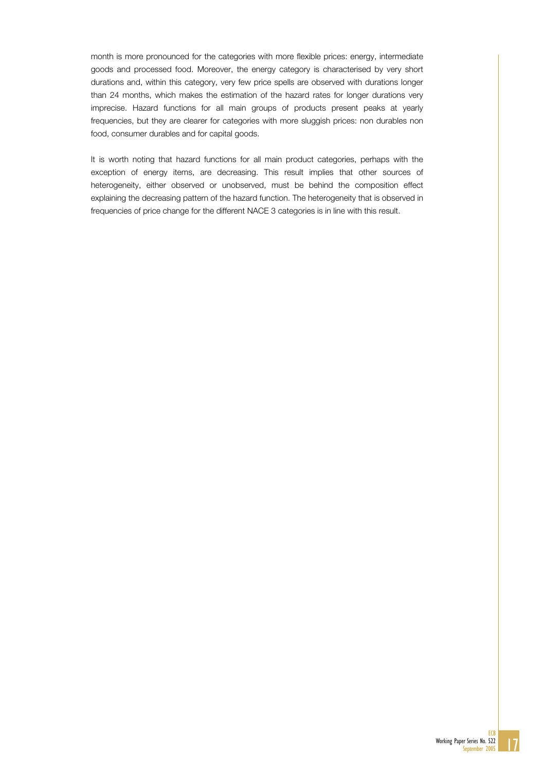month is more pronounced for the categories with more flexible prices: energy, intermediate goods and processed food. Moreover, the energy category is characterised by very short durations and, within this category, very few price spells are observed with durations longer than 24 months, which makes the estimation of the hazard rates for longer durations very imprecise. Hazard functions for all main groups of products present peaks at yearly frequencies, but they are clearer for categories with more sluggish prices: non durables non food, consumer durables and for capital goods.

It is worth noting that hazard functions for all main product categories, perhaps with the exception of energy items, are decreasing. This result implies that other sources of heterogeneity, either observed or unobserved, must be behind the composition effect explaining the decreasing pattern of the hazard function. The heterogeneity that is observed in frequencies of price change for the different NACE 3 categories is in line with this result.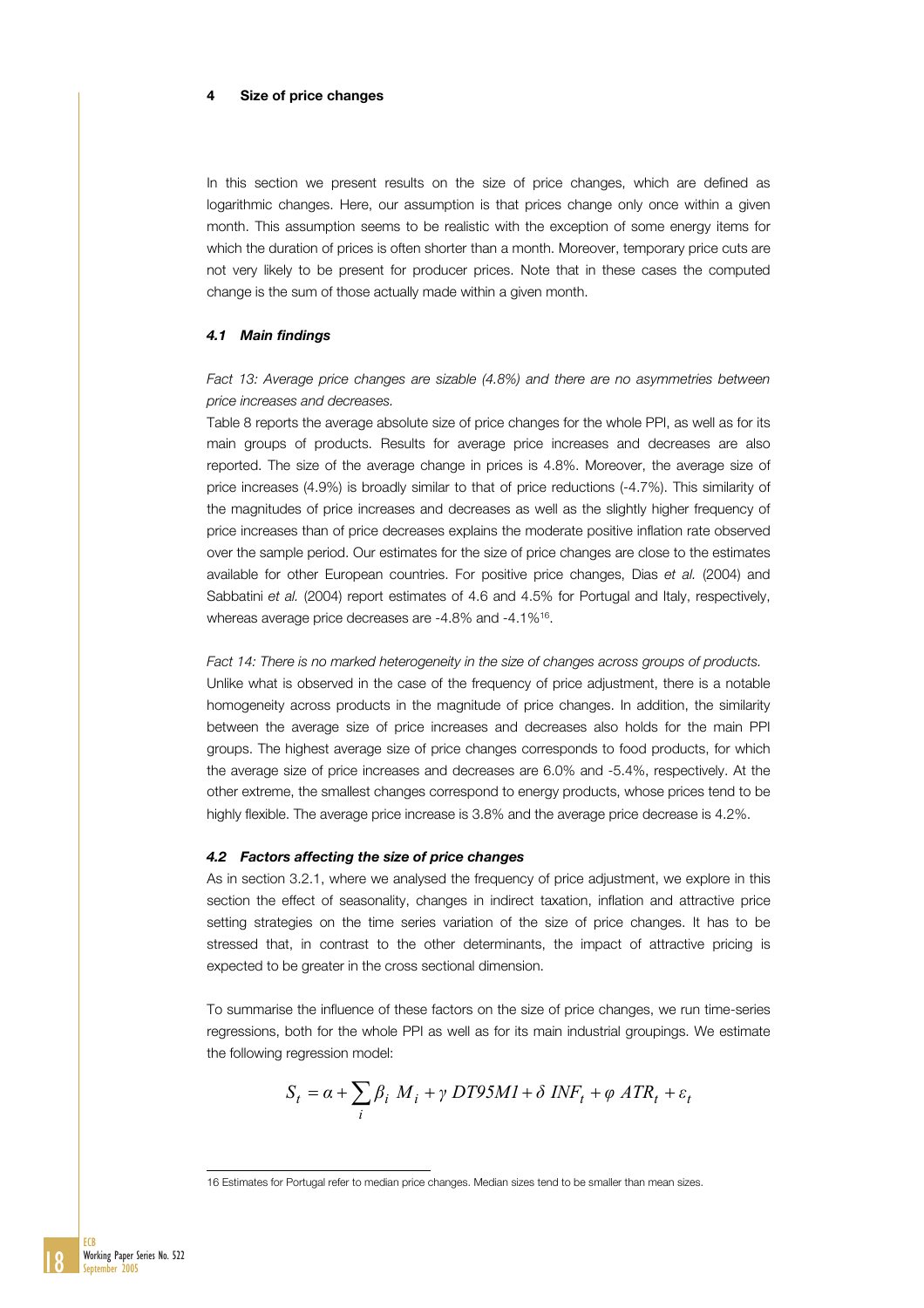## 4 Size of price changes

In this section we present results on the size of price changes, which are defined as logarithmic changes. Here, our assumption is that prices change only once within a given month. This assumption seems to be realistic with the exception of some energy items for which the duration of prices is often shorter than a month. Moreover, temporary price cuts are not very likely to be present for producer prices. Note that in these cases the computed change is the sum of those actually made within a given month.

### *4.1 Main findings*

*Fact 13: Average price changes are sizable (4.8%) and there are no asymmetries between price increases and decreases.*

Table 8 reports the average absolute size of price changes for the whole PPI, as well as for its main groups of products. Results for average price increases and decreases are also reported. The size of the average change in prices is 4.8%. Moreover, the average size of price increases (4.9%) is broadly similar to that of price reductions (-4.7%). This similarity of the magnitudes of price increases and decreases as well as the slightly higher frequency of price increases than of price decreases explains the moderate positive inflation rate observed over the sample period. Our estimates for the size of price changes are close to the estimates available for other European countries. For positive price changes, Dias *et al.* (2004) and Sabbatini *et al.* (2004) report estimates of 4.6 and 4.5% for Portugal and Italy, respectively, whereas average price decreases are -4.8% and -4.1%[16].

*Fact 14: There is no marked heterogeneity in the size of changes across groups of products.*

Unlike what is observed in the case of the frequency of price adjustment, there is a notable homogeneity across products in the magnitude of price changes. In addition, the similarity between the average size of price increases and decreases also holds for the main PPI groups. The highest average size of price changes corresponds to food products, for which the average size of price increases and decreases are 6.0% and -5.4%, respectively. At the other extreme, the smallest changes correspond to energy products, whose prices tend to be highly flexible. The average price increase is 3.8% and the average price decrease is 4.2%.

### *4.2 Factors affecting the size of price changes*

As in section 3.2.1, where we analysed the frequency of price adjustment, we explore in this section the effect of seasonality, changes in indirect taxation, inflation and attractive price setting strategies on the time series variation of the size of price changes. It has to be stressed that, in contrast to the other determinants, the impact of attractive pricing is expected to be greater in the cross sectional dimension.

To summarise the influence of these factors on the size of price changes, we run time-series regressions, both for the whole PPI as well as for its main industrial groupings. We estimate the following regression model:

$$S_t = \alpha + \sum_i \beta_i \; M_i + \gamma \; DT95M1 + \delta \; INF_t + \varphi \; ATR_t + \varepsilon_t$$

16 Estimates for Portugal refer to median price changes. Median sizes tend to be smaller than mean sizes.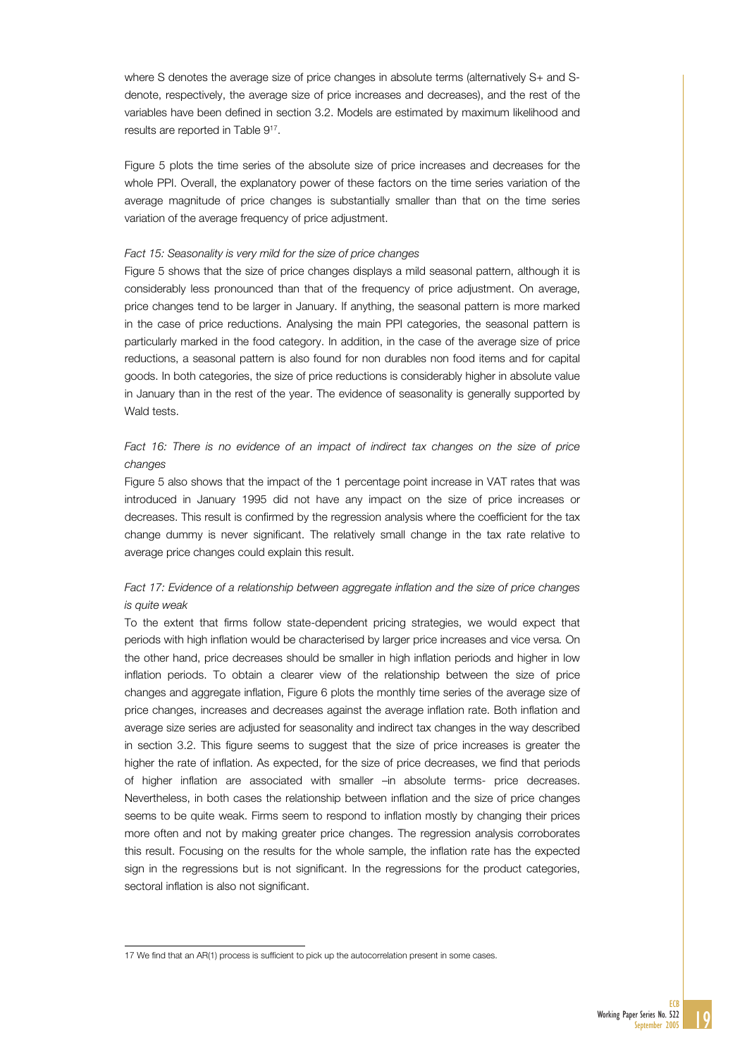where S denotes the average size of price changes in absolute terms (alternatively S+ and S- denote, respectively, the average size of price increases and decreases), and the rest of the variables have been defined in section 3.2. Models are estimated by maximum likelihood and results are reported in Table 9[17].

Figure 5 plots the time series of the absolute size of price increases and decreases for the whole PPI. Overall, the explanatory power of these factors on the time series variation of the average magnitude of price changes is substantially smaller than that on the time series variation of the average frequency of price adjustment.

*Fact 15: Seasonality is very mild for the size of price changes*

Figure 5 shows that the size of price changes displays a mild seasonal pattern, although it is considerably less pronounced than that of the frequency of price adjustment. On average, price changes tend to be larger in January. If anything, the seasonal pattern is more marked in the case of price reductions. Analysing the main PPI categories, the seasonal pattern is particularly marked in the food category. In addition, in the case of the average size of price reductions, a seasonal pattern is also found for non durables non food items and for capital goods. In both categories, the size of price reductions is considerably higher in absolute value in January than in the rest of the year. The evidence of seasonality is generally supported by Wald tests.

*Fact 16: There is no evidence of an impact of indirect tax changes on the size of price changes*

Figure 5 also shows that the impact of the 1 percentage point increase in VAT rates that was introduced in January 1995 did not have any impact on the size of price increases or decreases. This result is confirmed by the regression analysis where the coefficient for the tax change dummy is never significant. The relatively small change in the tax rate relative to average price changes could explain this result.

*Fact 17: Evidence of a relationship between aggregate inflation and the size of price changes is quite weak*

To the extent that firms follow state-dependent pricing strategies, we would expect that periods with high inflation would be characterised by larger price increases and vice versa. On the other hand, price decreases should be smaller in high inflation periods and higher in low inflation periods. To obtain a clearer view of the relationship between the size of price changes and aggregate inflation, Figure 6 plots the monthly time series of the average size of price changes, increases and decreases against the average inflation rate. Both inflation and average size series are adjusted for seasonality and indirect tax changes in the way described in section 3.2. This figure seems to suggest that the size of price increases is greater the higher the rate of inflation. As expected, for the size of price decreases, we find that periods of higher inflation are associated with smaller –in absolute terms- price decreases. Nevertheless, in both cases the relationship between inflation and the size of price changes seems to be quite weak. Firms seem to respond to inflation mostly by changing their prices more often and not by making greater price changes. The regression analysis corroborates this result. Focusing on the results for the whole sample, the inflation rate has the expected sign in the regressions but is not significant. In the regressions for the product categories, sectoral inflation is also not significant.

---

17 We find that an AR(1) process is sufficient to pick up the autocorrelation present in some cases.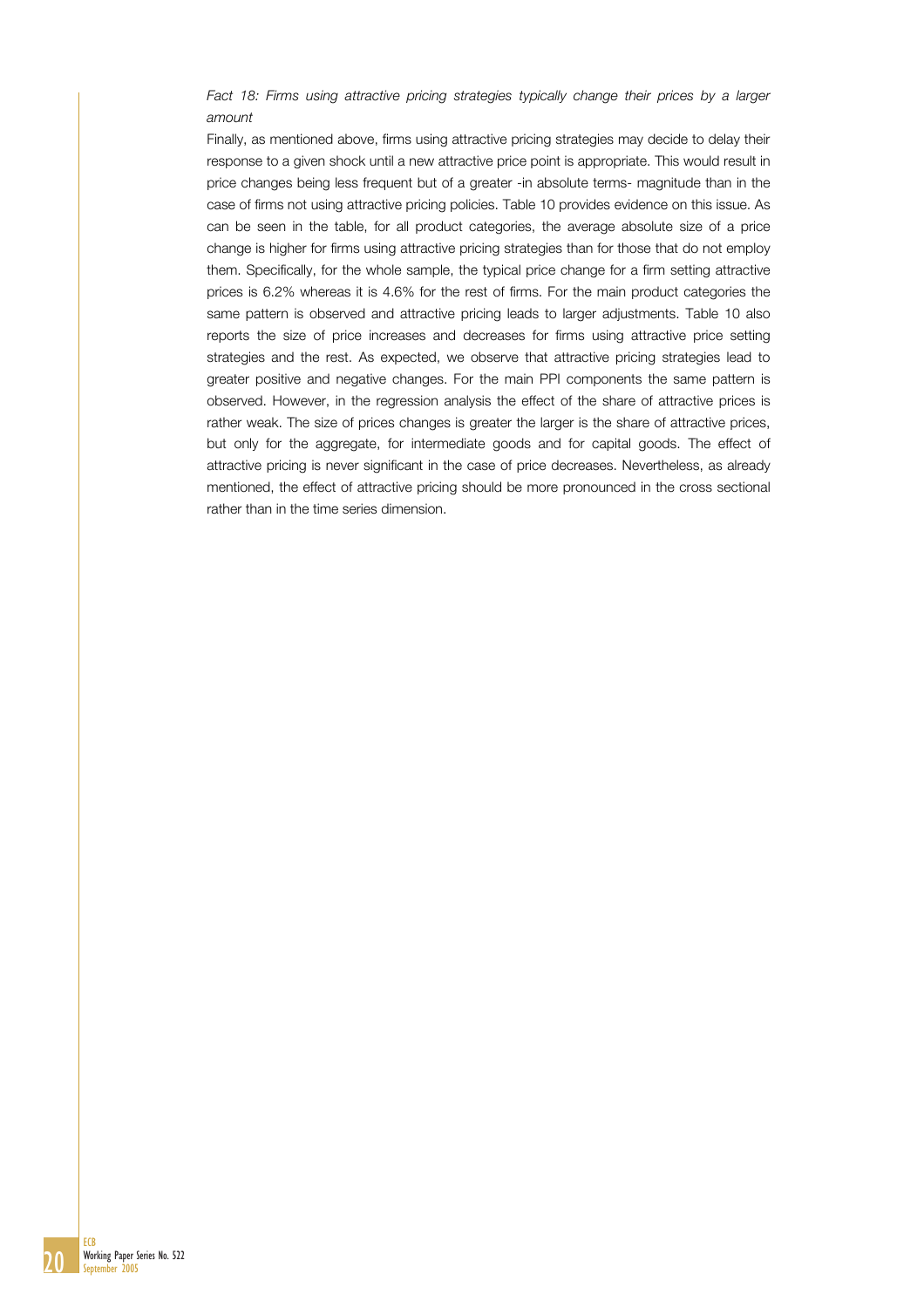*Fact 18: Firms using attractive pricing strategies typically change their prices by a larger amount*

Finally, as mentioned above, firms using attractive pricing strategies may decide to delay their response to a given shock until a new attractive price point is appropriate. This would result in price changes being less frequent but of a greater -in absolute terms- magnitude than in the case of firms not using attractive pricing policies. Table 10 provides evidence on this issue. As can be seen in the table, for all product categories, the average absolute size of a price change is higher for firms using attractive pricing strategies than for those that do not employ them. Specifically, for the whole sample, the typical price change for a firm setting attractive prices is 6.2% whereas it is 4.6% for the rest of firms. For the main product categories the same pattern is observed and attractive pricing leads to larger adjustments. Table 10 also reports the size of price increases and decreases for firms using attractive price setting strategies and the rest. As expected, we observe that attractive pricing strategies lead to greater positive and negative changes. For the main PPI components the same pattern is observed. However, in the regression analysis the effect of the share of attractive prices is rather weak. The size of prices changes is greater the larger is the share of attractive prices, but only for the aggregate, for intermediate goods and for capital goods. The effect of attractive pricing is never significant in the case of price decreases. Nevertheless, as already mentioned, the effect of attractive pricing should be more pronounced in the cross sectional rather than in the time series dimension.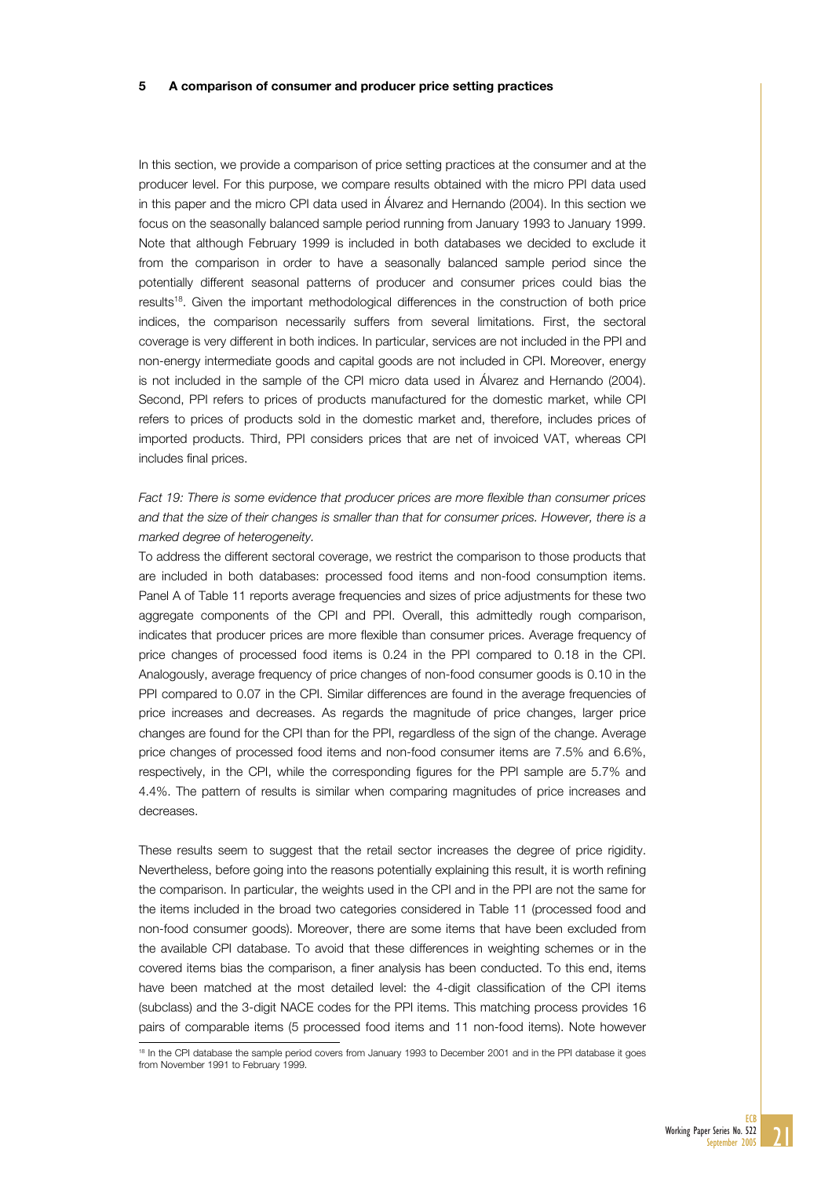## 5 A comparison of consumer and producer price setting practices

In this section, we provide a comparison of price setting practices at the consumer and at the producer level. For this purpose, we compare results obtained with the micro PPI data used in this paper and the micro CPI data used in Álvarez and Hernando (2004). In this section we focus on the seasonally balanced sample period running from January 1993 to January 1999. Note that although February 1999 is included in both databases we decided to exclude it from the comparison in order to have a seasonally balanced sample period since the potentially different seasonal patterns of producer and consumer prices could bias the results[18]. Given the important methodological differences in the construction of both price indices, the comparison necessarily suffers from several limitations. First, the sectoral coverage is very different in both indices. In particular, services are not included in the PPI and non-energy intermediate goods and capital goods are not included in CPI. Moreover, energy is not included in the sample of the CPI micro data used in Álvarez and Hernando (2004). Second, PPI refers to prices of products manufactured for the domestic market, while CPI refers to prices of products sold in the domestic market and, therefore, includes prices of imported products. Third, PPI considers prices that are net of invoiced VAT, whereas CPI includes final prices.

*Fact 19: There is some evidence that producer prices are more flexible than consumer prices and that the size of their changes is smaller than that for consumer prices. However, there is a marked degree of heterogeneity.*

To address the different sectoral coverage, we restrict the comparison to those products that are included in both databases: processed food items and non-food consumption items. Panel A of Table 11 reports average frequencies and sizes of price adjustments for these two aggregate components of the CPI and PPI. Overall, this admittedly rough comparison, indicates that producer prices are more flexible than consumer prices. Average frequency of price changes of processed food items is 0.24 in the PPI compared to 0.18 in the CPI. Analogously, average frequency of price changes of non-food consumer goods is 0.10 in the PPI compared to 0.07 in the CPI. Similar differences are found in the average frequencies of price increases and decreases. As regards the magnitude of price changes, larger price changes are found for the CPI than for the PPI, regardless of the sign of the change. Average price changes of processed food items and non-food consumer items are 7.5% and 6.6%, respectively, in the CPI, while the corresponding figures for the PPI sample are 5.7% and 4.4%. The pattern of results is similar when comparing magnitudes of price increases and decreases.

These results seem to suggest that the retail sector increases the degree of price rigidity. Nevertheless, before going into the reasons potentially explaining this result, it is worth refining the comparison. In particular, the weights used in the CPI and in the PPI are not the same for the items included in the broad two categories considered in Table 11 (processed food and non-food consumer goods). Moreover, there are some items that have been excluded from the available CPI database. To avoid that these differences in weighting schemes or in the covered items bias the comparison, a finer analysis has been conducted. To this end, items have been matched at the most detailed level: the 4-digit classification of the CPI items (subclass) and the 3-digit NACE codes for the PPI items. This matching process provides 16 pairs of comparable items (5 processed food items and 11 non-food items). Note however

[18] In the CPI database the sample period covers from January 1993 to December 2001 and in the PPI database it goes from November 1991 to February 1999.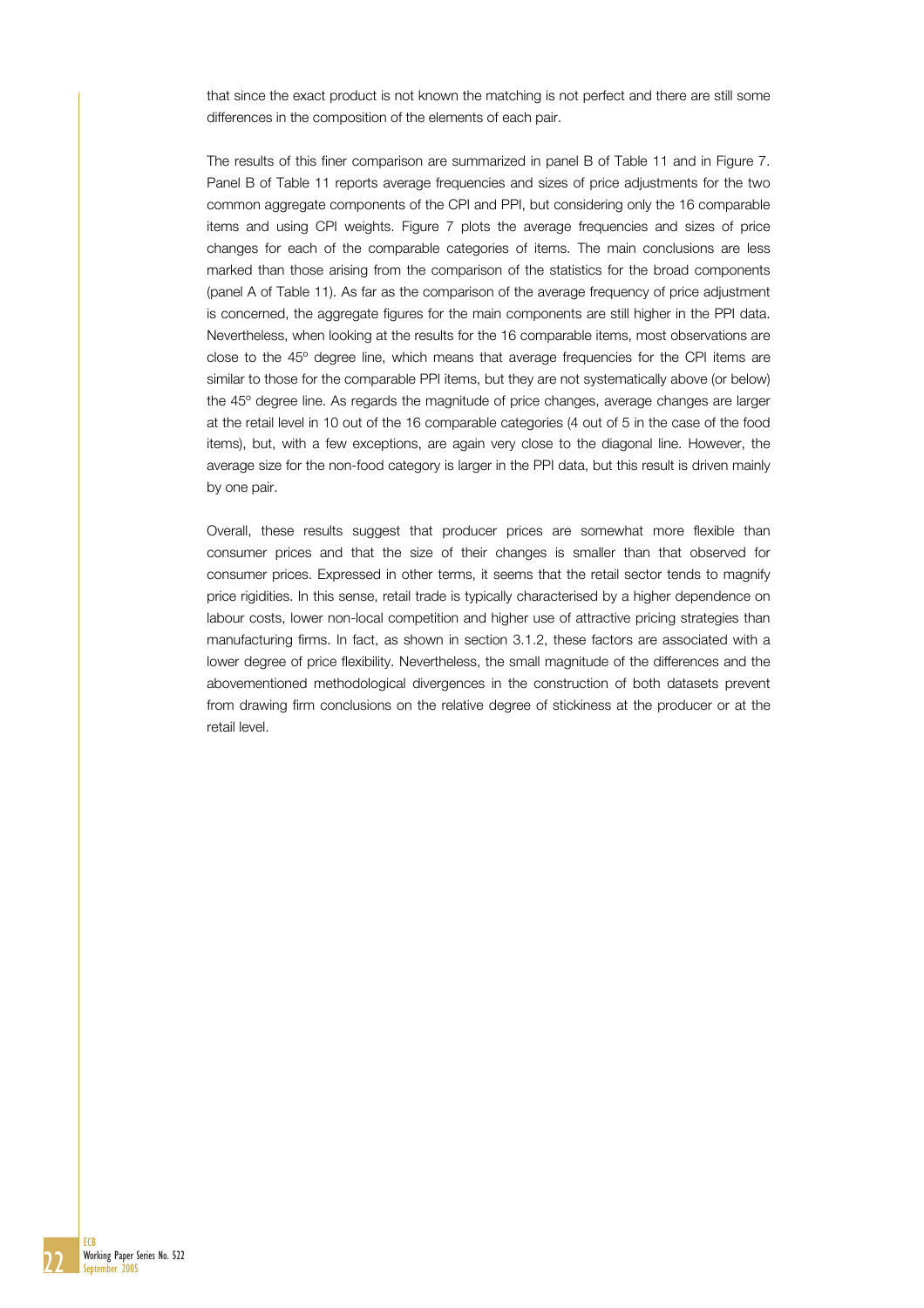that since the exact product is not known the matching is not perfect and there are still some differences in the composition of the elements of each pair.

The results of this finer comparison are summarized in panel B of Table 11 and in Figure 7. Panel B of Table 11 reports average frequencies and sizes of price adjustments for the two common aggregate components of the CPI and PPI, but considering only the 16 comparable items and using CPI weights. Figure 7 plots the average frequencies and sizes of price changes for each of the comparable categories of items. The main conclusions are less marked than those arising from the comparison of the statistics for the broad components (panel A of Table 11). As far as the comparison of the average frequency of price adjustment is concerned, the aggregate figures for the main components are still higher in the PPI data. Nevertheless, when looking at the results for the 16 comparable items, most observations are close to the 45º degree line, which means that average frequencies for the CPI items are similar to those for the comparable PPI items, but they are not systematically above (or below) the 45º degree line. As regards the magnitude of price changes, average changes are larger at the retail level in 10 out of the 16 comparable categories (4 out of 5 in the case of the food items), but, with a few exceptions, are again very close to the diagonal line. However, the average size for the non-food category is larger in the PPI data, but this result is driven mainly by one pair.

Overall, these results suggest that producer prices are somewhat more flexible than consumer prices and that the size of their changes is smaller than that observed for consumer prices. Expressed in other terms, it seems that the retail sector tends to magnify price rigidities. In this sense, retail trade is typically characterised by a higher dependence on labour costs, lower non-local competition and higher use of attractive pricing strategies than manufacturing firms. In fact, as shown in section 3.1.2, these factors are associated with a lower degree of price flexibility. Nevertheless, the small magnitude of the differences and the abovementioned methodological divergences in the construction of both datasets prevent from drawing firm conclusions on the relative degree of stickiness at the producer or at the retail level.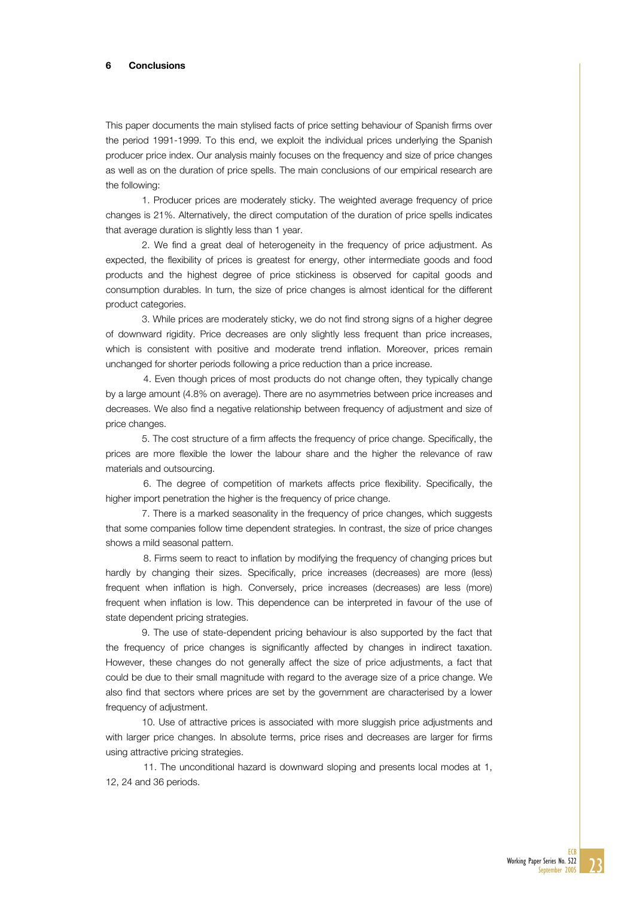## 6 Conclusions

This paper documents the main stylised facts of price setting behaviour of Spanish firms over the period 1991-1999. To this end, we exploit the individual prices underlying the Spanish producer price index. Our analysis mainly focuses on the frequency and size of price changes as well as on the duration of price spells. The main conclusions of our empirical research are the following:

1. Producer prices are moderately sticky. The weighted average frequency of price changes is 21%. Alternatively, the direct computation of the duration of price spells indicates that average duration is slightly less than 1 year.

2. We find a great deal of heterogeneity in the frequency of price adjustment. As expected, the flexibility of prices is greatest for energy, other intermediate goods and food products and the highest degree of price stickiness is observed for capital goods and consumption durables. In turn, the size of price changes is almost identical for the different product categories.

3. While prices are moderately sticky, we do not find strong signs of a higher degree of downward rigidity. Price decreases are only slightly less frequent than price increases, which is consistent with positive and moderate trend inflation. Moreover, prices remain unchanged for shorter periods following a price reduction than a price increase.

4. Even though prices of most products do not change often, they typically change by a large amount (4.8% on average). There are no asymmetries between price increases and decreases. We also find a negative relationship between frequency of adjustment and size of price changes.

5. The cost structure of a firm affects the frequency of price change. Specifically, the prices are more flexible the lower the labour share and the higher the relevance of raw materials and outsourcing.

6. The degree of competition of markets affects price flexibility. Specifically, the higher import penetration the higher is the frequency of price change.

7. There is a marked seasonality in the frequency of price changes, which suggests that some companies follow time dependent strategies. In contrast, the size of price changes shows a mild seasonal pattern.

8. Firms seem to react to inflation by modifying the frequency of changing prices but hardly by changing their sizes. Specifically, price increases (decreases) are more (less) frequent when inflation is high. Conversely, price increases (decreases) are less (more) frequent when inflation is low. This dependence can be interpreted in favour of the use of state dependent pricing strategies.

9. The use of state-dependent pricing behaviour is also supported by the fact that the frequency of price changes is significantly affected by changes in indirect taxation. However, these changes do not generally affect the size of price adjustments, a fact that could be due to their small magnitude with regard to the average size of a price change. We also find that sectors where prices are set by the government are characterised by a lower frequency of adjustment.

10. Use of attractive prices is associated with more sluggish price adjustments and with larger price changes. In absolute terms, price rises and decreases are larger for firms using attractive pricing strategies.

11. The unconditional hazard is downward sloping and presents local modes at 1, 12, 24 and 36 periods.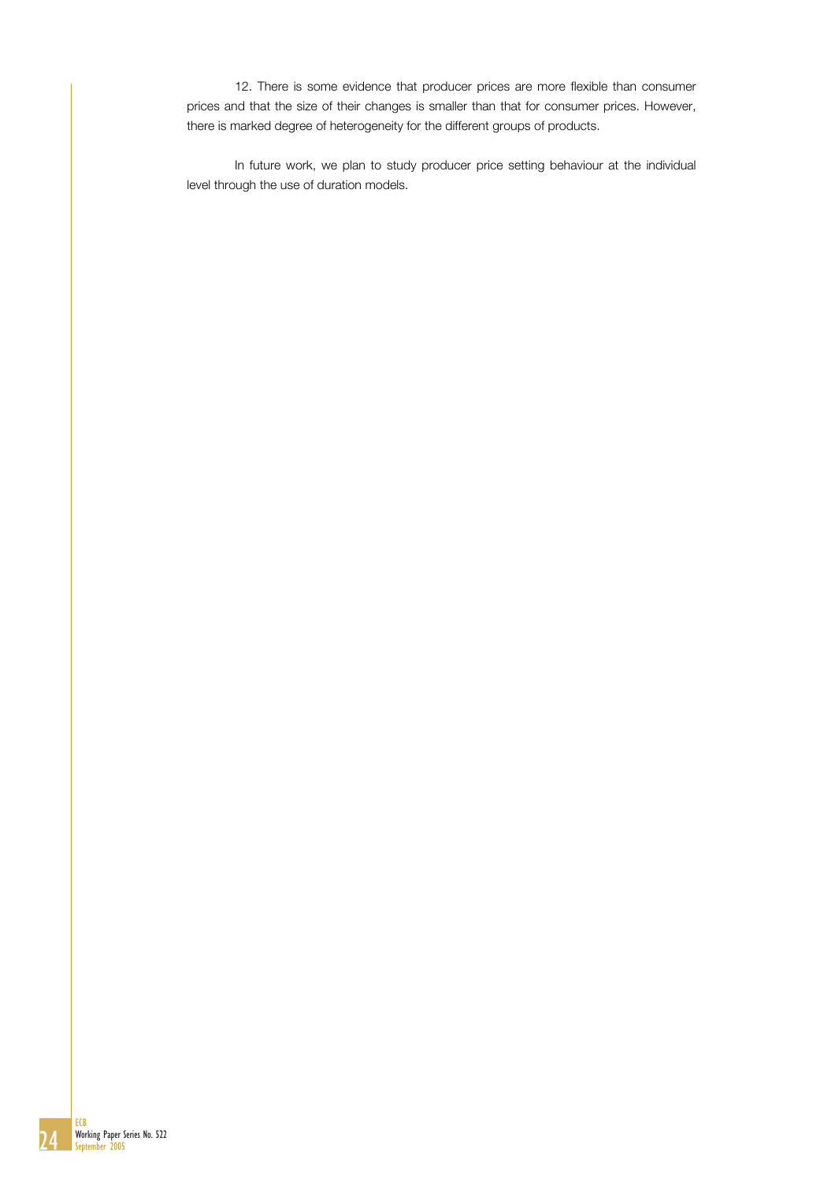12. There is some evidence that producer prices are more flexible than consumer prices and that the size of their changes is smaller than that for consumer prices. However, there is marked degree of heterogeneity for the different groups of products.

In future work, we plan to study producer price setting behaviour at the individual level through the use of duration models.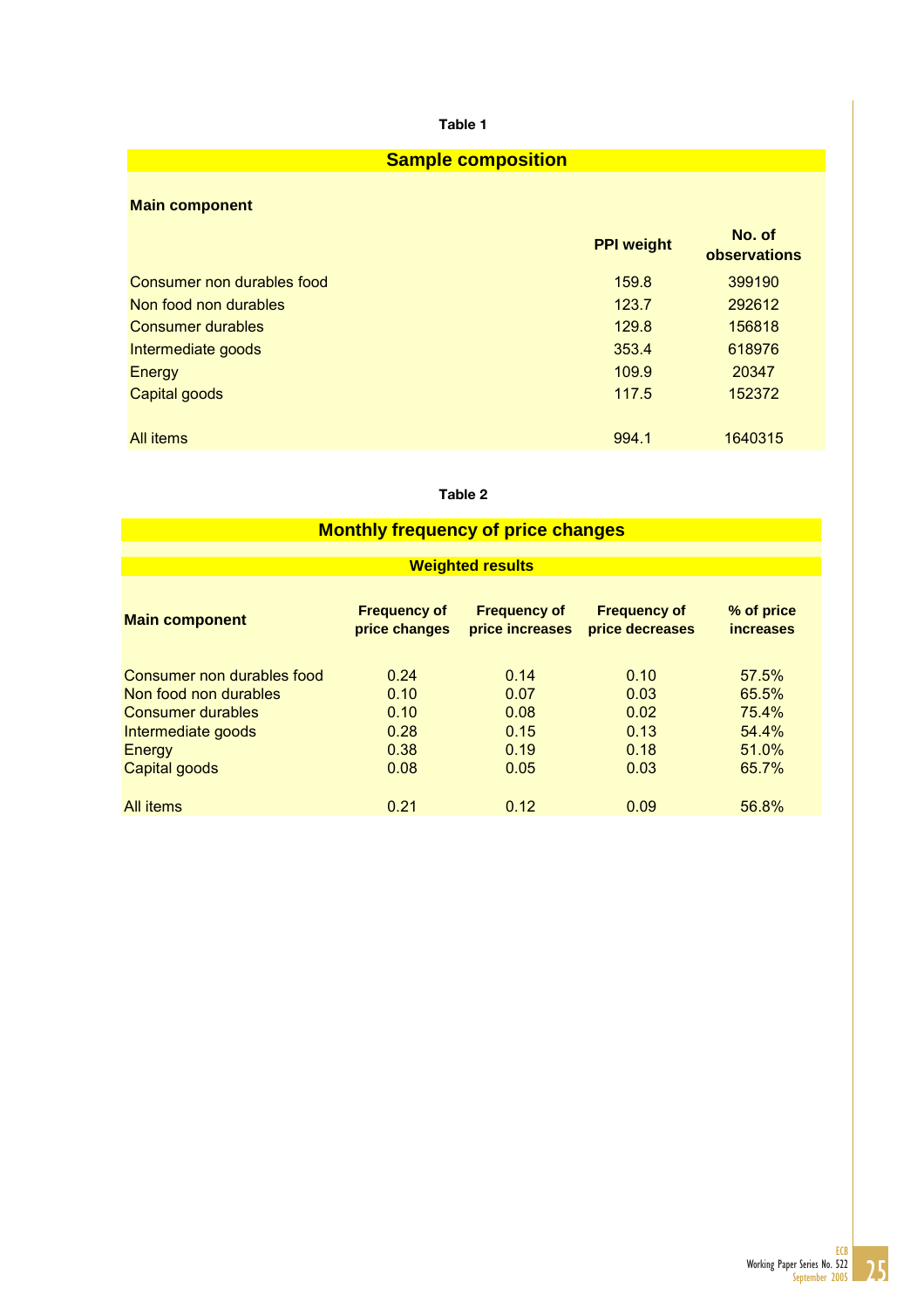**Table 1**

## Sample composition

| Main component | PPI weight | No. of observations |
|---|---|---|
| Consumer non durables food | 159.8 | 399190 |
| Non food non durables | 123.7 | 292612 |
| Consumer durables | 129.8 | 156818 |
| Intermediate goods | 353.4 | 618976 |
| Energy | 109.9 | 20347 |
| Capital goods | 117.5 | 152372 |
| All items | 994.1 | 1640315 |

**Table 2**

## Monthly frequency of price changes

**Weighted results**

| Main component | Frequency of price changes | Frequency of price increases | Frequency of price decreases | % of price increases |
|---|---|---|---|---|
| Consumer non durables food | 0.24 | 0.14 | 0.10 | 57.5% |
| Non food non durables | 0.10 | 0.07 | 0.03 | 65.5% |
| Consumer durables | 0.10 | 0.08 | 0.02 | 75.4% |
| Intermediate goods | 0.28 | 0.15 | 0.13 | 54.4% |
| Energy | 0.38 | 0.19 | 0.18 | 51.0% |
| Capital goods | 0.08 | 0.05 | 0.03 | 65.7% |
| All items | 0.21 | 0.12 | 0.09 | 56.8% |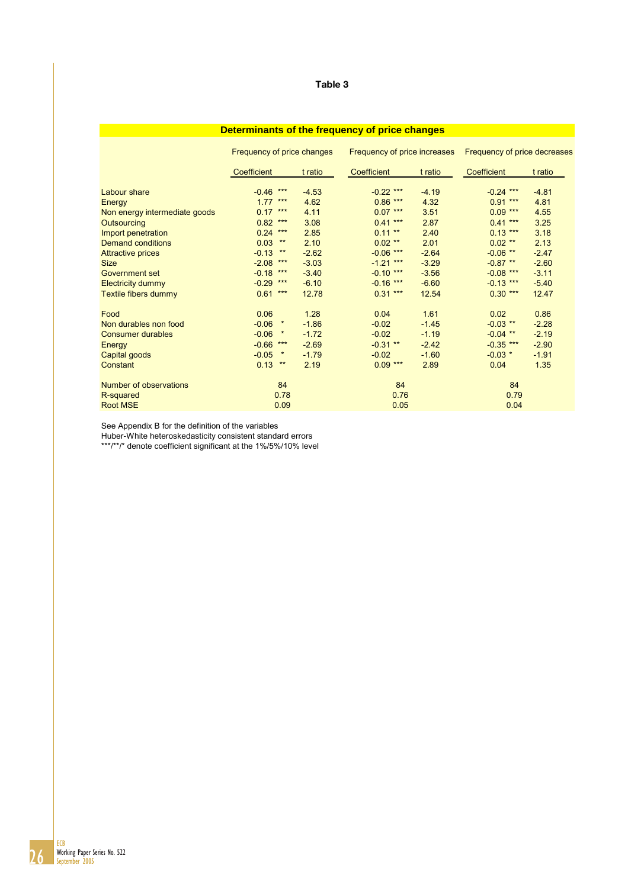**Table 3**

| Determinants of the frequency of price changes | | | | | | |
|---|---|---|---|---|---|---|
| | Frequency of price changes | | Frequency of price increases | | Frequency of price decreases | |
| | Coefficient | t ratio | Coefficient | t ratio | Coefficient | t ratio |
| Labour share | -0.46 *** | -4.53 | -0.22 *** | -4.19 | -0.24 *** | -4.81 |
| Energy | 1.77 *** | 4.62 | 0.86 *** | 4.32 | 0.91 *** | 4.81 |
| Non energy intermediate goods | 0.17 *** | 4.11 | 0.07 *** | 3.51 | 0.09 *** | 4.55 |
| Outsourcing | 0.82 *** | 3.08 | 0.41 *** | 2.87 | 0.41 *** | 3.25 |
| Import penetration | 0.24 *** | 2.85 | 0.11 ** | 2.40 | 0.13 *** | 3.18 |
| Demand conditions | 0.03 ** | 2.10 | 0.02 ** | 2.01 | 0.02 ** | 2.13 |
| Attractive prices | -0.13 ** | -2.62 | -0.06 *** | -2.64 | -0.06 ** | -2.47 |
| Size | -2.08 *** | -3.03 | -1.21 *** | -3.29 | -0.87 ** | -2.60 |
| Government set | -0.18 *** | -3.40 | -0.10 *** | -3.56 | -0.08 *** | -3.11 |
| Electricity dummy | -0.29 *** | -6.10 | -0.16 *** | -6.60 | -0.13 *** | -5.40 |
| Textile fibers dummy | 0.61 *** | 12.78 | 0.31 *** | 12.54 | 0.30 *** | 12.47 |
| | | | | | | |
| Food | 0.06 | 1.28 | 0.04 | 1.61 | 0.02 | 0.86 |
| Non durables non food | -0.06 * | -1.86 | -0.02 | -1.45 | -0.03 ** | -2.28 |
| Consumer durables | -0.06 * | -1.72 | -0.02 | -1.19 | -0.04 ** | -2.19 |
| Energy | -0.66 *** | -2.69 | -0.31 ** | -2.42 | -0.35 *** | -2.90 |
| Capital goods | -0.05 * | -1.79 | -0.02 | -1.60 | -0.03 * | -1.91 |
| Constant | 0.13 ** | 2.19 | 0.09 *** | 2.89 | 0.04 | 1.35 |
| | | | | | | |
| Number of observations | 84 | | 84 | | 84 | |
| R-squared | 0.78 | | 0.76 | | 0.79 | |
| Root MSE | 0.09 | | 0.05 | | 0.04 | |

See Appendix B for the definition of the variables
Huber-White heteroskedasticity consistent standard errors
***/**/* denote coefficient significant at the 1%/5%/10% level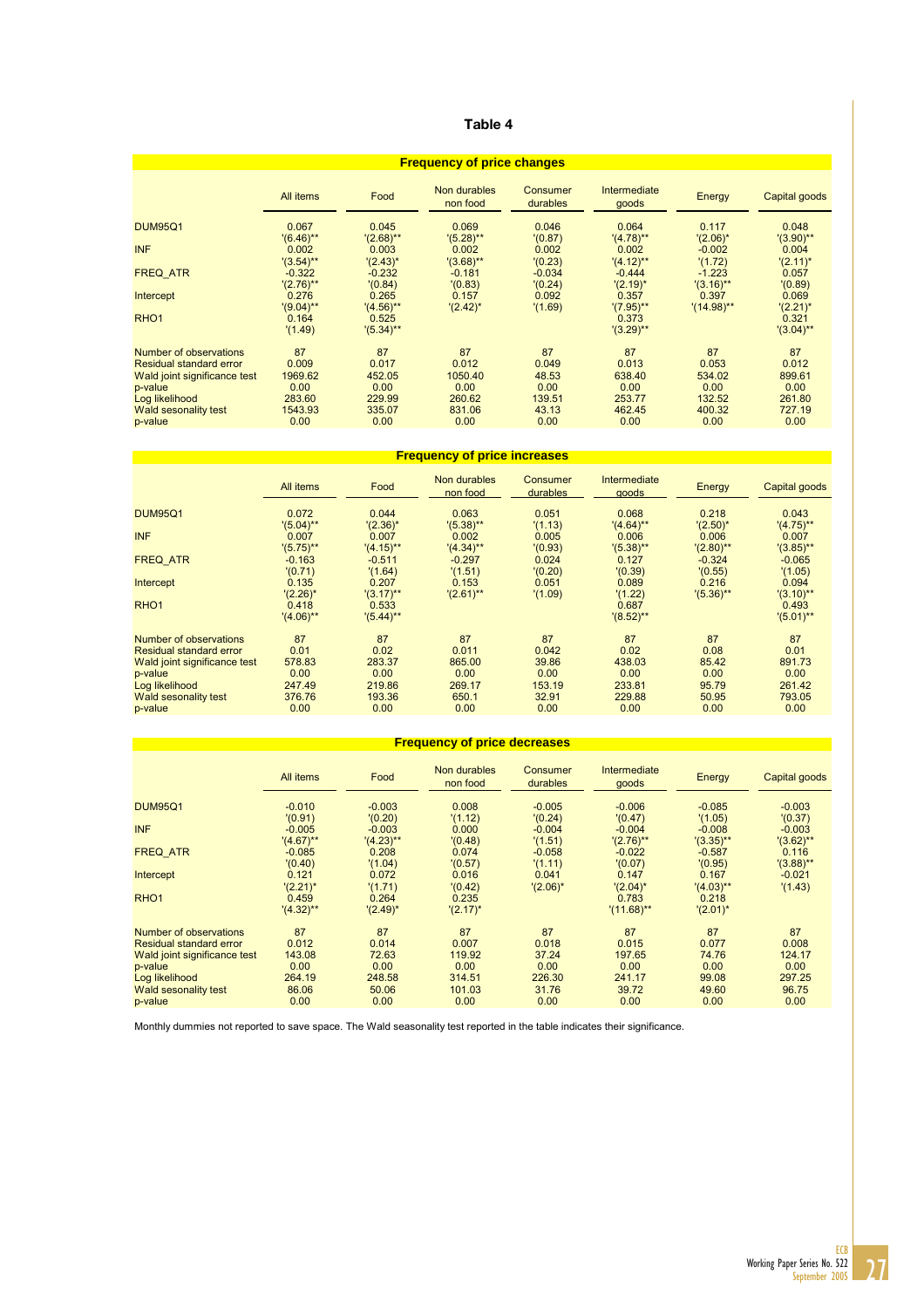# Table 4

### Frequency of price changes

| | All items | Food | Non durables non food | Consumer durables | Intermediate goods | Energy | Capital goods |
|---|---|---|---|---|---|---|---|
| DUM95Q1 | 0.067 | 0.045 | 0.069 | 0.046 | 0.064 | 0.117 | 0.048 |
| | '(6.46)** | '(2.68)** | '(5.28)** | '(0.87) | '(4.78)** | '(2.06)* | '(3.90)** |
| INF | 0.002 | 0.003 | 0.002 | 0.002 | 0.002 | -0.002 | 0.004 |
| | '(3.54)** | '(2.43)* | '(3.68)** | '(0.23) | '(4.12)** | '(1.72) | '(2.11)* |
| FREQ_ATR | -0.322 | -0.232 | -0.181 | -0.034 | -0.444 | -1.223 | 0.057 |
| | '(2.76)** | '(0.84) | '(0.83) | '(0.24) | '(2.19)* | '(3.16)** | '(0.89) |
| Intercept | 0.276 | 0.265 | 0.157 | 0.092 | 0.357 | 0.397 | 0.069 |
| | '(9.04)** | '(4.56)** | '(2.42)* | '(1.69) | '(7.95)** | '(14.98)** | '(2.21)* |
| RHO1 | 0.164 | 0.525 | | | 0.373 | | 0.321 |
| | '(1.49) | '(5.34)** | | | '(3.29)** | | '(3.04)** |
| Number of observations | 87 | 87 | 87 | 87 | 87 | 87 | 87 |
| Residual standard error | 0.009 | 0.017 | 0.012 | 0.049 | 0.013 | 0.053 | 0.012 |
| Wald joint significance test | 1969.62 | 452.05 | 1050.40 | 48.53 | 638.40 | 534.02 | 899.61 |
| p-value | 0.00 | 0.00 | 0.00 | 0.00 | 0.00 | 0.00 | 0.00 |
| Log likelihood | 283.60 | 229.99 | 260.62 | 139.51 | 253.77 | 132.52 | 261.80 |
| Wald sesonality test | 1543.93 | 335.07 | 831.06 | 43.13 | 462.45 | 400.32 | 727.19 |
| p-value | 0.00 | 0.00 | 0.00 | 0.00 | 0.00 | 0.00 | 0.00 |

### Frequency of price increases

| | All items | Food | Non durables non food | Consumer durables | Intermediate goods | Energy | Capital goods |
|---|---|---|---|---|---|---|---|
| DUM95Q1 | 0.072 | 0.044 | 0.063 | 0.051 | 0.068 | 0.218 | 0.043 |
| | '(5.04)** | '(2.36)* | '(5.38)** | '(1.13) | '(4.64)** | '(2.50)* | '(4.75)** |
| INF | 0.007 | 0.007 | 0.002 | 0.005 | 0.006 | 0.006 | 0.007 |
| | '(5.75)** | '(4.15)** | '(4.34)** | '(0.93) | '(5.38)** | '(2.80)** | '(3.85)** |
| FREQ_ATR | -0.163 | -0.511 | -0.297 | 0.024 | 0.127 | -0.324 | -0.065 |
| | '(0.71) | '(1.64) | '(1.51) | '(0.20) | '(0.39) | '(0.55) | '(1.05) |
| Intercept | 0.135 | 0.207 | 0.153 | 0.051 | 0.089 | 0.216 | 0.094 |
| | '(2.26)* | '(3.17)** | '(2.61)** | '(1.09) | '(1.22) | '(5.36)** | '(3.10)** |
| RHO1 | 0.418 | 0.533 | | | 0.687 | | 0.493 |
| | '(4.06)** | '(5.44)** | | | '(8.52)** | | '(5.01)** |
| Number of observations | 87 | 87 | 87 | 87 | 87 | 87 | 87 |
| Residual standard error | 0.01 | 0.02 | 0.011 | 0.042 | 0.02 | 0.08 | 0.01 |
| Wald joint significance test | 578.83 | 283.37 | 865.00 | 39.86 | 438.03 | 85.42 | 891.73 |
| p-value | 0.00 | 0.00 | 0.00 | 0.00 | 0.00 | 0.00 | 0.00 |
| Log likelihood | 247.49 | 219.86 | 269.17 | 153.19 | 233.81 | 95.79 | 261.42 |
| Wald sesonality test | 376.76 | 193.36 | 650.1 | 32.91 | 229.88 | 50.95 | 793.05 |
| p-value | 0.00 | 0.00 | 0.00 | 0.00 | 0.00 | 0.00 | 0.00 |

### Frequency of price decreases

| | All items | Food | Non durables non food | Consumer durables | Intermediate goods | Energy | Capital goods |
|---|---|---|---|---|---|---|---|
| DUM95Q1 | -0.010 | -0.003 | 0.008 | -0.005 | -0.006 | -0.085 | -0.003 |
| | '(0.91) | '(0.20) | '(1.12) | '(0.24) | '(0.47) | '(1.05) | '(0.37) |
| INF | -0.005 | -0.003 | 0.000 | -0.004 | -0.004 | -0.008 | -0.003 |
| | '(4.67)** | '(4.23)** | '(0.48) | '(1.51) | '(2.76)** | '(3.35)** | '(3.62)** |
| FREQ_ATR | -0.085 | 0.208 | 0.074 | -0.058 | -0.022 | -0.587 | 0.116 |
| | '(0.40) | '(1.04) | '(0.57) | '(1.11) | '(0.07) | '(0.95) | '(3.88)** |
| Intercept | 0.121 | 0.072 | 0.016 | 0.041 | 0.147 | 0.167 | -0.021 |
| | '(2.21)* | '(1.71) | '(0.42) | '(2.06)* | '(2.04)* | '(4.03)** | '(1.43) |
| RHO1 | 0.459 | 0.264 | 0.235 | | 0.783 | 0.218 | |
| | '(4.32)** | '(2.49)* | '(2.17)* | | '(11.68)** | '(2.01)* | |
| Number of observations | 87 | 87 | 87 | 87 | 87 | 87 | 87 |
| Residual standard error | 0.012 | 0.014 | 0.007 | 0.018 | 0.015 | 0.077 | 0.008 |
| Wald joint significance test | 143.08 | 72.63 | 119.92 | 37.24 | 197.65 | 74.76 | 124.17 |
| p-value | 0.00 | 0.00 | 0.00 | 0.00 | 0.00 | 0.00 | 0.00 |
| Log likelihood | 264.19 | 248.58 | 314.51 | 226.30 | 241.17 | 99.08 | 297.25 |
| Wald sesonality test | 86.06 | 50.06 | 101.03 | 31.76 | 39.72 | 49.60 | 96.75 |
| p-value | 0.00 | 0.00 | 0.00 | 0.00 | 0.00 | 0.00 | 0.00 |

Monthly dummies not reported to save space. The Wald seasonality test reported in the table indicates their significance.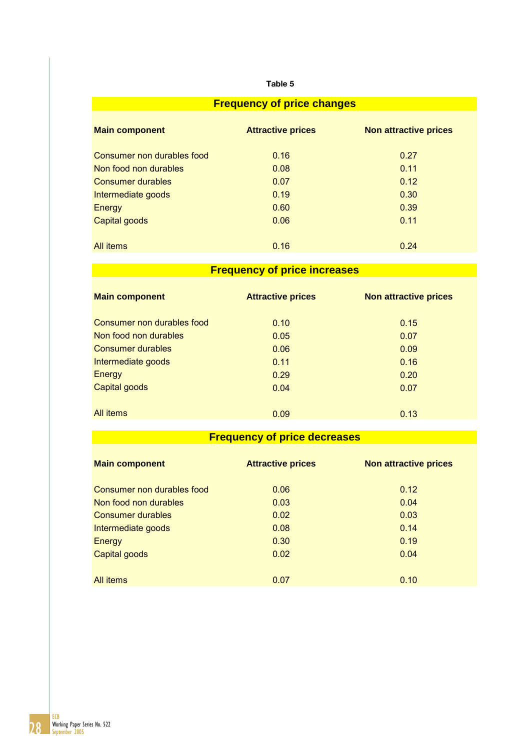**Table 5**

**Frequency of price changes**

| Main component | Attractive prices | Non attractive prices |
|---|---|---|
| Consumer non durables food | 0.16 | 0.27 |
| Non food non durables | 0.08 | 0.11 |
| Consumer durables | 0.07 | 0.12 |
| Intermediate goods | 0.19 | 0.30 |
| Energy | 0.60 | 0.39 |
| Capital goods | 0.06 | 0.11 |
| All items | 0.16 | 0.24 |

**Frequency of price increases**

| Main component | Attractive prices | Non attractive prices |
|---|---|---|
| Consumer non durables food | 0.10 | 0.15 |
| Non food non durables | 0.05 | 0.07 |
| Consumer durables | 0.06 | 0.09 |
| Intermediate goods | 0.11 | 0.16 |
| Energy | 0.29 | 0.20 |
| Capital goods | 0.04 | 0.07 |
| All items | 0.09 | 0.13 |

**Frequency of price decreases**

| Main component | Attractive prices | Non attractive prices |
|---|---|---|
| Consumer non durables food | 0.06 | 0.12 |
| Non food non durables | 0.03 | 0.04 |
| Consumer durables | 0.02 | 0.03 |
| Intermediate goods | 0.08 | 0.14 |
| Energy | 0.30 | 0.19 |
| Capital goods | 0.02 | 0.04 |
| All items | 0.07 | 0.10 |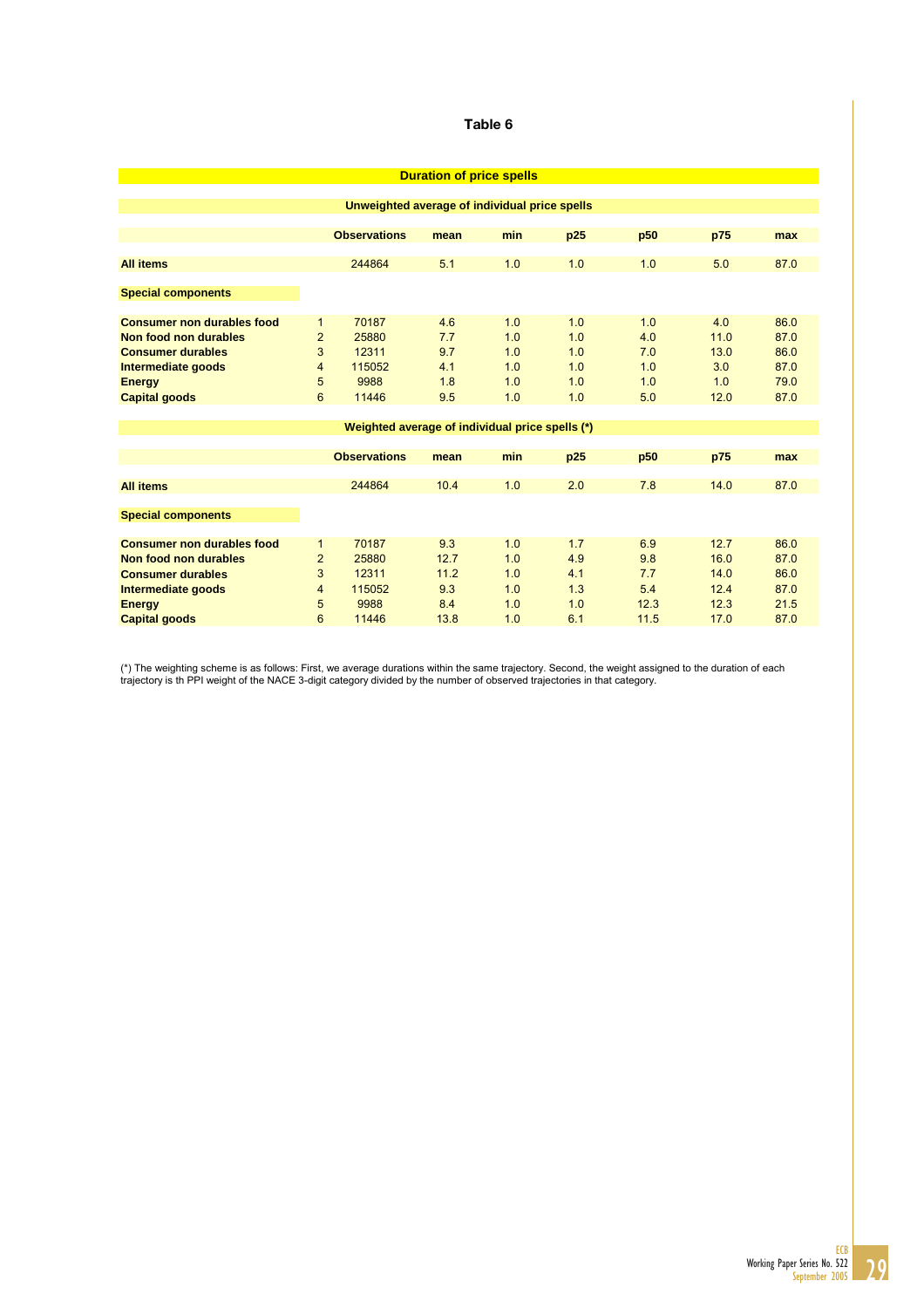# Table 6

**Duration of price spells**

**Unweighted average of individual price spells**

| | | Observations | mean | min | p25 | p50 | p75 | max |
|---|---|---|---|---|---|---|---|---|
| **All items** | | 244864 | 5.1 | 1.0 | 1.0 | 1.0 | 5.0 | 87.0 |
| **Special components** | | | | | | | | |
| **Consumer non durables food** | 1 | 70187 | 4.6 | 1.0 | 1.0 | 1.0 | 4.0 | 86.0 |
| **Non food non durables** | 2 | 25880 | 7.7 | 1.0 | 1.0 | 4.0 | 11.0 | 87.0 |
| **Consumer durables** | 3 | 12311 | 9.7 | 1.0 | 1.0 | 7.0 | 13.0 | 86.0 |
| **Intermediate goods** | 4 | 115052 | 4.1 | 1.0 | 1.0 | 1.0 | 3.0 | 87.0 |
| **Energy** | 5 | 9988 | 1.8 | 1.0 | 1.0 | 1.0 | 1.0 | 79.0 |
| **Capital goods** | 6 | 11446 | 9.5 | 1.0 | 1.0 | 5.0 | 12.0 | 87.0 |

**Weighted average of individual price spells (*)**

| | | Observations | mean | min | p25 | p50 | p75 | max |
|---|---|---|---|---|---|---|---|---|
| **All items** | | 244864 | 10.4 | 1.0 | 2.0 | 7.8 | 14.0 | 87.0 |
| **Special components** | | | | | | | | |
| **Consumer non durables food** | 1 | 70187 | 9.3 | 1.0 | 1.7 | 6.9 | 12.7 | 86.0 |
| **Non food non durables** | 2 | 25880 | 12.7 | 1.0 | 4.9 | 9.8 | 16.0 | 87.0 |
| **Consumer durables** | 3 | 12311 | 11.2 | 1.0 | 4.1 | 7.7 | 14.0 | 86.0 |
| **Intermediate goods** | 4 | 115052 | 9.3 | 1.0 | 1.3 | 5.4 | 12.4 | 87.0 |
| **Energy** | 5 | 9988 | 8.4 | 1.0 | 1.0 | 12.3 | 12.3 | 21.5 |
| **Capital goods** | 6 | 11446 | 13.8 | 1.0 | 6.1 | 11.5 | 17.0 | 87.0 |

(*) The weighting scheme is as follows: First, we average durations within the same trajectory. Second, the weight assigned to the duration of each trajectory is th PPI weight of the NACE 3-digit category divided by the number of observed trajectories in that category.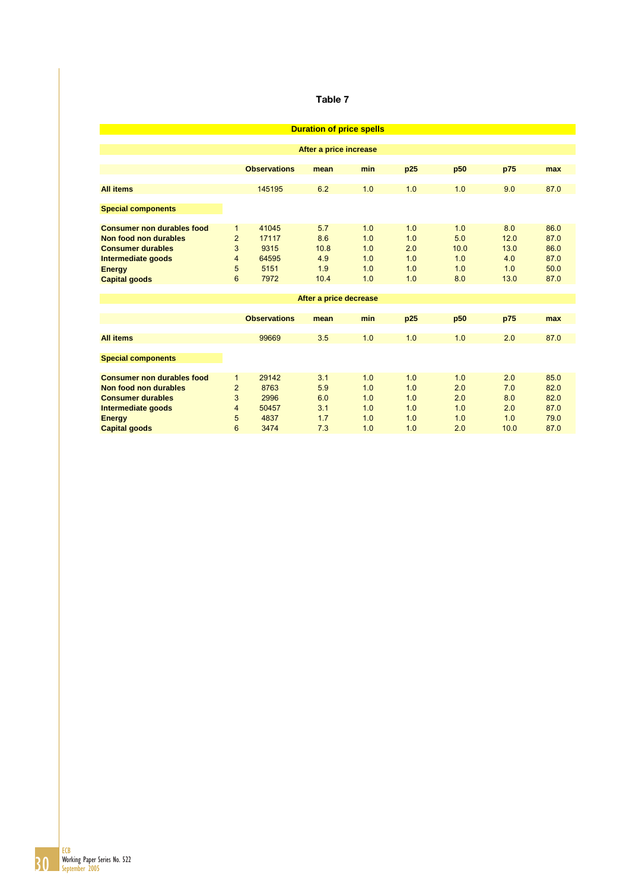**Table 7**

**Duration of price spells**

**After a price increase**

| | | Observations | mean | min | p25 | p50 | p75 | max |
|---|---|---|---|---|---|---|---|---|
| **All items** | | 145195 | 6.2 | 1.0 | 1.0 | 1.0 | 9.0 | 87.0 |
| **Special components** | | | | | | | | |
| **Consumer non durables food** | 1 | 41045 | 5.7 | 1.0 | 1.0 | 1.0 | 8.0 | 86.0 |
| **Non food non durables** | 2 | 17117 | 8.6 | 1.0 | 1.0 | 5.0 | 12.0 | 87.0 |
| **Consumer durables** | 3 | 9315 | 10.8 | 1.0 | 2.0 | 10.0 | 13.0 | 86.0 |
| **Intermediate goods** | 4 | 64595 | 4.9 | 1.0 | 1.0 | 1.0 | 4.0 | 87.0 |
| **Energy** | 5 | 5151 | 1.9 | 1.0 | 1.0 | 1.0 | 1.0 | 50.0 |
| **Capital goods** | 6 | 7972 | 10.4 | 1.0 | 1.0 | 8.0 | 13.0 | 87.0 |

**After a price decrease**

| | | Observations | mean | min | p25 | p50 | p75 | max |
|---|---|---|---|---|---|---|---|---|
| **All items** | | 99669 | 3.5 | 1.0 | 1.0 | 1.0 | 2.0 | 87.0 |
| **Special components** | | | | | | | | |
| **Consumer non durables food** | 1 | 29142 | 3.1 | 1.0 | 1.0 | 1.0 | 2.0 | 85.0 |
| **Non food non durables** | 2 | 8763 | 5.9 | 1.0 | 1.0 | 2.0 | 7.0 | 82.0 |
| **Consumer durables** | 3 | 2996 | 6.0 | 1.0 | 1.0 | 2.0 | 8.0 | 82.0 |
| **Intermediate goods** | 4 | 50457 | 3.1 | 1.0 | 1.0 | 1.0 | 2.0 | 87.0 |
| **Energy** | 5 | 4837 | 1.7 | 1.0 | 1.0 | 1.0 | 1.0 | 79.0 |
| **Capital goods** | 6 | 3474 | 7.3 | 1.0 | 1.0 | 2.0 | 10.0 | 87.0 |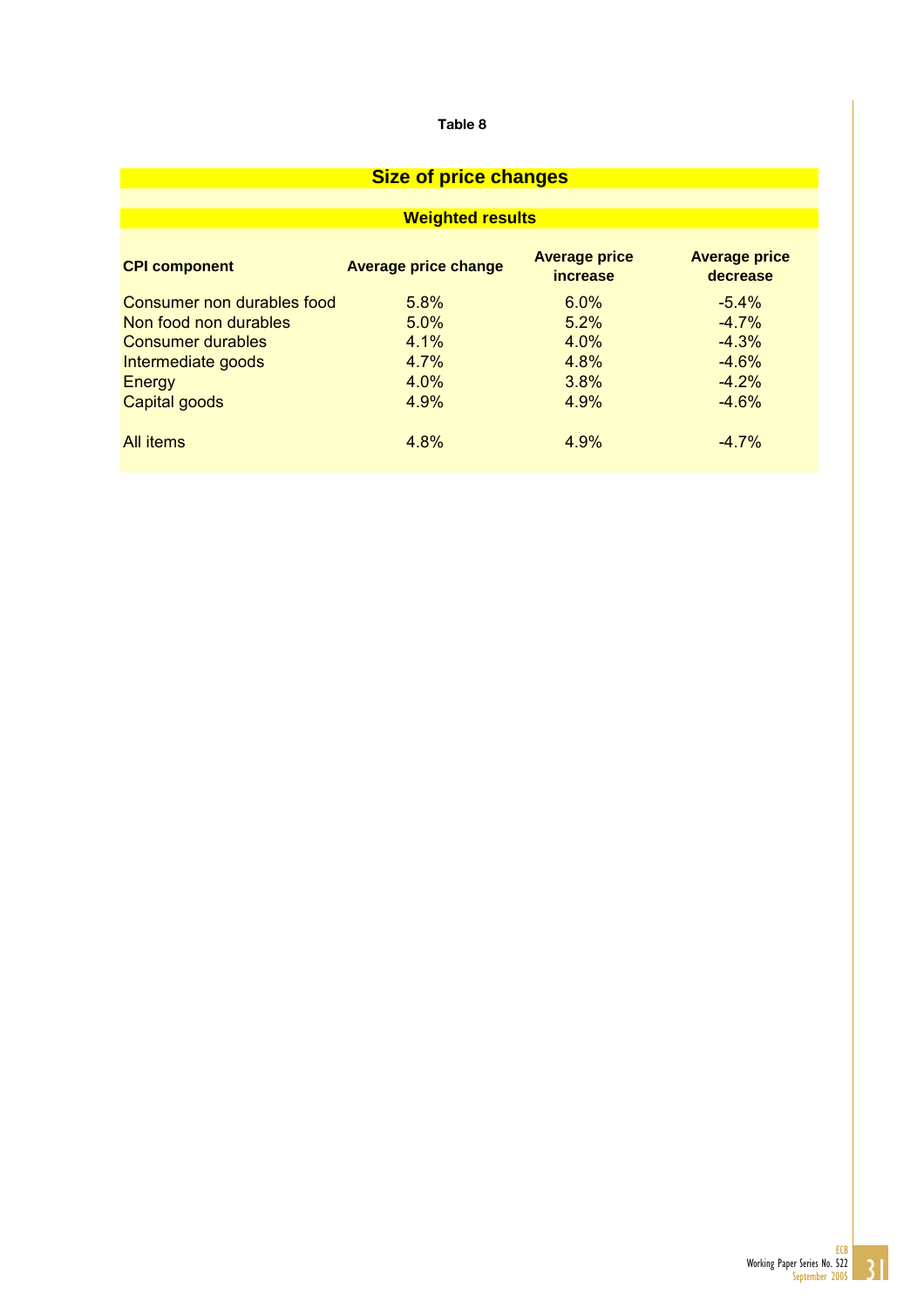**Table 8**

## Size of price changes

### Weighted results

| CPI component | Average price change | Average price increase | Average price decrease |
|---|---|---|---|
| Consumer non durables food | 5.8% | 6.0% | -5.4% |
| Non food non durables | 5.0% | 5.2% | -4.7% |
| Consumer durables | 4.1% | 4.0% | -4.3% |
| Intermediate goods | 4.7% | 4.8% | -4.6% |
| Energy | 4.0% | 3.8% | -4.2% |
| Capital goods | 4.9% | 4.9% | -4.6% |
| All items | 4.8% | 4.9% | -4.7% |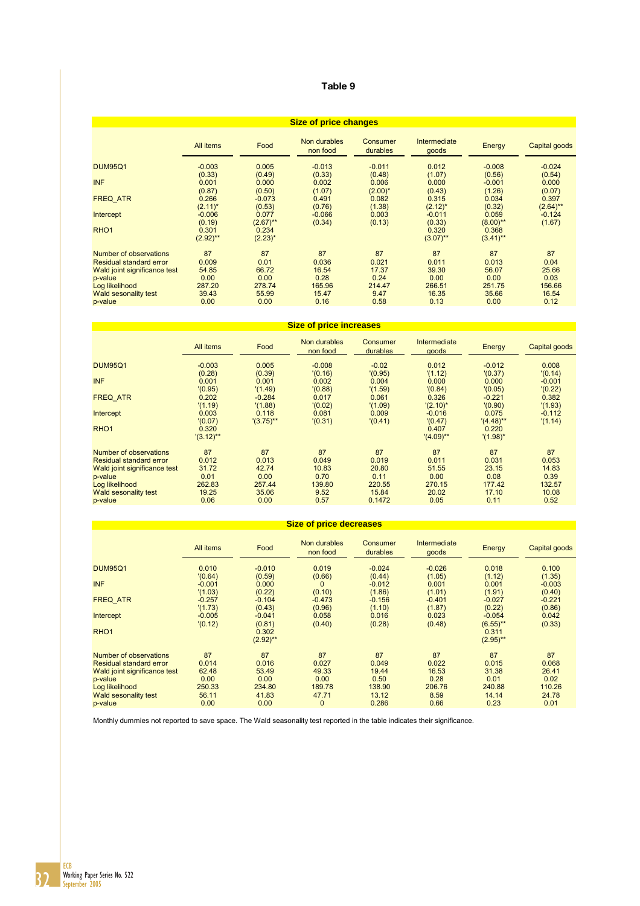# Table 9

| Size of price changes | | | | | | | |
|---|---|---|---|---|---|---|---|
| | All items | Food | Non durables non food | Consumer durables | Intermediate goods | Energy | Capital goods |
| DUM95Q1 | -0.003 | 0.005 | -0.013 | -0.011 | 0.012 | -0.008 | -0.024 |
| | (0.33) | (0.49) | (0.33) | (0.48) | (1.07) | (0.56) | (0.54) |
| INF | 0.001 | 0.000 | 0.002 | 0.006 | 0.000 | -0.001 | 0.000 |
| | (0.87) | (0.50) | (1.07) | (2.00)* | (0.43) | (1.26) | (0.07) |
| FREQ_ATR | 0.266 | -0.073 | 0.491 | 0.082 | 0.315 | 0.034 | 0.397 |
| | (2.11)* | (0.53) | (0.76) | (1.38) | (2.12)* | (0.32) | (2.64)** |
| Intercept | -0.006 | 0.077 | -0.066 | 0.003 | -0.011 | 0.059 | -0.124 |
| | (0.19) | (2.67)** | (0.34) | (0.13) | (0.33) | (8.00)** | (1.67) |
| RHO1 | 0.301 | 0.234 | | | 0.320 | 0.368 | |
| | (2.92)** | (2.23)* | | | (3.07)** | (3.41)** | |
| Number of observations | 87 | 87 | 87 | 87 | 87 | 87 | 87 |
| Residual standard error | 0.009 | 0.01 | 0.036 | 0.021 | 0.011 | 0.013 | 0.04 |
| Wald joint significance test | 54.85 | 66.72 | 16.54 | 17.37 | 39.30 | 56.07 | 25.66 |
| p-value | 0.00 | 0.00 | 0.28 | 0.24 | 0.00 | 0.00 | 0.03 |
| Log likelihood | 287.20 | 278.74 | 165.96 | 214.47 | 266.51 | 251.75 | 156.66 |
| Wald sesonality test | 39.43 | 55.99 | 15.47 | 9.47 | 16.35 | 35.66 | 16.54 |
| p-value | 0.00 | 0.00 | 0.16 | 0.58 | 0.13 | 0.00 | 0.12 |

| Size of price increases | | | | | | | |
|---|---|---|---|---|---|---|---|
| | All items | Food | Non durables non food | Consumer durables | Intermediate goods | Energy | Capital goods |
| DUM95Q1 | -0.003 | 0.005 | -0.008 | -0.02 | 0.012 | -0.012 | 0.008 |
| | (0.28) | (0.39) | '(0.16) | '(0.95) | '(1.12) | '(0.37) | '(0.14) |
| INF | 0.001 | 0.001 | 0.002 | 0.004 | 0.000 | 0.000 | -0.001 |
| | '(0.95) | '(1.49) | '(0.88) | '(1.59) | '(0.84) | '(0.05) | '(0.22) |
| FREQ_ATR | 0.202 | -0.284 | 0.017 | 0.061 | 0.326 | -0.221 | 0.382 |
| | '(1.19) | '(1.88) | '(0.02) | '(1.09) | '(2.10)* | '(0.90) | '(1.93) |
| Intercept | 0.003 | 0.118 | 0.081 | 0.009 | -0.016 | 0.075 | -0.112 |
| | '(0.07) | '(3.75)** | '(0.31) | '(0.41) | '(0.47) | '(4.48)** | '(1.14) |
| RHO1 | 0.320 | | | | 0.407 | 0.220 | |
| | '(3.12)** | | | | '(4.09)** | '(1.98)* | |
| Number of observations | 87 | 87 | 87 | 87 | 87 | 87 | 87 |
| Residual standard error | 0.012 | 0.013 | 0.049 | 0.019 | 0.011 | 0.031 | 0.053 |
| Wald joint significance test | 31.72 | 42.74 | 10.83 | 20.80 | 51.55 | 23.15 | 14.83 |
| p-value | 0.01 | 0.00 | 0.70 | 0.11 | 0.00 | 0.08 | 0.39 |
| Log likelihood | 262.83 | 257.44 | 139.80 | 220.55 | 270.15 | 177.42 | 132.57 |
| Wald sesonality test | 19.25 | 35.06 | 9.52 | 15.84 | 20.02 | 17.10 | 10.08 |
| p-value | 0.06 | 0.00 | 0.57 | 0.1472 | 0.05 | 0.11 | 0.52 |

| Size of price decreases | | | | | | | |
|---|---|---|---|---|---|---|---|
| | All items | Food | Non durables non food | Consumer durables | Intermediate goods | Energy | Capital goods |
| DUM95Q1 | 0.010 | -0.010 | 0.019 | -0.024 | -0.026 | 0.018 | 0.100 |
| | '(0.64) | (0.59) | (0.66) | (0.44) | (1.05) | (1.12) | (1.35) |
| INF | -0.001 | 0.000 | 0 | -0.012 | 0.001 | 0.001 | -0.003 |
| | '(1.03) | (0.22) | (0.10) | (1.86) | (1.01) | (1.91) | (0.40) |
| FREQ_ATR | -0.257 | -0.104 | -0.473 | -0.156 | -0.401 | -0.027 | -0.221 |
| | '(1.73) | (0.43) | (0.96) | (1.10) | (1.87) | (0.22) | (0.86) |
| Intercept | -0.005 | -0.041 | 0.058 | 0.016 | 0.023 | -0.054 | 0.042 |
| | '(0.12) | (0.81) | (0.40) | (0.28) | (0.48) | (6.55)** | (0.33) |
| RHO1 | | 0.302 | | | | 0.311 | |
| | | (2.92)** | | | | (2.95)** | |
| Number of observations | 87 | 87 | 87 | 87 | 87 | 87 | 87 |
| Residual standard error | 0.014 | 0.016 | 0.027 | 0.049 | 0.022 | 0.015 | 0.068 |
| Wald joint significance test | 62.48 | 53.49 | 49.33 | 19.44 | 16.53 | 31.38 | 26.41 |
| p-value | 0.00 | 0.00 | 0.00 | 0.50 | 0.28 | 0.01 | 0.02 |
| Log likelihood | 250.33 | 234.80 | 189.78 | 138.90 | 206.76 | 240.88 | 110.26 |
| Wald sesonality test | 56.11 | 41.83 | 47.71 | 13.12 | 8.59 | 14.14 | 24.78 |
| p-value | 0.00 | 0.00 | 0 | 0.286 | 0.66 | 0.23 | 0.01 |

Monthly dummies not reported to save space. The Wald seasonality test reported in the table indicates their significance.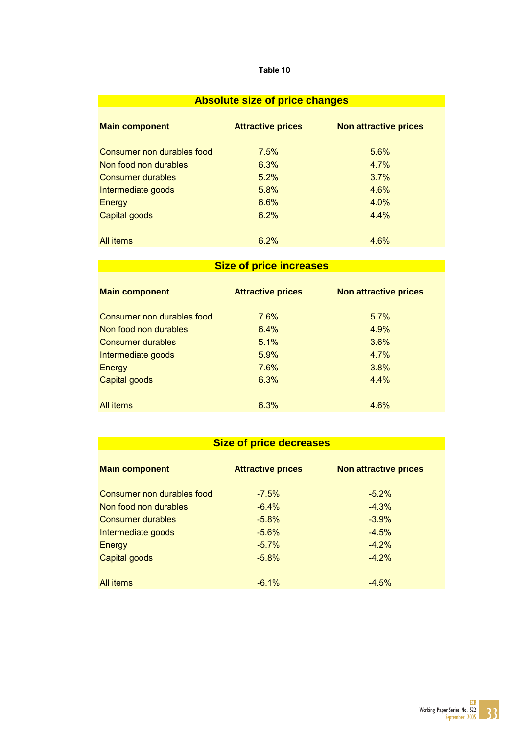**Table 10**

**Absolute size of price changes**

| Main component | Attractive prices | Non attractive prices |
|---|---|---|
| Consumer non durables food | 7.5% | 5.6% |
| Non food non durables | 6.3% | 4.7% |
| Consumer durables | 5.2% | 3.7% |
| Intermediate goods | 5.8% | 4.6% |
| Energy | 6.6% | 4.0% |
| Capital goods | 6.2% | 4.4% |
| All items | 6.2% | 4.6% |

**Size of price increases**

| Main component | Attractive prices | Non attractive prices |
|---|---|---|
| Consumer non durables food | 7.6% | 5.7% |
| Non food non durables | 6.4% | 4.9% |
| Consumer durables | 5.1% | 3.6% |
| Intermediate goods | 5.9% | 4.7% |
| Energy | 7.6% | 3.8% |
| Capital goods | 6.3% | 4.4% |
| All items | 6.3% | 4.6% |

**Size of price decreases**

| Main component | Attractive prices | Non attractive prices |
|---|---|---|
| Consumer non durables food | -7.5% | -5.2% |
| Non food non durables | -6.4% | -4.3% |
| Consumer durables | -5.8% | -3.9% |
| Intermediate goods | -5.6% | -4.5% |
| Energy | -5.7% | -4.2% |
| Capital goods | -5.8% | -4.2% |
| All items | -6.1% | -4.5% |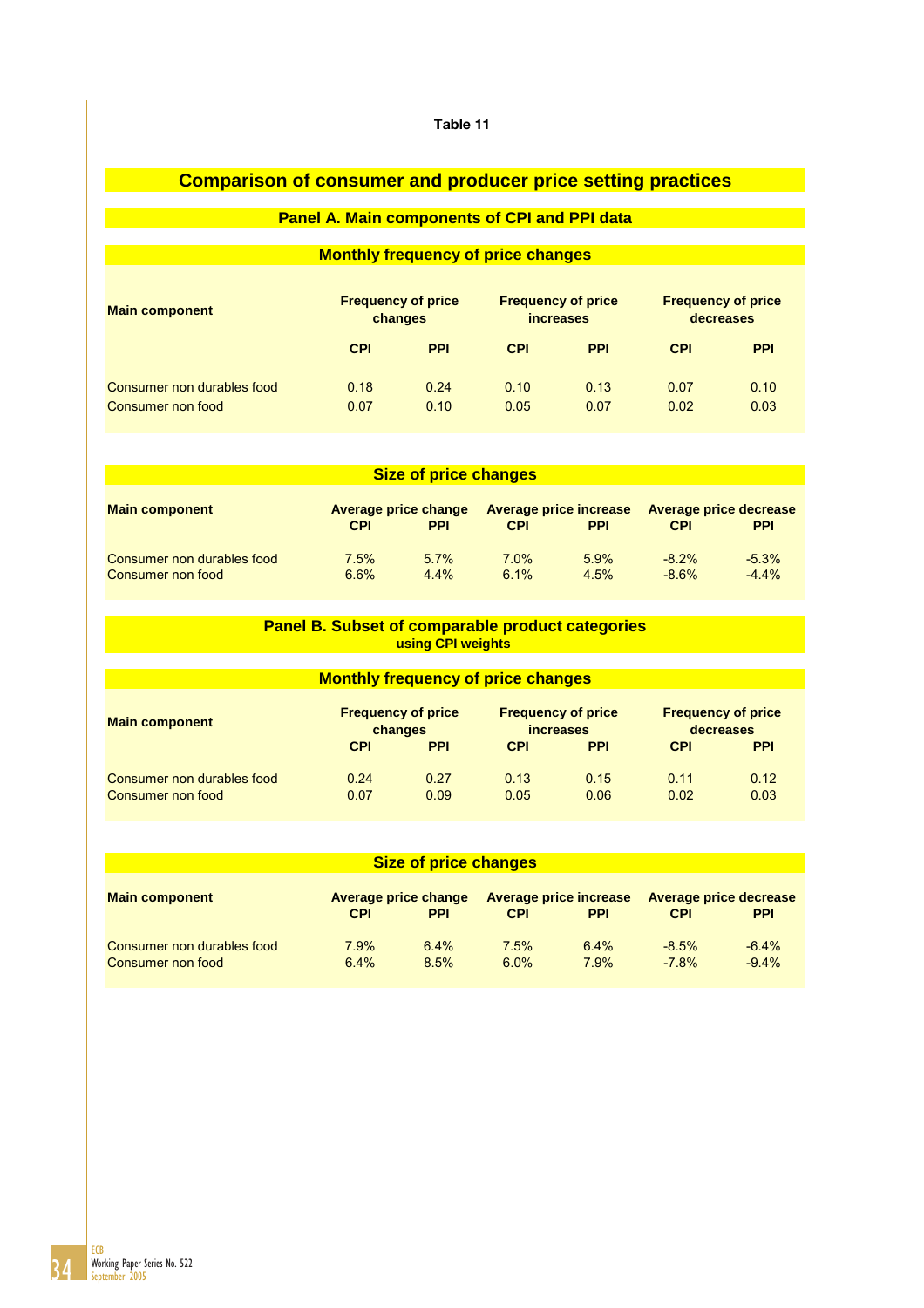Table 11

## Comparison of consumer and producer price setting practices

### Panel A. Main components of CPI and PPI data

**Monthly frequency of price changes**

| Main component | Frequency of price changes | | Frequency of price increases | | Frequency of price decreases | |
|---|---|---|---|---|---|---|
| | CPI | PPI | CPI | PPI | CPI | PPI |
| Consumer non durables food | 0.18 | 0.24 | 0.10 | 0.13 | 0.07 | 0.10 |
| Consumer non food | 0.07 | 0.10 | 0.05 | 0.07 | 0.02 | 0.03 |

**Size of price changes**

| Main component | Average price change | | Average price increase | | Average price decrease | |
|---|---|---|---|---|---|---|
| | CPI | PPI | CPI | PPI | CPI | PPI |
| Consumer non durables food | 7.5% | 5.7% | 7.0% | 5.9% | -8.2% | -5.3% |
| Consumer non food | 6.6% | 4.4% | 6.1% | 4.5% | -8.6% | -4.4% |

### Panel B. Subset of comparable product categories using CPI weights

**Monthly frequency of price changes**

| Main component | Frequency of price changes | | Frequency of price increases | | Frequency of price decreases | |
|---|---|---|---|---|---|---|
| | CPI | PPI | CPI | PPI | CPI | PPI |
| Consumer non durables food | 0.24 | 0.27 | 0.13 | 0.15 | 0.11 | 0.12 |
| Consumer non food | 0.07 | 0.09 | 0.05 | 0.06 | 0.02 | 0.03 |

**Size of price changes**

| Main component | Average price change | | Average price increase | | Average price decrease | |
|---|---|---|---|---|---|---|
| | CPI | PPI | CPI | PPI | CPI | PPI |
| Consumer non durables food | 7.9% | 6.4% | 7.5% | 6.4% | -8.5% | -6.4% |
| Consumer non food | 6.4% | 8.5% | 6.0% | 7.9% | -7.8% | -9.4% |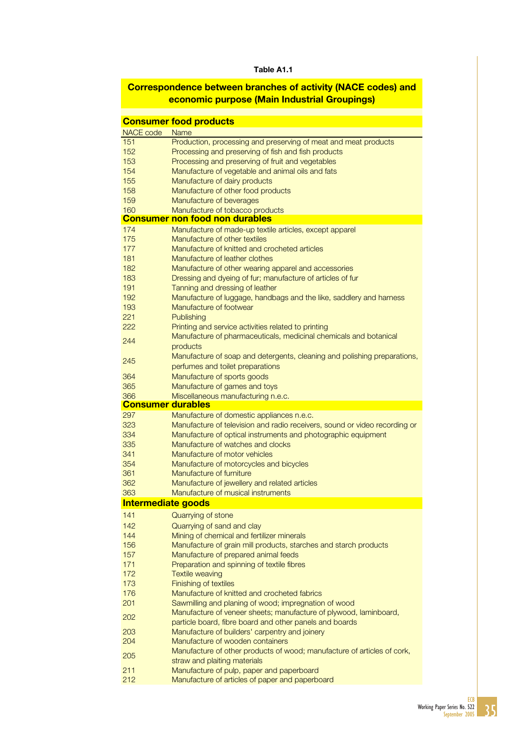**Table A1.1**

**Correspondence between branches of activity (NACE codes) and economic purpose (Main Industrial Groupings)**

| NACE code | Name |
|---|---|
| **Consumer food products** | |
| 151 | Production, processing and preserving of meat and meat products |
| 152 | Processing and preserving of fish and fish products |
| 153 | Processing and preserving of fruit and vegetables |
| 154 | Manufacture of vegetable and animal oils and fats |
| 155 | Manufacture of dairy products |
| 158 | Manufacture of other food products |
| 159 | Manufacture of beverages |
| 160 | Manufacture of tobacco products |
| **Consumer non food non durables** | |
| 174 | Manufacture of made-up textile articles, except apparel |
| 175 | Manufacture of other textiles |
| 177 | Manufacture of knitted and crocheted articles |
| 181 | Manufacture of leather clothes |
| 182 | Manufacture of other wearing apparel and accessories |
| 183 | Dressing and dyeing of fur; manufacture of articles of fur |
| 191 | Tanning and dressing of leather |
| 192 | Manufacture of luggage, handbags and the like, saddlery and harness |
| 193 | Manufacture of footwear |
| 221 | Publishing |
| 222 | Printing and service activities related to printing |
| 244 | Manufacture of pharmaceuticals, medicinal chemicals and botanical products |
| 245 | Manufacture of soap and detergents, cleaning and polishing preparations, perfumes and toilet preparations |
| 364 | Manufacture of sports goods |
| 365 | Manufacture of games and toys |
| 366 | Miscellaneous manufacturing n.e.c. |
| **Consumer durables** | |
| 297 | Manufacture of domestic appliances n.e.c. |
| 323 | Manufacture of television and radio receivers, sound or video recording or |
| 334 | Manufacture of optical instruments and photographic equipment |
| 335 | Manufacture of watches and clocks |
| 341 | Manufacture of motor vehicles |
| 354 | Manufacture of motorcycles and bicycles |
| 361 | Manufacture of furniture |
| 362 | Manufacture of jewellery and related articles |
| 363 | Manufacture of musical instruments |
| **Intermediate goods** | |
| 141 | Quarrying of stone |
| 142 | Quarrying of sand and clay |
| 144 | Mining of chemical and fertilizer minerals |
| 156 | Manufacture of grain mill products, starches and starch products |
| 157 | Manufacture of prepared animal feeds |
| 171 | Preparation and spinning of textile fibres |
| 172 | Textile weaving |
| 173 | Finishing of textiles |
| 176 | Manufacture of knitted and crocheted fabrics |
| 201 | Sawmilling and planing of wood; impregnation of wood |
| 202 | Manufacture of veneer sheets; manufacture of plywood, laminboard, particle board, fibre board and other panels and boards |
| 203 | Manufacture of builders' carpentry and joinery |
| 204 | Manufacture of wooden containers |
| 205 | Manufacture of other products of wood; manufacture of articles of cork, straw and plaiting materials |
| 211 | Manufacture of pulp, paper and paperboard |
| 212 | Manufacture of articles of paper and paperboard |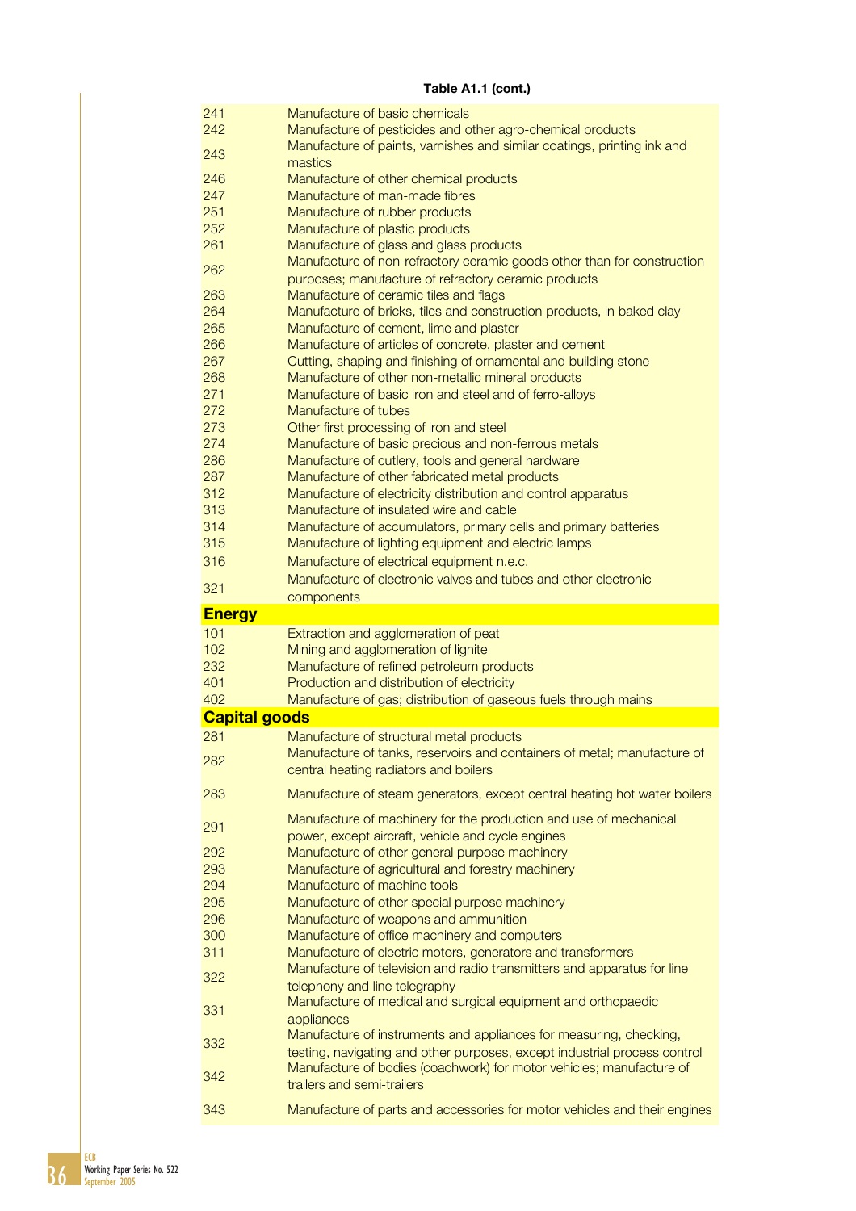**Table A1.1 (cont.)**

| | |
|---|---|
| 241 | Manufacture of basic chemicals |
| 242 | Manufacture of pesticides and other agro-chemical products |
| 243 | Manufacture of paints, varnishes and similar coatings, printing ink and mastics |
| 246 | Manufacture of other chemical products |
| 247 | Manufacture of man-made fibres |
| 251 | Manufacture of rubber products |
| 252 | Manufacture of plastic products |
| 261 | Manufacture of glass and glass products |
| 262 | Manufacture of non-refractory ceramic goods other than for construction purposes; manufacture of refractory ceramic products |
| 263 | Manufacture of ceramic tiles and flags |
| 264 | Manufacture of bricks, tiles and construction products, in baked clay |
| 265 | Manufacture of cement, lime and plaster |
| 266 | Manufacture of articles of concrete, plaster and cement |
| 267 | Cutting, shaping and finishing of ornamental and building stone |
| 268 | Manufacture of other non-metallic mineral products |
| 271 | Manufacture of basic iron and steel and of ferro-alloys |
| 272 | Manufacture of tubes |
| 273 | Other first processing of iron and steel |
| 274 | Manufacture of basic precious and non-ferrous metals |
| 286 | Manufacture of cutlery, tools and general hardware |
| 287 | Manufacture of other fabricated metal products |
| 312 | Manufacture of electricity distribution and control apparatus |
| 313 | Manufacture of insulated wire and cable |
| 314 | Manufacture of accumulators, primary cells and primary batteries |
| 315 | Manufacture of lighting equipment and electric lamps |
| 316 | Manufacture of electrical equipment n.e.c. |
| 321 | Manufacture of electronic valves and tubes and other electronic components |
| **Energy** | |
| 101 | Extraction and agglomeration of peat |
| 102 | Mining and agglomeration of lignite |
| 232 | Manufacture of refined petroleum products |
| 401 | Production and distribution of electricity |
| 402 | Manufacture of gas; distribution of gaseous fuels through mains |
| **Capital goods** | |
| 281 | Manufacture of structural metal products |
| 282 | Manufacture of tanks, reservoirs and containers of metal; manufacture of central heating radiators and boilers |
| 283 | Manufacture of steam generators, except central heating hot water boilers |
| 291 | Manufacture of machinery for the production and use of mechanical power, except aircraft, vehicle and cycle engines |
| 292 | Manufacture of other general purpose machinery |
| 293 | Manufacture of agricultural and forestry machinery |
| 294 | Manufacture of machine tools |
| 295 | Manufacture of other special purpose machinery |
| 296 | Manufacture of weapons and ammunition |
| 300 | Manufacture of office machinery and computers |
| 311 | Manufacture of electric motors, generators and transformers |
| 322 | Manufacture of television and radio transmitters and apparatus for line telephony and line telegraphy |
| 331 | Manufacture of medical and surgical equipment and orthopaedic appliances |
| 332 | Manufacture of instruments and appliances for measuring, checking, testing, navigating and other purposes, except industrial process control |
| 342 | Manufacture of bodies (coachwork) for motor vehicles; manufacture of trailers and semi-trailers |
| 343 | Manufacture of parts and accessories for motor vehicles and their engines |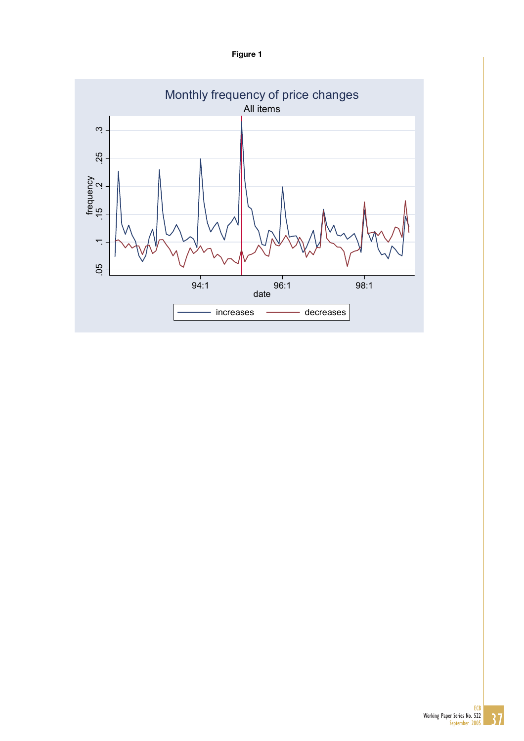**Figure 1**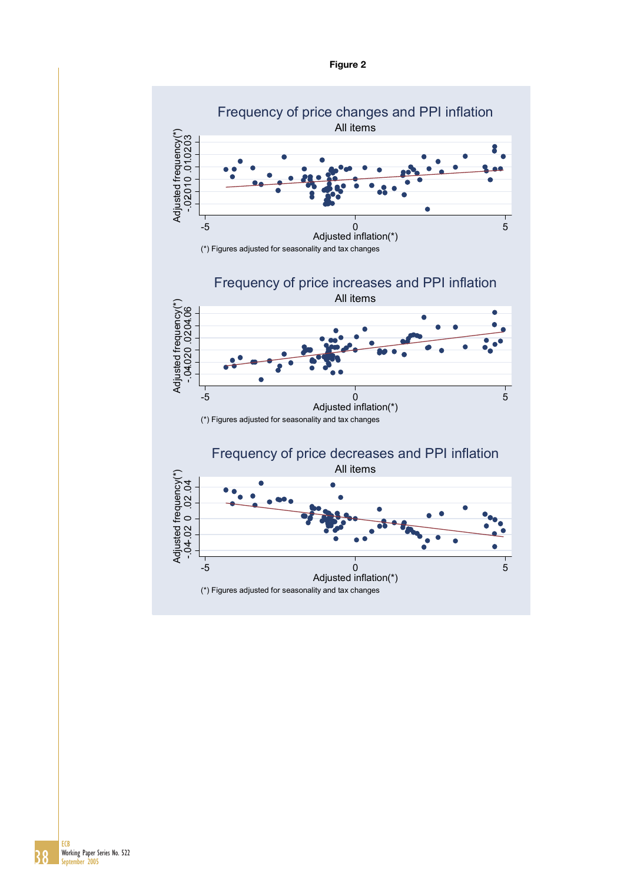**Figure 2**

Frequency of price changes and PPI inflation

All items

(*) Figures adjusted for seasonality and tax changes

Frequency of price increases and PPI inflation

All items

(*) Figures adjusted for seasonality and tax changes

Frequency of price decreases and PPI inflation

All items

(*) Figures adjusted for seasonality and tax changes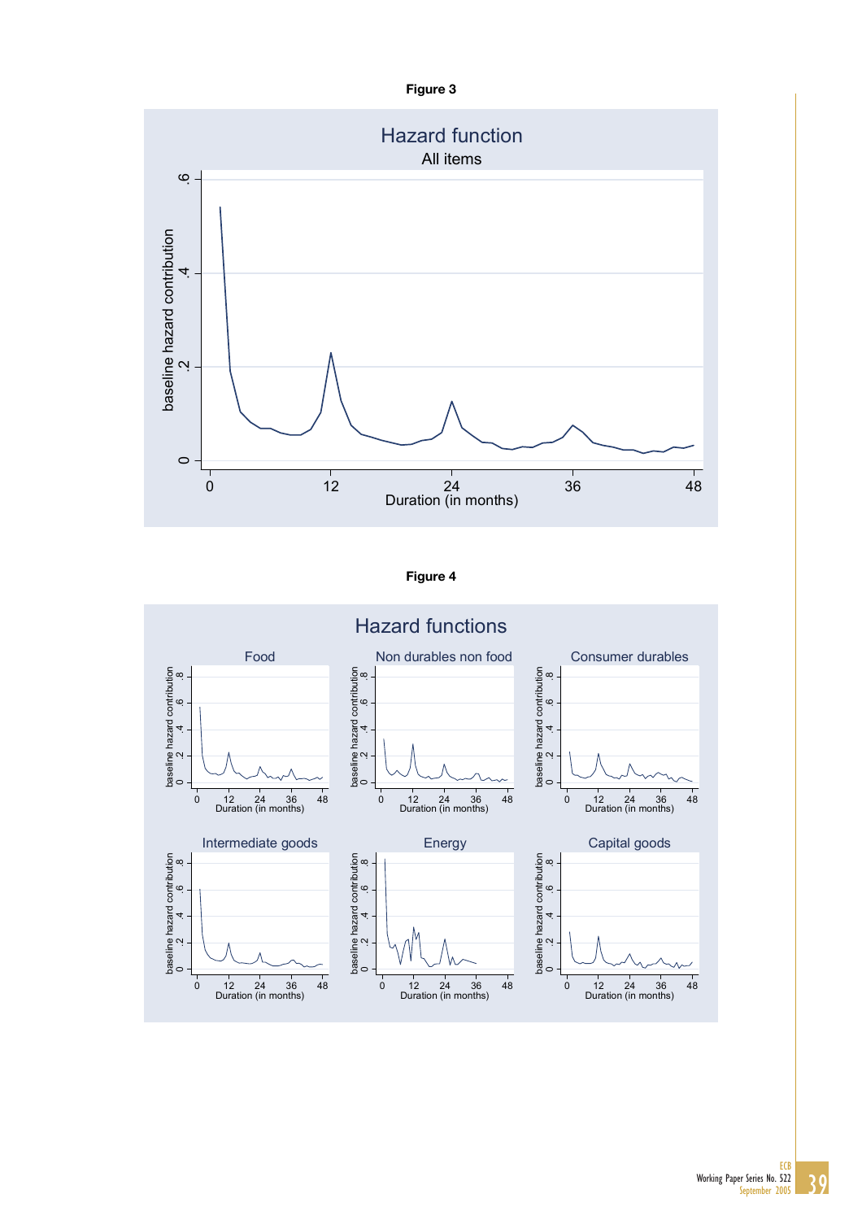**Figure 3**

Hazard function

All items

baseline hazard contribution

Duration (in months)

**Figure 4**

Hazard functions

Food

Non durables non food

Consumer durables

Intermediate goods

Energy

Capital goods

baseline hazard contribution

Duration (in months)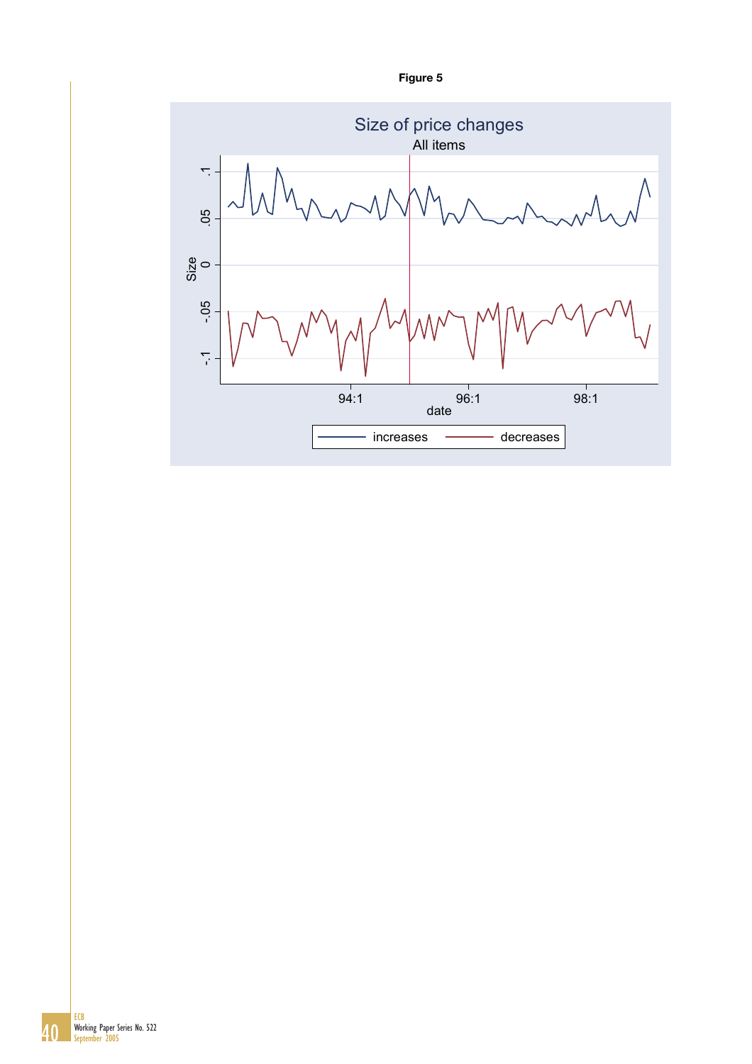**Figure 5**

Size of price changes

All items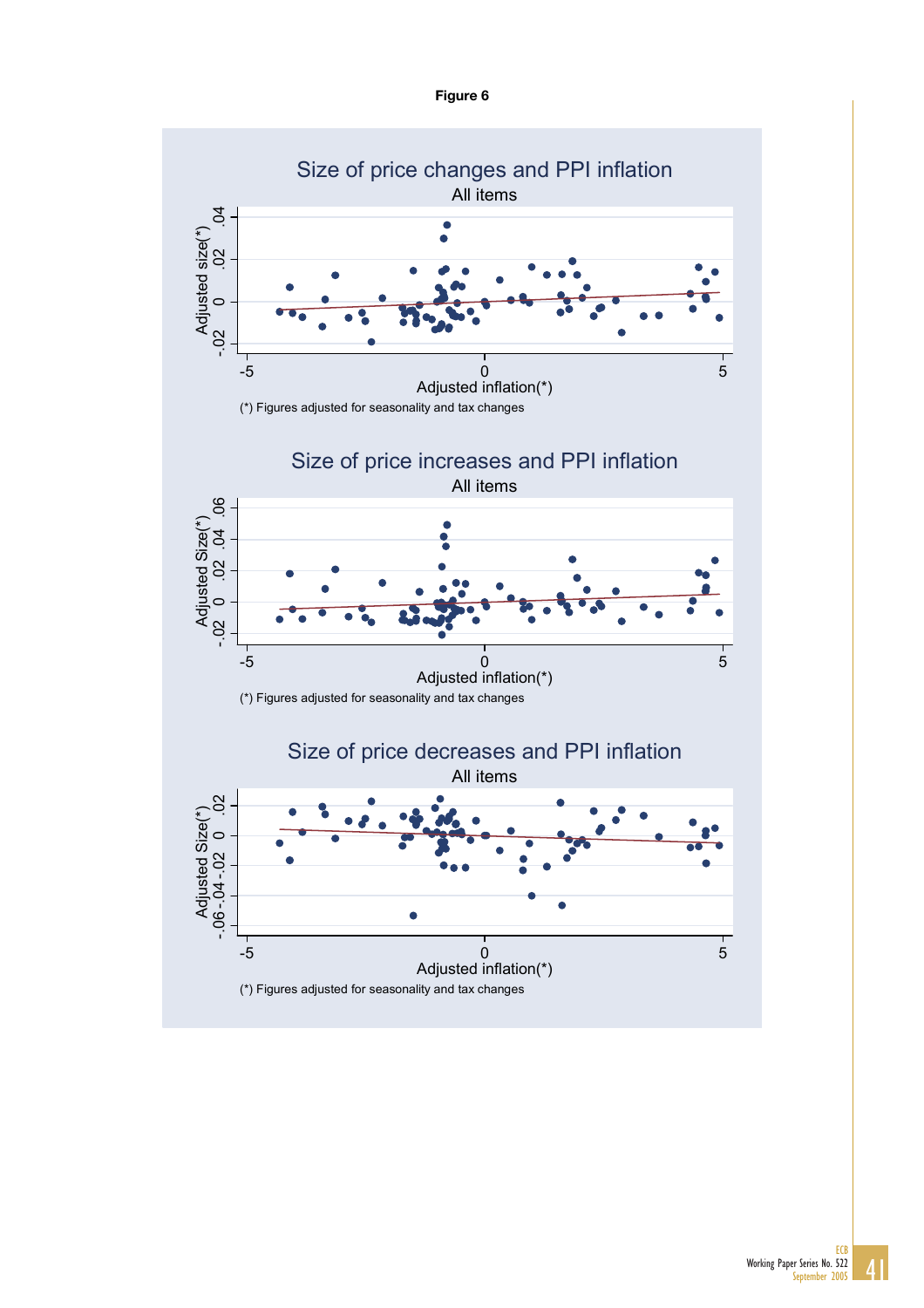**Figure 6**

Size of price changes and PPI inflation

All items

(*) Figures adjusted for seasonality and tax changes

Size of price increases and PPI inflation

All items

(*) Figures adjusted for seasonality and tax changes

Size of price decreases and PPI inflation

All items

(*) Figures adjusted for seasonality and tax changes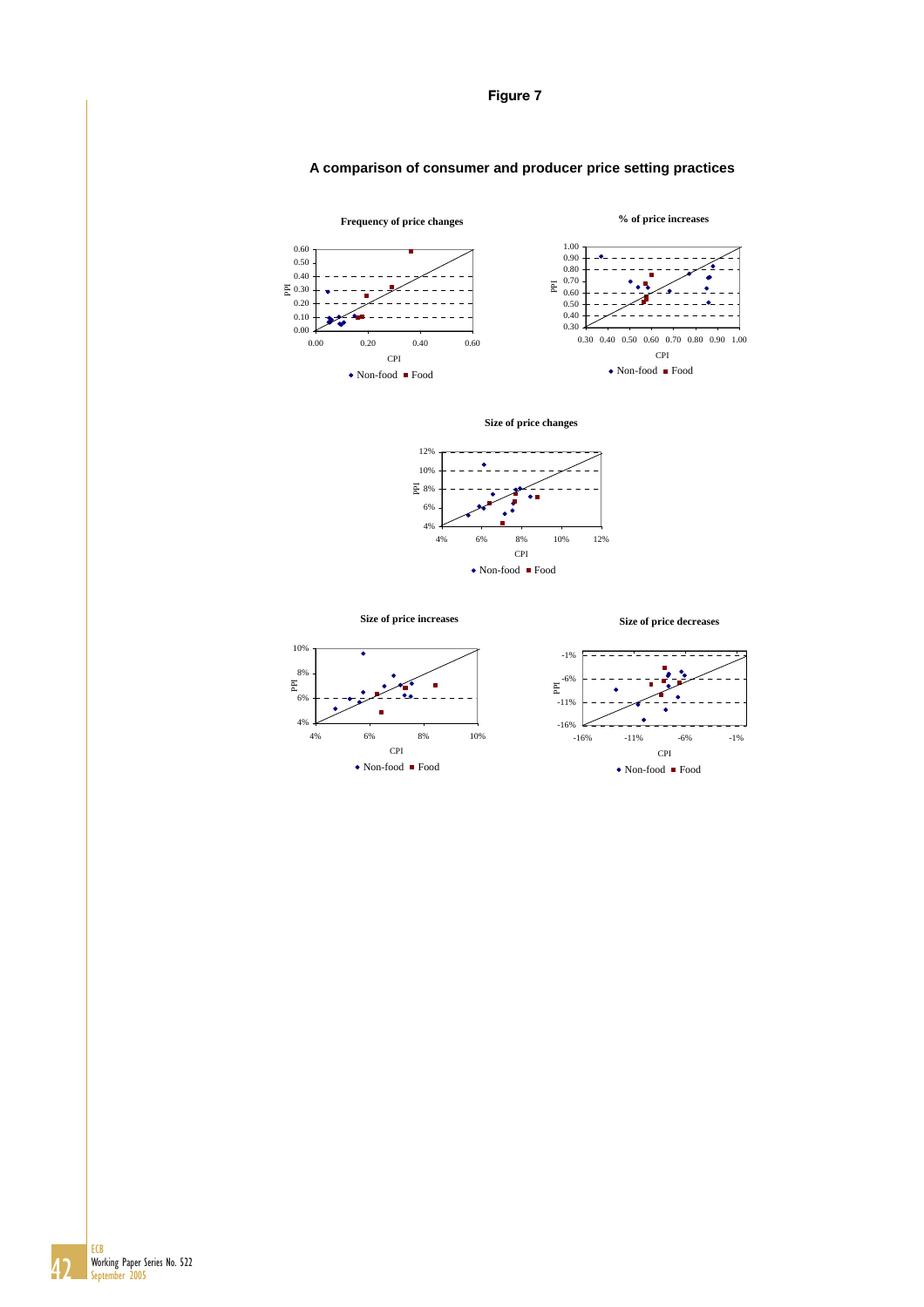**Figure 7**

**A comparison of consumer and producer price setting practices**

**Frequency of price changes**

PPI

CPI

◆ Non-food ■ Food

**% of price increases**

PPI

CPI

◆ Non-food ■ Food

**Size of price changes**

PPI

CPI

◆ Non-food ■ Food

**Size of price increases**

PPI

CPI

◆ Non-food ■ Food

**Size of price decreases**

PPI

CPI

◆ Non-food ■ Food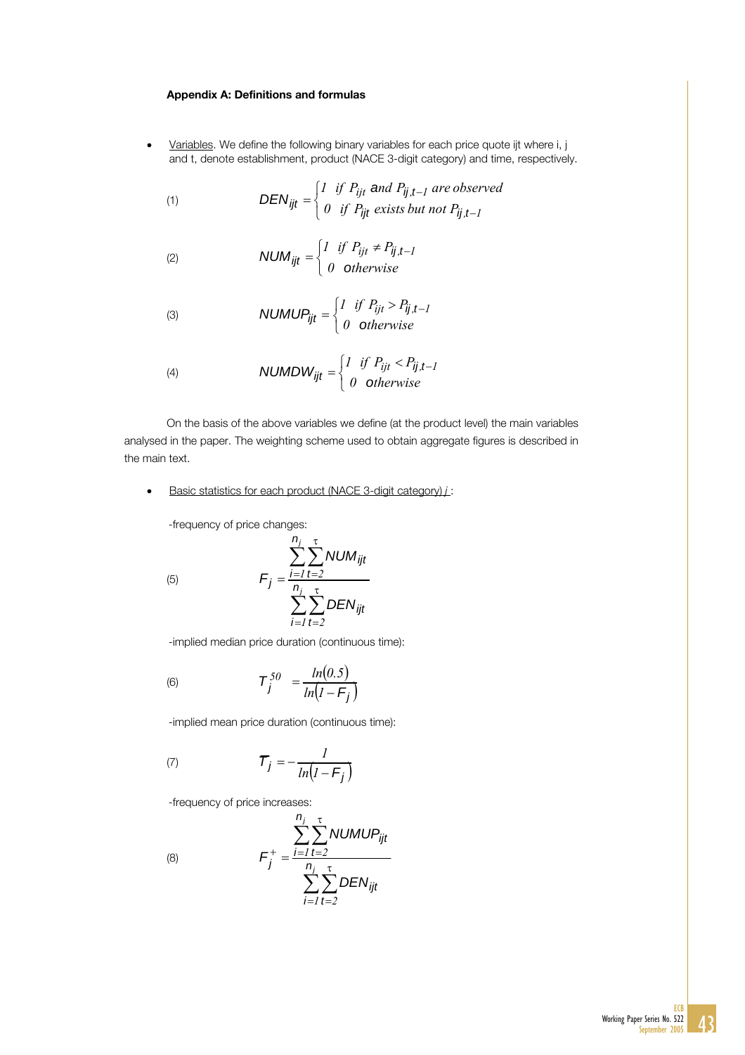**Appendix A: Definitions and formulas**

- Variables. We define the following binary variables for each price quote ijt where i, j and t, denote establishment, product (NACE 3-digit category) and time, respectively.

$$DEN_{ijt} = \begin{cases} 1 & \text{if } P_{ijt} \text{ and } P_{ij,t-1} \text{ are observed} \\ 0 & \text{if } P_{ijt} \text{ exists but not } P_{ij,t-1} \end{cases} \tag{1}$$

$$NUM_{ijt} = \begin{cases} 1 & \text{if } P_{ijt} \neq P_{ij,t-1} \\ 0 & \text{otherwise} \end{cases} \tag{2}$$

$$NUMUP_{ijt} = \begin{cases} 1 & \text{if } P_{ijt} > P_{ij,t-1} \\ 0 & \text{otherwise} \end{cases} \tag{3}$$

$$NUMDW_{ijt} = \begin{cases} 1 & \text{if } P_{ijt} < P_{ij,t-1} \\ 0 & \text{otherwise} \end{cases} \tag{4}$$

On the basis of the above variables we define (at the product level) the main variables analysed in the paper. The weighting scheme used to obtain aggregate figures is described in the main text.

- Basic statistics for each product (NACE 3-digit category) $j$ :

-frequency of price changes:

$$F_j = \frac{\sum_{i=1}^{n_j} \sum_{t=2}^{\tau} NUM_{ijt}}{\sum_{i=1}^{n_j} \sum_{t=2}^{\tau} DEN_{ijt}} \tag{5}$$

-implied median price duration (continuous time):

$$T_j^{50} = \frac{\ln(0.5)}{\ln(1 - F_j)} \tag{6}$$

-implied mean price duration (continuous time):

$$\bar{T}_j = -\frac{1}{\ln(1 - F_j)} \tag{7}$$

-frequency of price increases:

$$F_j^{+} = \frac{\sum_{i=1}^{n_j} \sum_{t=2}^{\tau} NUMUP_{ijt}}{\sum_{i=1}^{n_j} \sum_{t=2}^{\tau} DEN_{ijt}} \tag{8}$$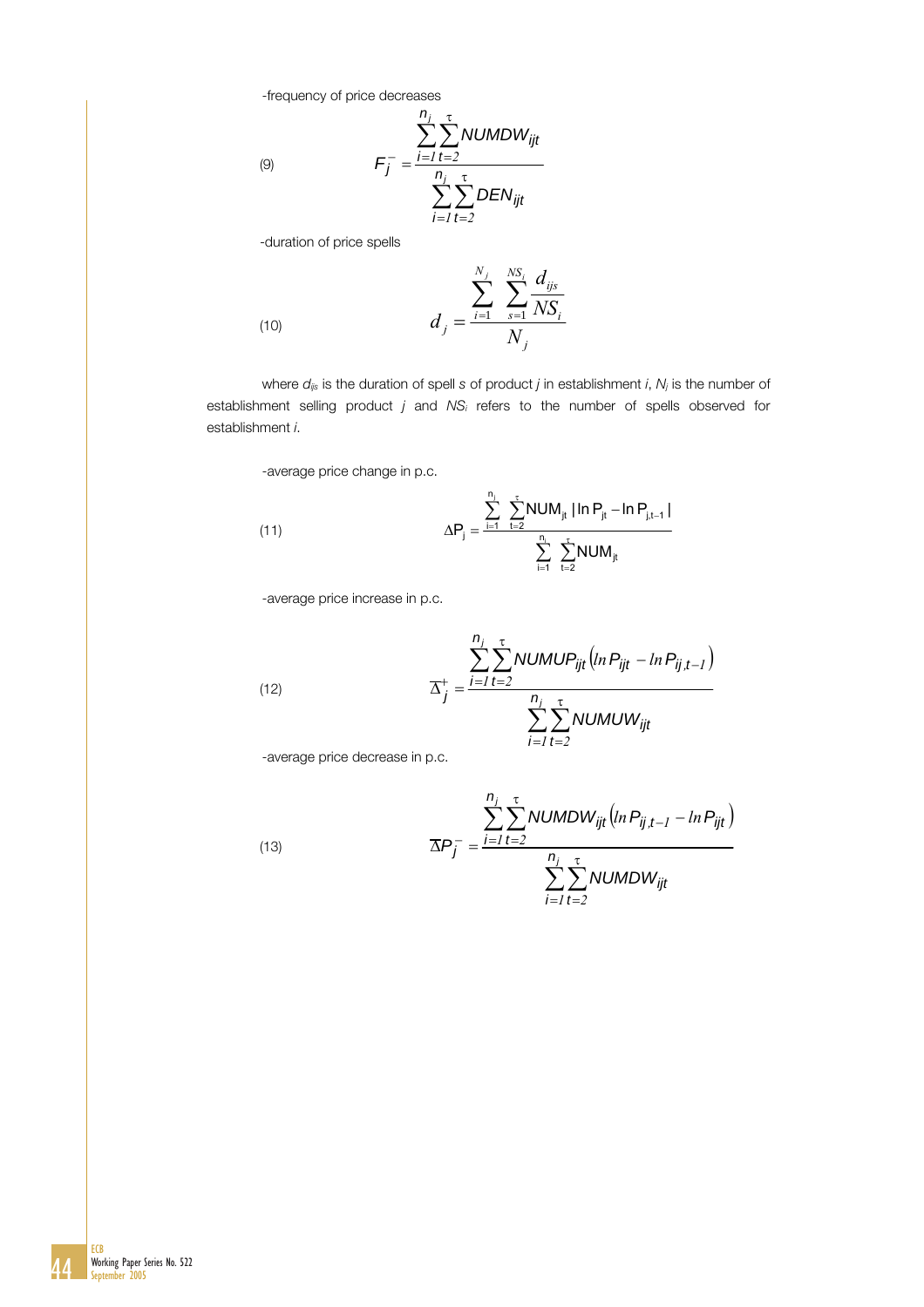-frequency of price decreases

$$F_j^- = \frac{\sum_{i=1}^{n_j}\sum_{t=2}^{\tau} NUMDW_{ijt}}{\sum_{i=1}^{n_j}\sum_{t=2}^{\tau} DEN_{ijt}} \tag{9}$$

-duration of price spells

$$d_j = \frac{\sum_{i=1}^{N_j} \sum_{s=1}^{NS_i} \frac{d_{ijs}}{NS_i}}{N_j} \tag{10}$$

where $d_{ijs}$ is the duration of spell $s$ of product $j$ in establishment $i$, $N_j$ is the number of establishment selling product $j$ and $NS_i$ refers to the number of spells observed for establishment $i$.

-average price change in p.c.

$$\Delta P_j = \frac{\sum_{i=1}^{n_j} \sum_{t=2}^{\tau} NUM_{jt} \,|\ln P_{jt} - \ln P_{j,t-1}|}{\sum_{i=1}^{n_j} \sum_{t=2}^{\tau} NUM_{jt}} \tag{11}$$

-average price increase in p.c.

$$\overline{\Delta}_j^+ = \frac{\sum_{i=1}^{n_j}\sum_{t=2}^{\tau} NUMUP_{ijt}\left(\ln P_{ijt} - \ln P_{ij,t-1}\right)}{\sum_{i=1}^{n_j}\sum_{t=2}^{\tau} NUMUW_{ijt}} \tag{12}$$

-average price decrease in p.c.

$$\overline{\Delta}P_j^- = \frac{\sum_{i=1}^{n_j}\sum_{t=2}^{\tau} NUMDW_{ijt}\left(\ln P_{ij,t-1} - \ln P_{ijt}\right)}{\sum_{i=1}^{n_j}\sum_{t=2}^{\tau} NUMDW_{ijt}} \tag{13}$$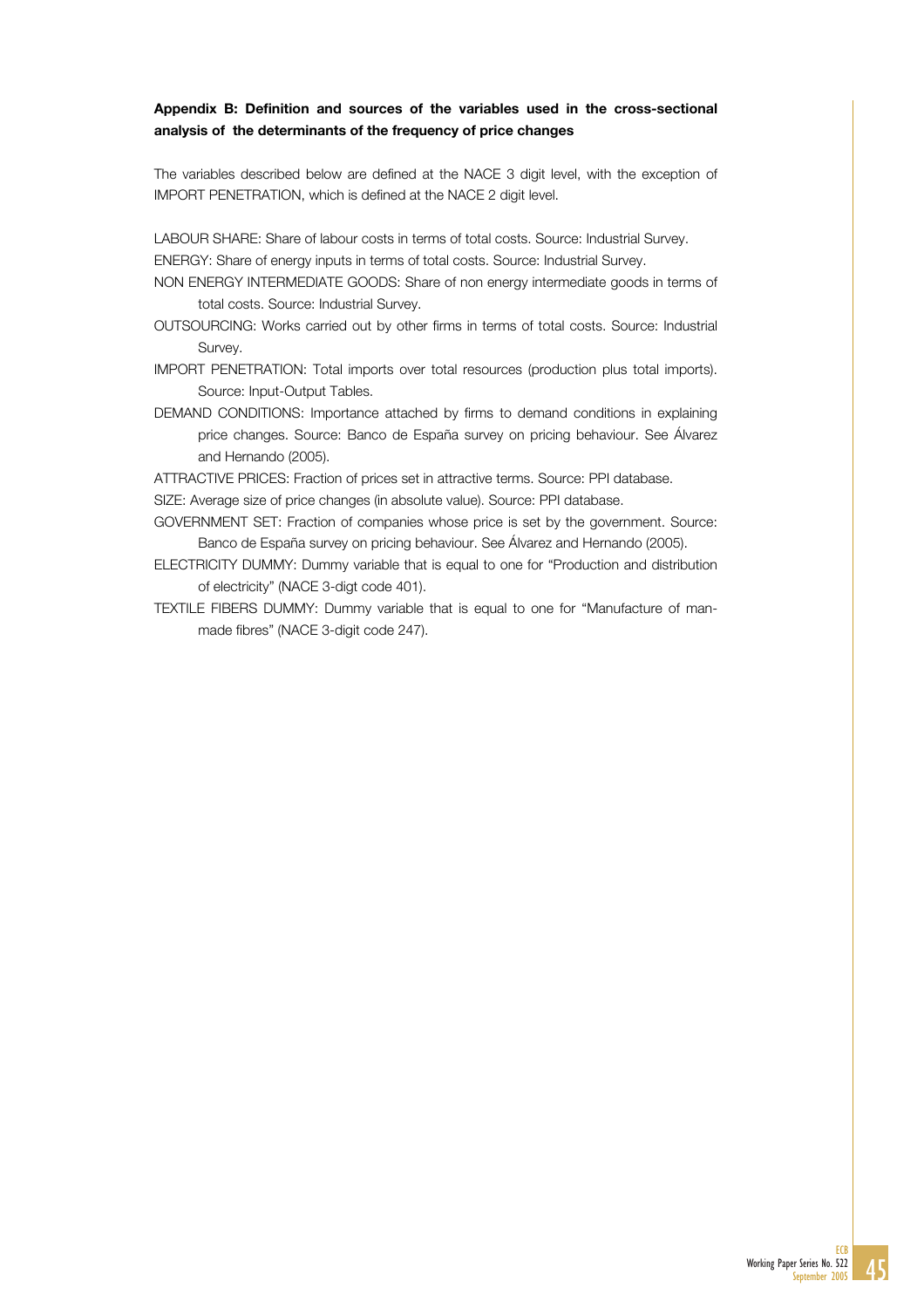### Appendix B: Definition and sources of the variables used in the cross-sectional analysis of the determinants of the frequency of price changes

The variables described below are defined at the NACE 3 digit level, with the exception of IMPORT PENETRATION, which is defined at the NACE 2 digit level.

LABOUR SHARE: Share of labour costs in terms of total costs. Source: Industrial Survey.

ENERGY: Share of energy inputs in terms of total costs. Source: Industrial Survey.

NON ENERGY INTERMEDIATE GOODS: Share of non energy intermediate goods in terms of total costs. Source: Industrial Survey.

OUTSOURCING: Works carried out by other firms in terms of total costs. Source: Industrial Survey.

IMPORT PENETRATION: Total imports over total resources (production plus total imports). Source: Input-Output Tables.

DEMAND CONDITIONS: Importance attached by firms to demand conditions in explaining price changes. Source: Banco de España survey on pricing behaviour. See Álvarez and Hernando (2005).

ATTRACTIVE PRICES: Fraction of prices set in attractive terms. Source: PPI database.

SIZE: Average size of price changes (in absolute value). Source: PPI database.

GOVERNMENT SET: Fraction of companies whose price is set by the government. Source: Banco de España survey on pricing behaviour. See Álvarez and Hernando (2005).

ELECTRICITY DUMMY: Dummy variable that is equal to one for "Production and distribution of electricity" (NACE 3-digt code 401).

TEXTILE FIBERS DUMMY: Dummy variable that is equal to one for "Manufacture of man-made fibres" (NACE 3-digit code 247).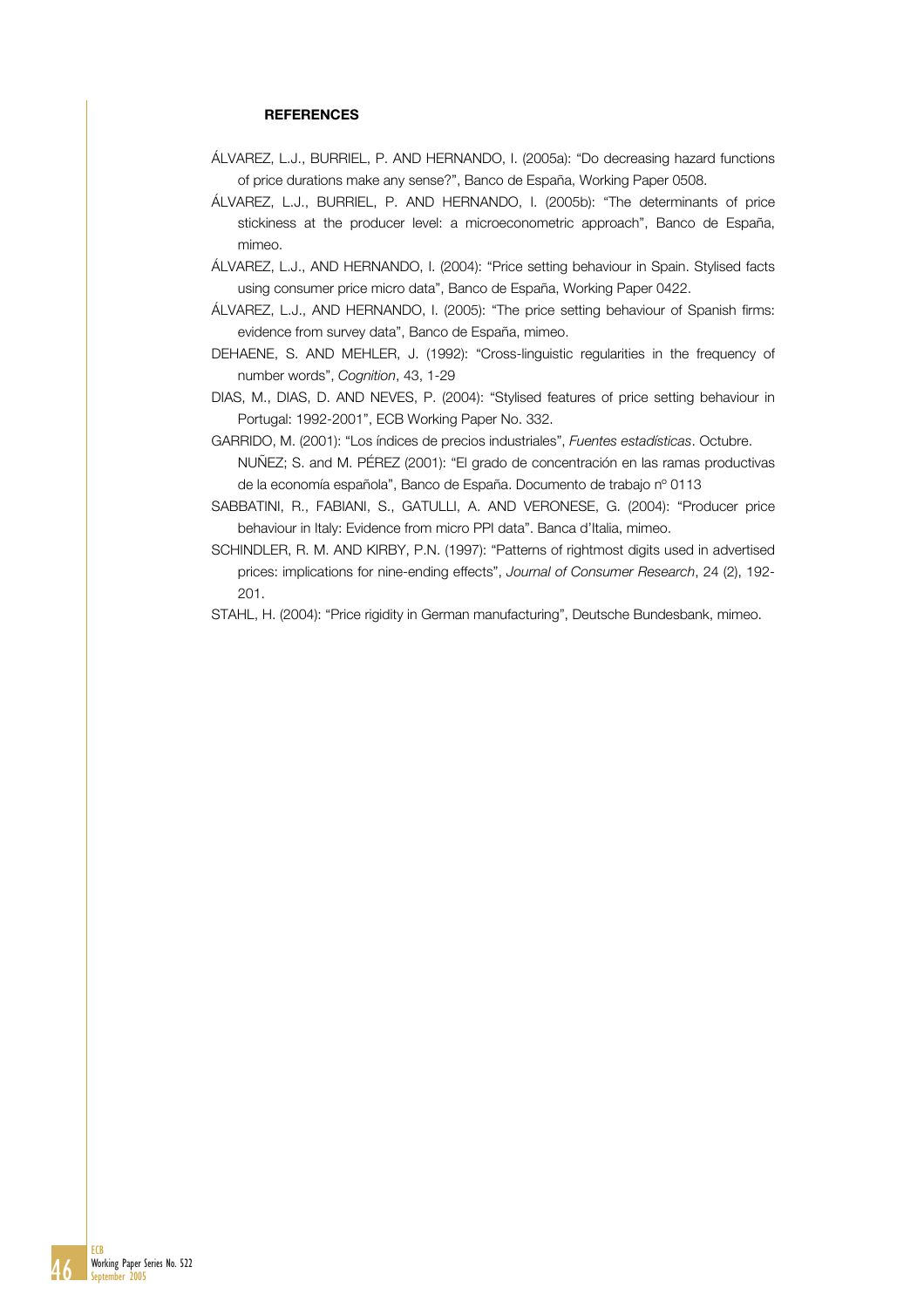**REFERENCES**

ÁLVAREZ, L.J., BURRIEL, P. AND HERNANDO, I. (2005a): "Do decreasing hazard functions of price durations make any sense?", Banco de España, Working Paper 0508.

ÁLVAREZ, L.J., BURRIEL, P. AND HERNANDO, I. (2005b): "The determinants of price stickiness at the producer level: a microeconometric approach", Banco de España, mimeo.

ÁLVAREZ, L.J., AND HERNANDO, I. (2004): "Price setting behaviour in Spain. Stylised facts using consumer price micro data", Banco de España, Working Paper 0422.

ÁLVAREZ, L.J., AND HERNANDO, I. (2005): "The price setting behaviour of Spanish firms: evidence from survey data", Banco de España, mimeo.

DEHAENE, S. AND MEHLER, J. (1992): "Cross-linguistic regularities in the frequency of number words", *Cognition*, 43, 1-29

DIAS, M., DIAS, D. AND NEVES, P. (2004): "Stylised features of price setting behaviour in Portugal: 1992-2001", ECB Working Paper No. 332.

GARRIDO, M. (2001): "Los índices de precios industriales", *Fuentes estadísticas*. Octubre.

NUÑEZ; S. and M. PÉREZ (2001): "El grado de concentración en las ramas productivas de la economía española", Banco de España. Documento de trabajo nº 0113

SABBATINI, R., FABIANI, S., GATULLI, A. AND VERONESE, G. (2004): "Producer price behaviour in Italy: Evidence from micro PPI data". Banca d'Italia, mimeo.

SCHINDLER, R. M. AND KIRBY, P.N. (1997): "Patterns of rightmost digits used in advertised prices: implications for nine-ending effects", *Journal of Consumer Research*, 24 (2), 192-201.

STAHL, H. (2004): "Price rigidity in German manufacturing", Deutsche Bundesbank, mimeo.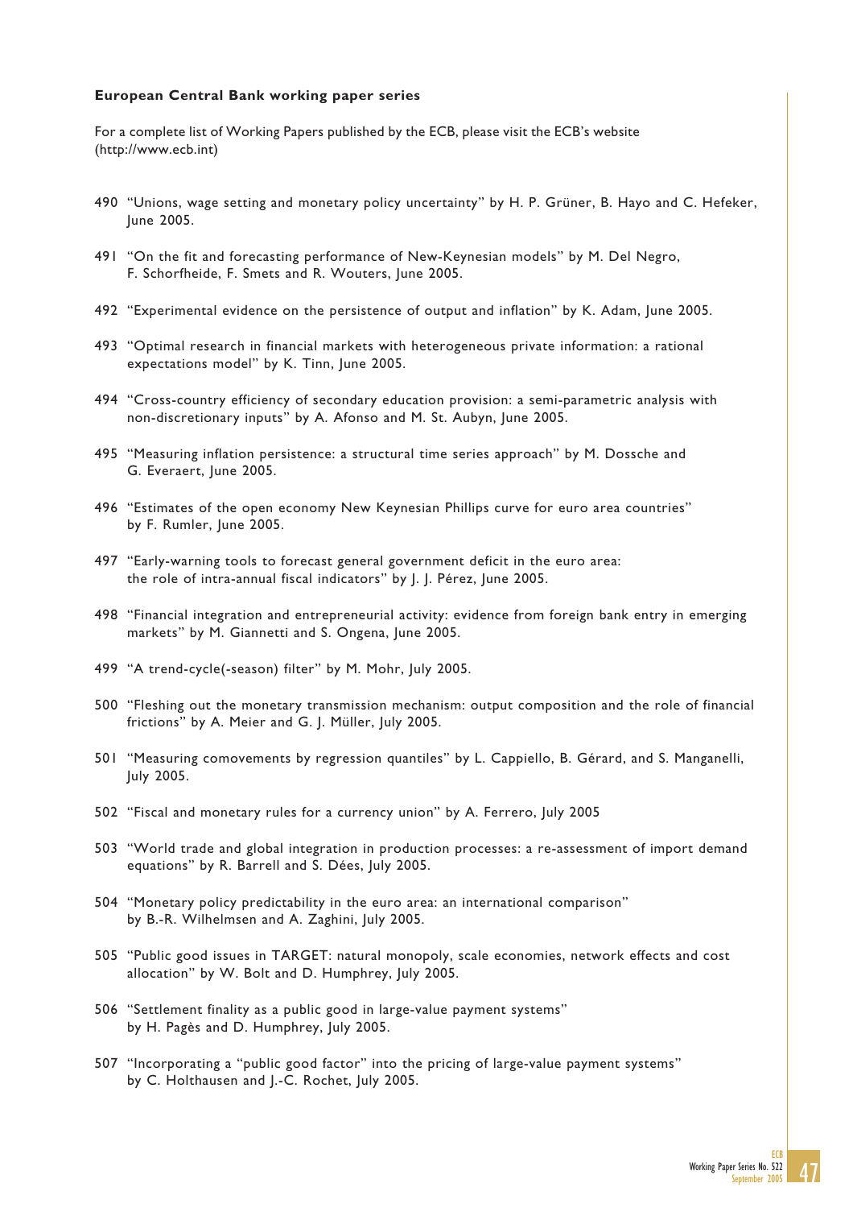**European Central Bank working paper series**

For a complete list of Working Papers published by the ECB, please visit the ECB's website (http://www.ecb.int)

490 "Unions, wage setting and monetary policy uncertainty" by H. P. Grüner, B. Hayo and C. Hefeker, June 2005.

491 "On the fit and forecasting performance of New-Keynesian models" by M. Del Negro, F. Schorfheide, F. Smets and R. Wouters, June 2005.

492 "Experimental evidence on the persistence of output and inflation" by K. Adam, June 2005.

493 "Optimal research in financial markets with heterogeneous private information: a rational expectations model" by K. Tinn, June 2005.

494 "Cross-country efficiency of secondary education provision: a semi-parametric analysis with non-discretionary inputs" by A. Afonso and M. St. Aubyn, June 2005.

495 "Measuring inflation persistence: a structural time series approach" by M. Dossche and G. Everaert, June 2005.

496 "Estimates of the open economy New Keynesian Phillips curve for euro area countries" by F. Rumler, June 2005.

497 "Early-warning tools to forecast general government deficit in the euro area: the role of intra-annual fiscal indicators" by J. J. Pérez, June 2005.

498 "Financial integration and entrepreneurial activity: evidence from foreign bank entry in emerging markets" by M. Giannetti and S. Ongena, June 2005.

499 "A trend-cycle(-season) filter" by M. Mohr, July 2005.

500 "Fleshing out the monetary transmission mechanism: output composition and the role of financial frictions" by A. Meier and G. J. Müller, July 2005.

501 "Measuring comovements by regression quantiles" by L. Cappiello, B. Gérard, and S. Manganelli, July 2005.

502 "Fiscal and monetary rules for a currency union" by A. Ferrero, July 2005

503 "World trade and global integration in production processes: a re-assessment of import demand equations" by R. Barrell and S. Dées, July 2005.

504 "Monetary policy predictability in the euro area: an international comparison" by B.-R. Wilhelmsen and A. Zaghini, July 2005.

505 "Public good issues in TARGET: natural monopoly, scale economies, network effects and cost allocation" by W. Bolt and D. Humphrey, July 2005.

506 "Settlement finality as a public good in large-value payment systems" by H. Pagès and D. Humphrey, July 2005.

507 "Incorporating a "public good factor" into the pricing of large-value payment systems" by C. Holthausen and J.-C. Rochet, July 2005.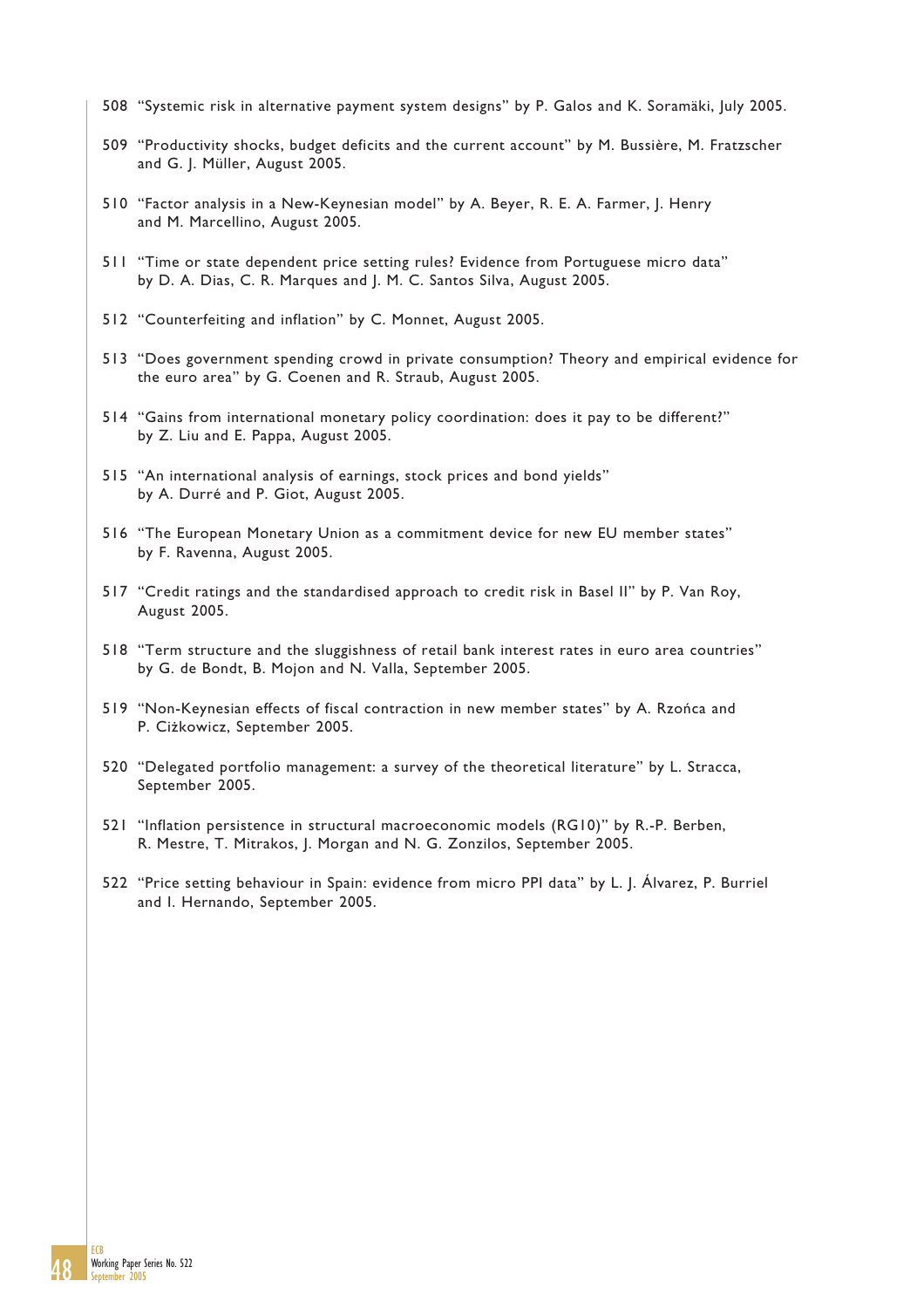508 "Systemic risk in alternative payment system designs" by P. Galos and K. Soramäki, July 2005.

509 "Productivity shocks, budget deficits and the current account" by M. Bussière, M. Fratzscher and G. J. Müller, August 2005.

510 "Factor analysis in a New-Keynesian model" by A. Beyer, R. E. A. Farmer, J. Henry and M. Marcellino, August 2005.

511 "Time or state dependent price setting rules? Evidence from Portuguese micro data" by D. A. Dias, C. R. Marques and J. M. C. Santos Silva, August 2005.

512 "Counterfeiting and inflation" by C. Monnet, August 2005.

513 "Does government spending crowd in private consumption? Theory and empirical evidence for the euro area" by G. Coenen and R. Straub, August 2005.

514 "Gains from international monetary policy coordination: does it pay to be different?" by Z. Liu and E. Pappa, August 2005.

515 "An international analysis of earnings, stock prices and bond yields" by A. Durré and P. Giot, August 2005.

516 "The European Monetary Union as a commitment device for new EU member states" by F. Ravenna, August 2005.

517 "Credit ratings and the standardised approach to credit risk in Basel II" by P. Van Roy, August 2005.

518 "Term structure and the sluggishness of retail bank interest rates in euro area countries" by G. de Bondt, B. Mojon and N. Valla, September 2005.

519 "Non-Keynesian effects of fiscal contraction in new member states" by A. Rzońca and P. Ciżkowicz, September 2005.

520 "Delegated portfolio management: a survey of the theoretical literature" by L. Stracca, September 2005.

521 "Inflation persistence in structural macroeconomic models (RG10)" by R.-P. Berben, R. Mestre, T. Mitrakos, J. Morgan and N. G. Zonzilos, September 2005.

522 "Price setting behaviour in Spain: evidence from micro PPI data" by L. J. Álvarez, P. Burriel and I. Hernando, September 2005.